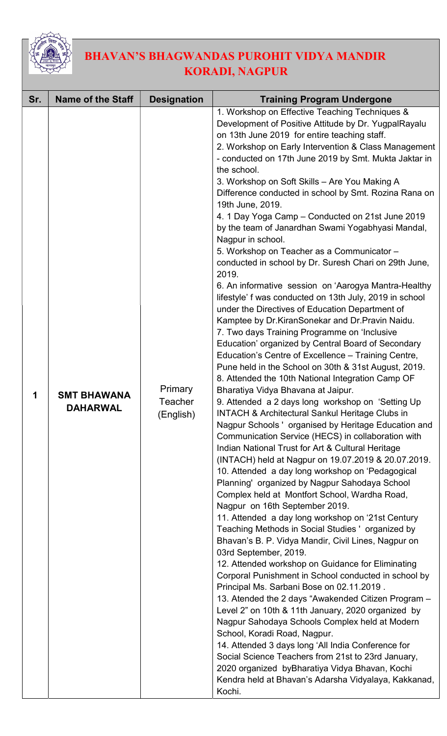# BHAVAN'S BHAGWANDAS PUROHIT VIDYA MANDIR
# KORADI, NAGPUR

| Sr. | Name of the Staff | Designation | Training Program Undergone |
|---|---|---|---|
| 1 | SMT BHAWANA DAHARWAL | Primary Teacher (English) | 1. Workshop on Effective Teaching Techniques & Development of Positive Attitude by Dr. YugpalRayalu on 13th June 2019 for entire teaching staff.<br>2. Workshop on Early Intervention & Class Management - conducted on 17th June 2019 by Smt. Mukta Jaktar in the school.<br>3. Workshop on Soft Skills – Are You Making A Difference conducted in school by Smt. Rozina Rana on 19th June, 2019.<br>4. 1 Day Yoga Camp – Conducted on 21st June 2019 by the team of Janardhan Swami Yogabhyasi Mandal, Nagpur in school.<br>5. Workshop on Teacher as a Communicator – conducted in school by Dr. Suresh Chari on 29th June, 2019.<br>6. An informative session on 'Aarogya Mantra-Healthy lifestyle' f was conducted on 13th July, 2019 in school under the Directives of Education Department of Kamptee by Dr.KiranSonekar and Dr.Pravin Naidu.<br>7. Two days Training Programme on 'Inclusive Education' organized by Central Board of Secondary Education's Centre of Excellence – Training Centre, Pune held in the School on 30th & 31st August, 2019.<br>8. Attended the 10th National Integration Camp OF Bharatiya Vidya Bhavana at Jaipur.<br>9. Attended a 2 days long workshop on 'Setting Up INTACH & Architectural Sankul Heritage Clubs in Nagpur Schools ' organised by Heritage Education and Communication Service (HECS) in collaboration with Indian National Trust for Art & Cultural Heritage (INTACH) held at Nagpur on 19.07.2019 & 20.07.2019.<br>10. Attended a day long workshop on 'Pedagogical Planning' organized by Nagpur Sahodaya School Complex held at Montfort School, Wardha Road, Nagpur on 16th September 2019.<br>11. Attended a day long workshop on '21st Century Teaching Methods in Social Studies ' organized by Bhavan's B. P. Vidya Mandir, Civil Lines, Nagpur on 03rd September, 2019.<br>12. Attended workshop on Guidance for Eliminating Corporal Punishment in School conducted in school by Principal Ms. Sarbani Bose on 02.11.2019 .<br>13. Atended the 2 days "Awakended Citizen Program – Level 2" on 10th & 11th January, 2020 organized by Nagpur Sahodaya Schools Complex held at Modern School, Koradi Road, Nagpur.<br>14. Attended 3 days long 'All India Conference for Social Science Teachers from 21st to 23rd January, 2020 organized byBharatiya Vidya Bhavan, Kochi Kendra held at Bhavan's Adarsha Vidyalaya, Kakkanad, Kochi. |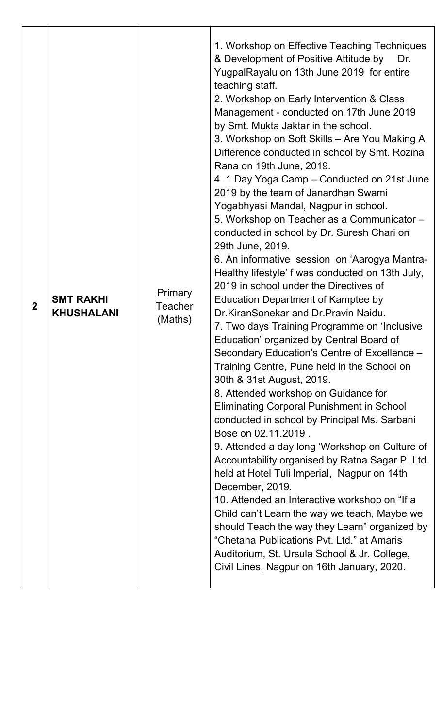| 2 | **SMT RAKHI KHUSHALANI** | Primary Teacher (Maths) | 1. Workshop on Effective Teaching Techniques & Development of Positive Attitude by Dr. YugpalRayalu on 13th June 2019 for entire teaching staff.<br>2. Workshop on Early Intervention & Class Management - conducted on 17th June 2019 by Smt. Mukta Jaktar in the school.<br>3. Workshop on Soft Skills – Are You Making A Difference conducted in school by Smt. Rozina Rana on 19th June, 2019.<br>4. 1 Day Yoga Camp – Conducted on 21st June 2019 by the team of Janardhan Swami Yogabhyasi Mandal, Nagpur in school.<br>5. Workshop on Teacher as a Communicator – conducted in school by Dr. Suresh Chari on 29th June, 2019.<br>6. An informative session on 'Aarogya Mantra-Healthy lifestyle' f was conducted on 13th July, 2019 in school under the Directives of Education Department of Kamptee by Dr.KiranSonekar and Dr.Pravin Naidu.<br>7. Two days Training Programme on 'Inclusive Education' organized by Central Board of Secondary Education's Centre of Excellence – Training Centre, Pune held in the School on 30th & 31st August, 2019.<br>8. Attended workshop on Guidance for Eliminating Corporal Punishment in School conducted in school by Principal Ms. Sarbani Bose on 02.11.2019 .<br>9. Attended a day long 'Workshop on Culture of Accountability organised by Ratna Sagar P. Ltd. held at Hotel Tuli Imperial, Nagpur on 14th December, 2019.<br>10. Attended an Interactive workshop on "If a Child can't Learn the way we teach, Maybe we should Teach the way they Learn" organized by "Chetana Publications Pvt. Ltd." at Amaris Auditorium, St. Ursula School & Jr. College, Civil Lines, Nagpur on 16th January, 2020. |
|---|---|---|---|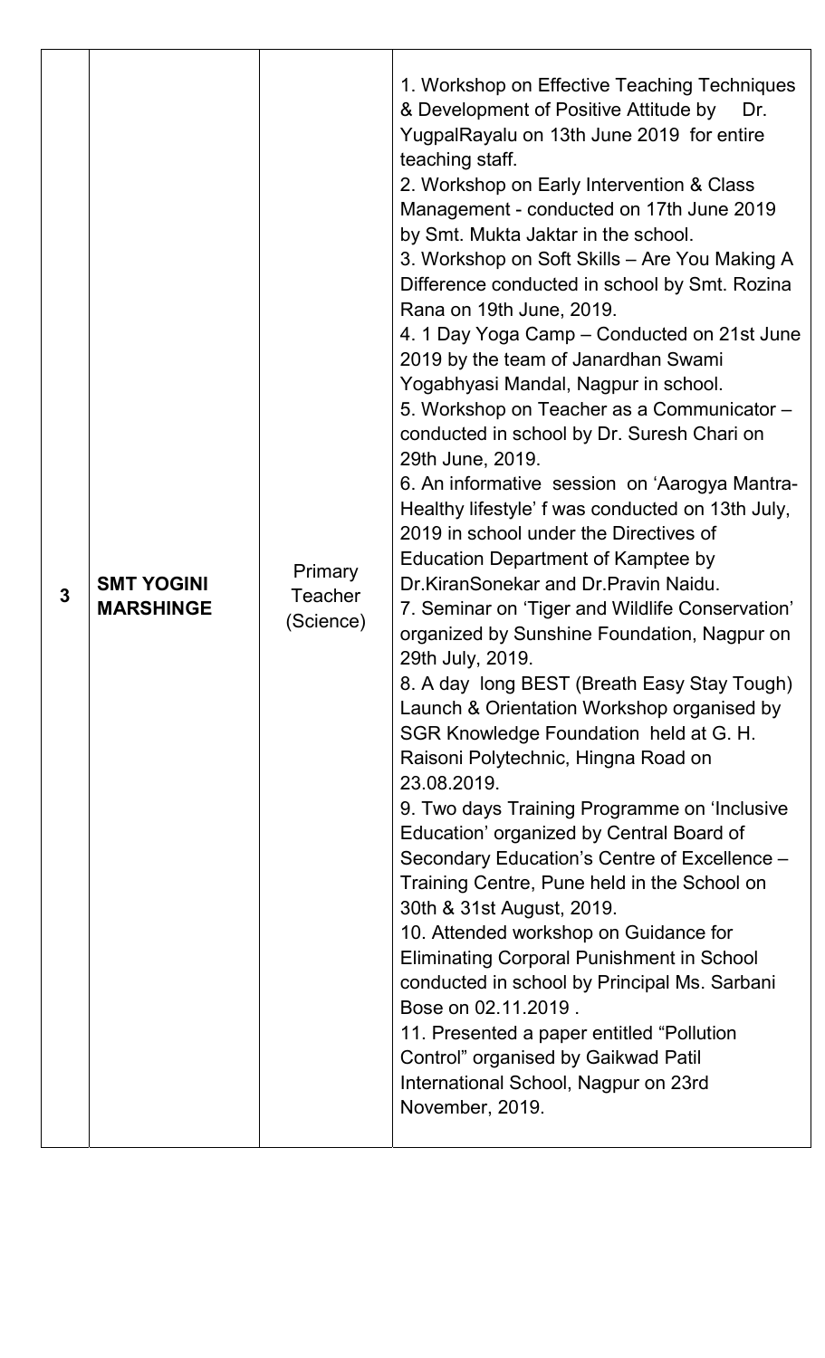| | | | |
|---|---|---|---|
| **3** | **SMT YOGINI MARSHINGE** | Primary Teacher (Science) | 1. Workshop on Effective Teaching Techniques & Development of Positive Attitude by Dr. YugpalRayalu on 13th June 2019 for entire teaching staff.<br>2. Workshop on Early Intervention & Class Management - conducted on 17th June 2019 by Smt. Mukta Jaktar in the school.<br>3. Workshop on Soft Skills – Are You Making A Difference conducted in school by Smt. Rozina Rana on 19th June, 2019.<br>4. 1 Day Yoga Camp – Conducted on 21st June 2019 by the team of Janardhan Swami Yogabhyasi Mandal, Nagpur in school.<br>5. Workshop on Teacher as a Communicator – conducted in school by Dr. Suresh Chari on 29th June, 2019.<br>6. An informative session on 'Aarogya Mantra-Healthy lifestyle' f was conducted on 13th July, 2019 in school under the Directives of Education Department of Kamptee by Dr.KiranSonekar and Dr.Pravin Naidu.<br>7. Seminar on 'Tiger and Wildlife Conservation' organized by Sunshine Foundation, Nagpur on 29th July, 2019.<br>8. A day long BEST (Breath Easy Stay Tough) Launch & Orientation Workshop organised by SGR Knowledge Foundation held at G. H. Raisoni Polytechnic, Hingna Road on 23.08.2019.<br>9. Two days Training Programme on 'Inclusive Education' organized by Central Board of Secondary Education's Centre of Excellence – Training Centre, Pune held in the School on 30th & 31st August, 2019.<br>10. Attended workshop on Guidance for Eliminating Corporal Punishment in School conducted in school by Principal Ms. Sarbani Bose on 02.11.2019 .<br>11. Presented a paper entitled "Pollution Control" organised by Gaikwad Patil International School, Nagpur on 23rd November, 2019. |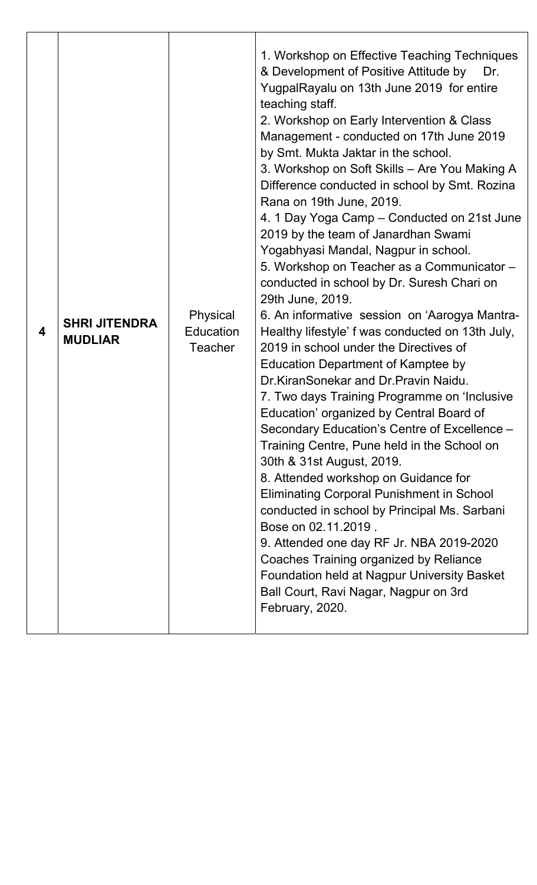| 4 | **SHRI JITENDRA MUDLIAR** | Physical Education Teacher | 1. Workshop on Effective Teaching Techniques & Development of Positive Attitude by Dr. YugpalRayalu on 13th June 2019 for entire teaching staff.<br>2. Workshop on Early Intervention & Class Management - conducted on 17th June 2019 by Smt. Mukta Jaktar in the school.<br>3. Workshop on Soft Skills – Are You Making A Difference conducted in school by Smt. Rozina Rana on 19th June, 2019.<br>4. 1 Day Yoga Camp – Conducted on 21st June 2019 by the team of Janardhan Swami Yogabhyasi Mandal, Nagpur in school.<br>5. Workshop on Teacher as a Communicator – conducted in school by Dr. Suresh Chari on 29th June, 2019.<br>6. An informative session on 'Aarogya Mantra-Healthy lifestyle' f was conducted on 13th July, 2019 in school under the Directives of Education Department of Kamptee by Dr.KiranSonekar and Dr.Pravin Naidu.<br>7. Two days Training Programme on 'Inclusive Education' organized by Central Board of Secondary Education's Centre of Excellence – Training Centre, Pune held in the School on 30th & 31st August, 2019.<br>8. Attended workshop on Guidance for Eliminating Corporal Punishment in School conducted in school by Principal Ms. Sarbani Bose on 02.11.2019 .<br>9. Attended one day RF Jr. NBA 2019-2020 Coaches Training organized by Reliance Foundation held at Nagpur University Basket Ball Court, Ravi Nagar, Nagpur on 3rd February, 2020. |
|---|---|---|---|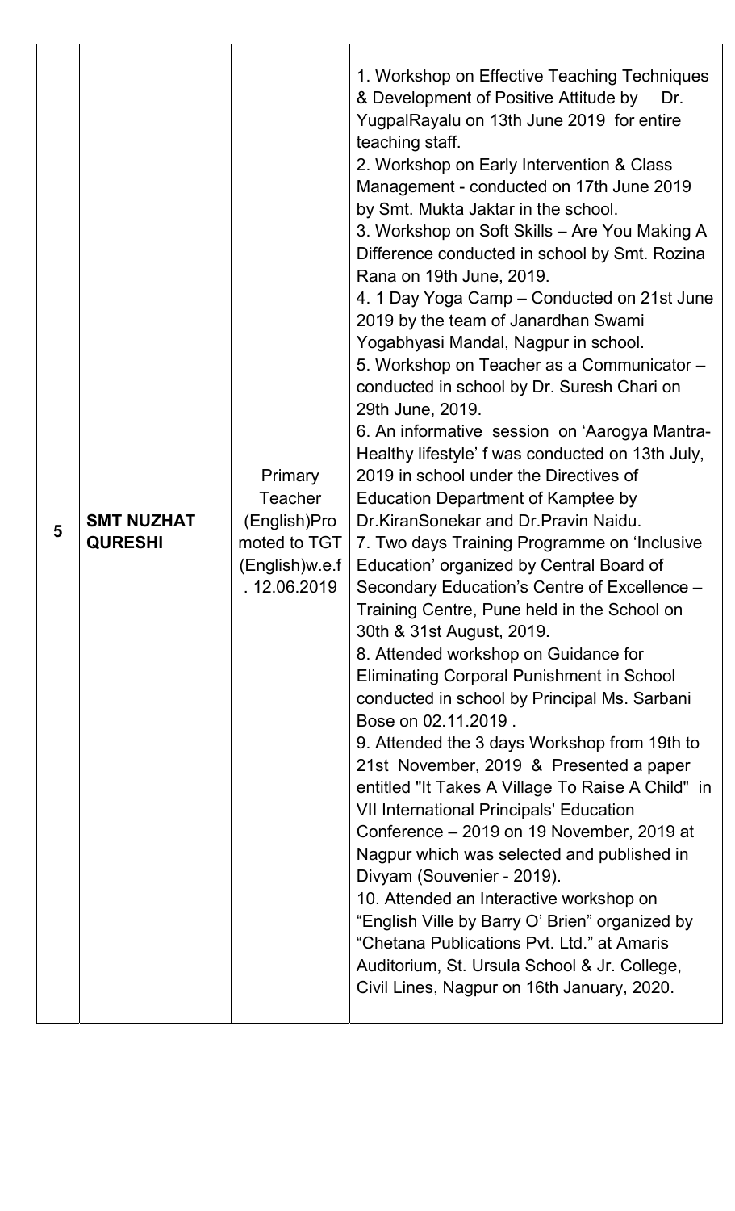| | | | |
|---|---|---|---|
| 5 | **SMT NUZHAT QURESHI** | Primary Teacher (English)Promoted to TGT (English)w.e.f . 12.06.2019 | 1. Workshop on Effective Teaching Techniques & Development of Positive Attitude by Dr. YugpalRayalu on 13th June 2019 for entire teaching staff.<br>2. Workshop on Early Intervention & Class Management - conducted on 17th June 2019 by Smt. Mukta Jaktar in the school.<br>3. Workshop on Soft Skills – Are You Making A Difference conducted in school by Smt. Rozina Rana on 19th June, 2019.<br>4. 1 Day Yoga Camp – Conducted on 21st June 2019 by the team of Janardhan Swami Yogabhyasi Mandal, Nagpur in school.<br>5. Workshop on Teacher as a Communicator – conducted in school by Dr. Suresh Chari on 29th June, 2019.<br>6. An informative session on 'Aarogya Mantra-Healthy lifestyle' f was conducted on 13th July, 2019 in school under the Directives of Education Department of Kamptee by Dr.KiranSonekar and Dr.Pravin Naidu.<br>7. Two days Training Programme on 'Inclusive Education' organized by Central Board of Secondary Education's Centre of Excellence – Training Centre, Pune held in the School on 30th & 31st August, 2019.<br>8. Attended workshop on Guidance for Eliminating Corporal Punishment in School conducted in school by Principal Ms. Sarbani Bose on 02.11.2019 .<br>9. Attended the 3 days Workshop from 19th to 21st November, 2019 & Presented a paper entitled "It Takes A Village To Raise A Child" in VII International Principals' Education Conference – 2019 on 19 November, 2019 at Nagpur which was selected and published in Divyam (Souvenier - 2019).<br>10. Attended an Interactive workshop on "English Ville by Barry O' Brien" organized by "Chetana Publications Pvt. Ltd." at Amaris Auditorium, St. Ursula School & Jr. College, Civil Lines, Nagpur on 16th January, 2020. |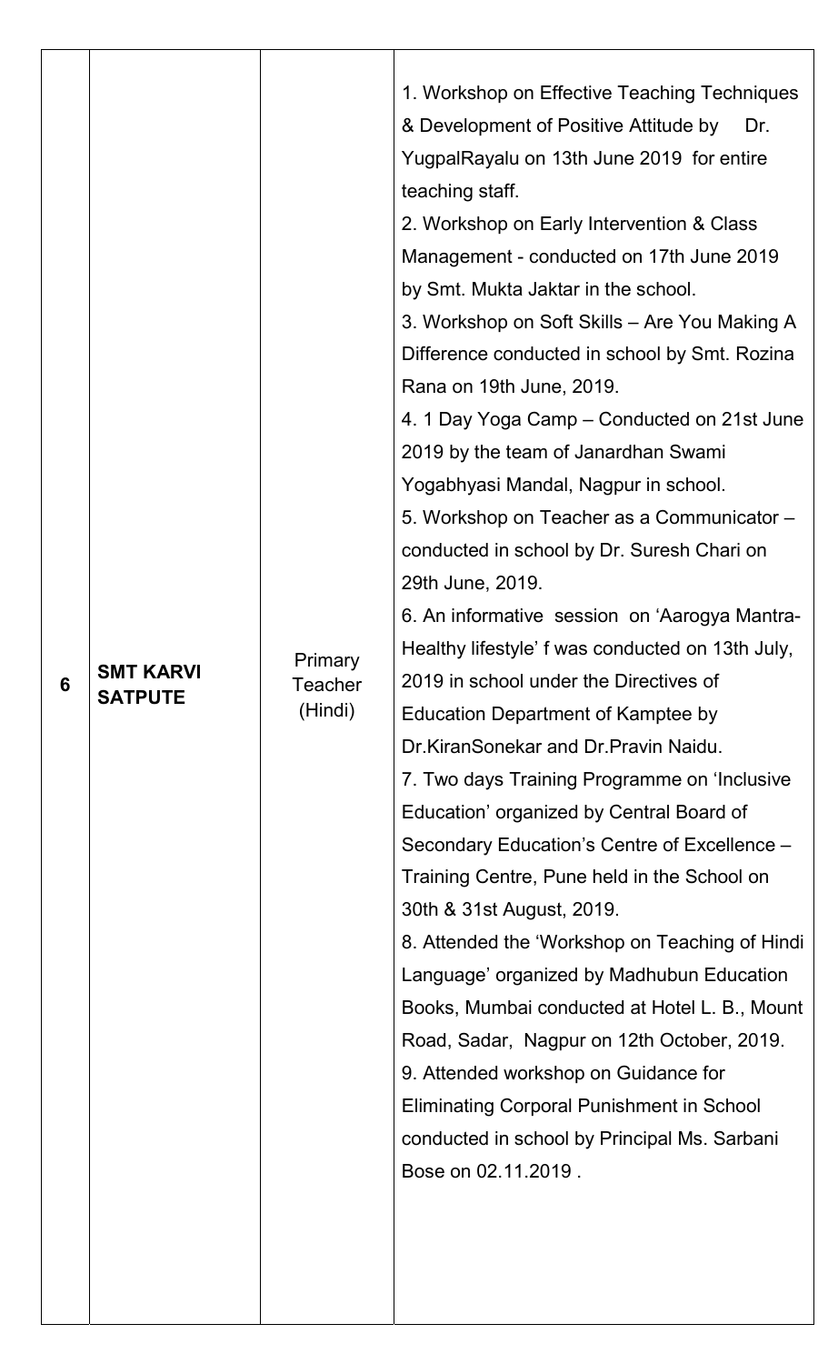| 6 | **SMT KARVI SATPUTE** | Primary Teacher (Hindi) | 1. Workshop on Effective Teaching Techniques & Development of Positive Attitude by Dr. YugpalRayalu on 13th June 2019 for entire teaching staff.<br>2. Workshop on Early Intervention & Class Management - conducted on 17th June 2019 by Smt. Mukta Jaktar in the school.<br>3. Workshop on Soft Skills – Are You Making A Difference conducted in school by Smt. Rozina Rana on 19th June, 2019.<br>4. 1 Day Yoga Camp – Conducted on 21st June 2019 by the team of Janardhan Swami Yogabhyasi Mandal, Nagpur in school.<br>5. Workshop on Teacher as a Communicator – conducted in school by Dr. Suresh Chari on 29th June, 2019.<br>6. An informative session on 'Aarogya Mantra-Healthy lifestyle' f was conducted on 13th July, 2019 in school under the Directives of Education Department of Kamptee by Dr.KiranSonekar and Dr.Pravin Naidu.<br>7. Two days Training Programme on 'Inclusive Education' organized by Central Board of Secondary Education's Centre of Excellence – Training Centre, Pune held in the School on 30th & 31st August, 2019.<br>8. Attended the 'Workshop on Teaching of Hindi Language' organized by Madhubun Education Books, Mumbai conducted at Hotel L. B., Mount Road, Sadar, Nagpur on 12th October, 2019.<br>9. Attended workshop on Guidance for Eliminating Corporal Punishment in School conducted in school by Principal Ms. Sarbani Bose on 02.11.2019 . |
|---|---|---|---|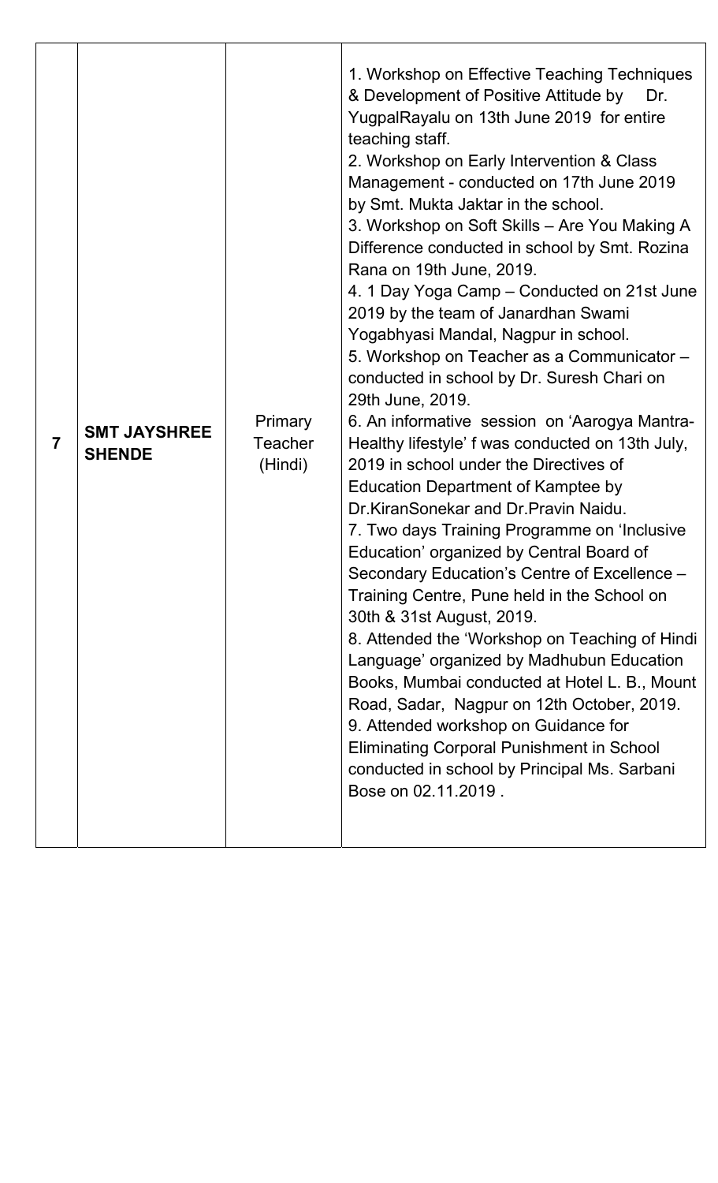| 7 | **SMT JAYSHREE SHENDE** | Primary Teacher (Hindi) | 1. Workshop on Effective Teaching Techniques & Development of Positive Attitude by Dr. YugpalRayalu on 13th June 2019 for entire teaching staff.<br>2. Workshop on Early Intervention & Class Management - conducted on 17th June 2019 by Smt. Mukta Jaktar in the school.<br>3. Workshop on Soft Skills – Are You Making A Difference conducted in school by Smt. Rozina Rana on 19th June, 2019.<br>4. 1 Day Yoga Camp – Conducted on 21st June 2019 by the team of Janardhan Swami Yogabhyasi Mandal, Nagpur in school.<br>5. Workshop on Teacher as a Communicator – conducted in school by Dr. Suresh Chari on 29th June, 2019.<br>6. An informative session on 'Aarogya Mantra-Healthy lifestyle' f was conducted on 13th July, 2019 in school under the Directives of Education Department of Kamptee by Dr.KiranSonekar and Dr.Pravin Naidu.<br>7. Two days Training Programme on 'Inclusive Education' organized by Central Board of Secondary Education's Centre of Excellence – Training Centre, Pune held in the School on 30th & 31st August, 2019.<br>8. Attended the 'Workshop on Teaching of Hindi Language' organized by Madhubun Education Books, Mumbai conducted at Hotel L. B., Mount Road, Sadar, Nagpur on 12th October, 2019.<br>9. Attended workshop on Guidance for Eliminating Corporal Punishment in School conducted in school by Principal Ms. Sarbani Bose on 02.11.2019 . |
|---|---|---|---|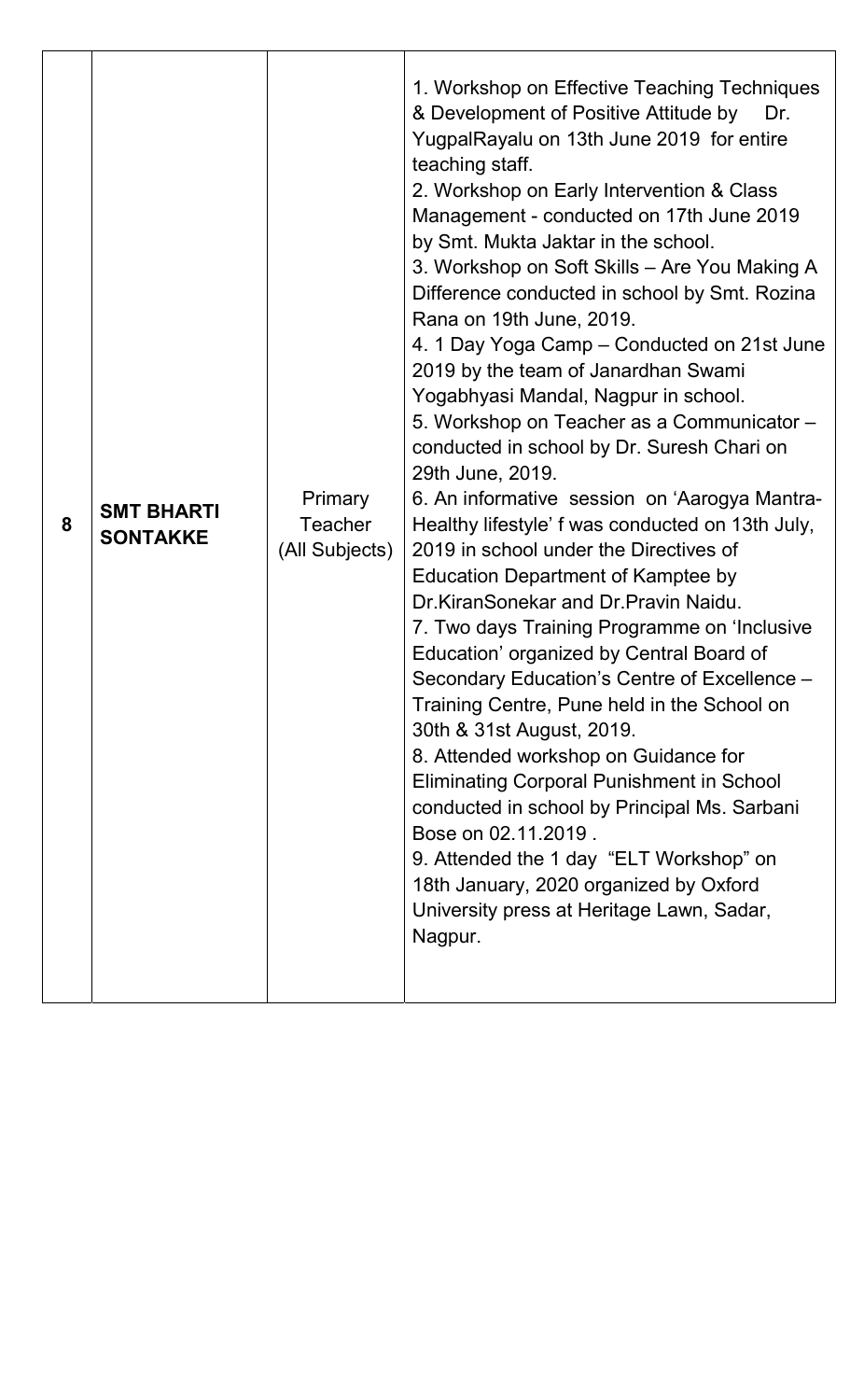| 8 | **SMT BHARTI SONTAKKE** | Primary Teacher (All Subjects) | 1. Workshop on Effective Teaching Techniques & Development of Positive Attitude by Dr. YugpalRayalu on 13th June 2019 for entire teaching staff.<br>2. Workshop on Early Intervention & Class Management - conducted on 17th June 2019 by Smt. Mukta Jaktar in the school.<br>3. Workshop on Soft Skills – Are You Making A Difference conducted in school by Smt. Rozina Rana on 19th June, 2019.<br>4. 1 Day Yoga Camp – Conducted on 21st June 2019 by the team of Janardhan Swami Yogabhyasi Mandal, Nagpur in school.<br>5. Workshop on Teacher as a Communicator – conducted in school by Dr. Suresh Chari on 29th June, 2019.<br>6. An informative session on 'Aarogya Mantra-Healthy lifestyle' f was conducted on 13th July, 2019 in school under the Directives of Education Department of Kamptee by Dr.KiranSonekar and Dr.Pravin Naidu.<br>7. Two days Training Programme on 'Inclusive Education' organized by Central Board of Secondary Education's Centre of Excellence – Training Centre, Pune held in the School on 30th & 31st August, 2019.<br>8. Attended workshop on Guidance for Eliminating Corporal Punishment in School conducted in school by Principal Ms. Sarbani Bose on 02.11.2019 .<br>9. Attended the 1 day "ELT Workshop" on 18th January, 2020 organized by Oxford University press at Heritage Lawn, Sadar, Nagpur. |
|---|---|---|---|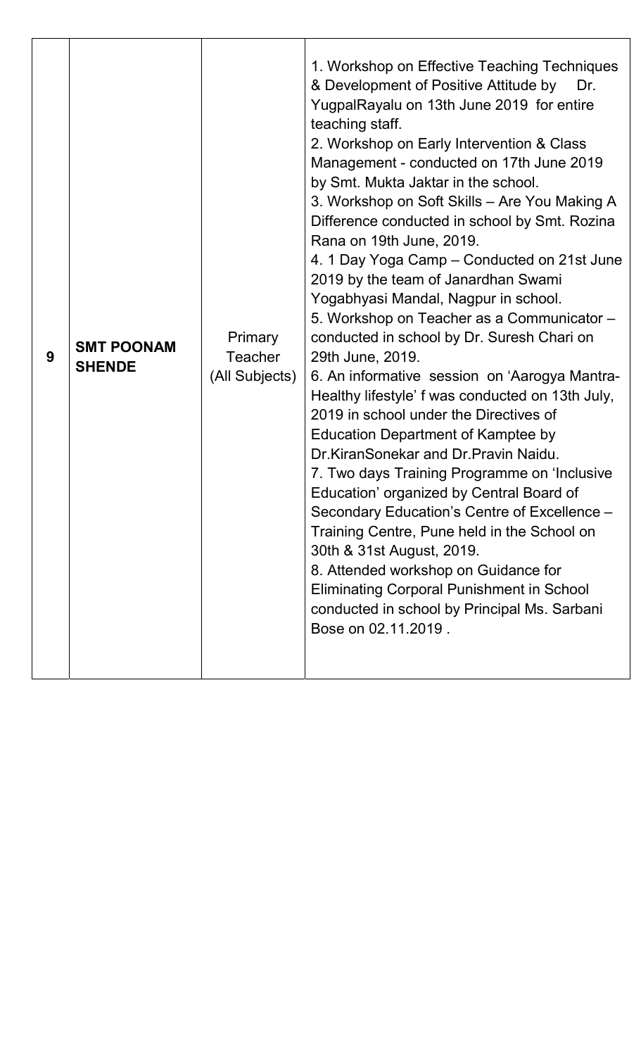| 9 | **SMT POONAM SHENDE** | Primary Teacher (All Subjects) | 1. Workshop on Effective Teaching Techniques & Development of Positive Attitude by Dr. YugpalRayalu on 13th June 2019 for entire teaching staff.<br>2. Workshop on Early Intervention & Class Management - conducted on 17th June 2019 by Smt. Mukta Jaktar in the school.<br>3. Workshop on Soft Skills – Are You Making A Difference conducted in school by Smt. Rozina Rana on 19th June, 2019.<br>4. 1 Day Yoga Camp – Conducted on 21st June 2019 by the team of Janardhan Swami Yogabhyasi Mandal, Nagpur in school.<br>5. Workshop on Teacher as a Communicator – conducted in school by Dr. Suresh Chari on 29th June, 2019.<br>6. An informative session on 'Aarogya Mantra-Healthy lifestyle' f was conducted on 13th July, 2019 in school under the Directives of Education Department of Kamptee by Dr.KiranSonekar and Dr.Pravin Naidu.<br>7. Two days Training Programme on 'Inclusive Education' organized by Central Board of Secondary Education's Centre of Excellence – Training Centre, Pune held in the School on 30th & 31st August, 2019.<br>8. Attended workshop on Guidance for Eliminating Corporal Punishment in School conducted in school by Principal Ms. Sarbani Bose on 02.11.2019 . |
|---|---|---|---|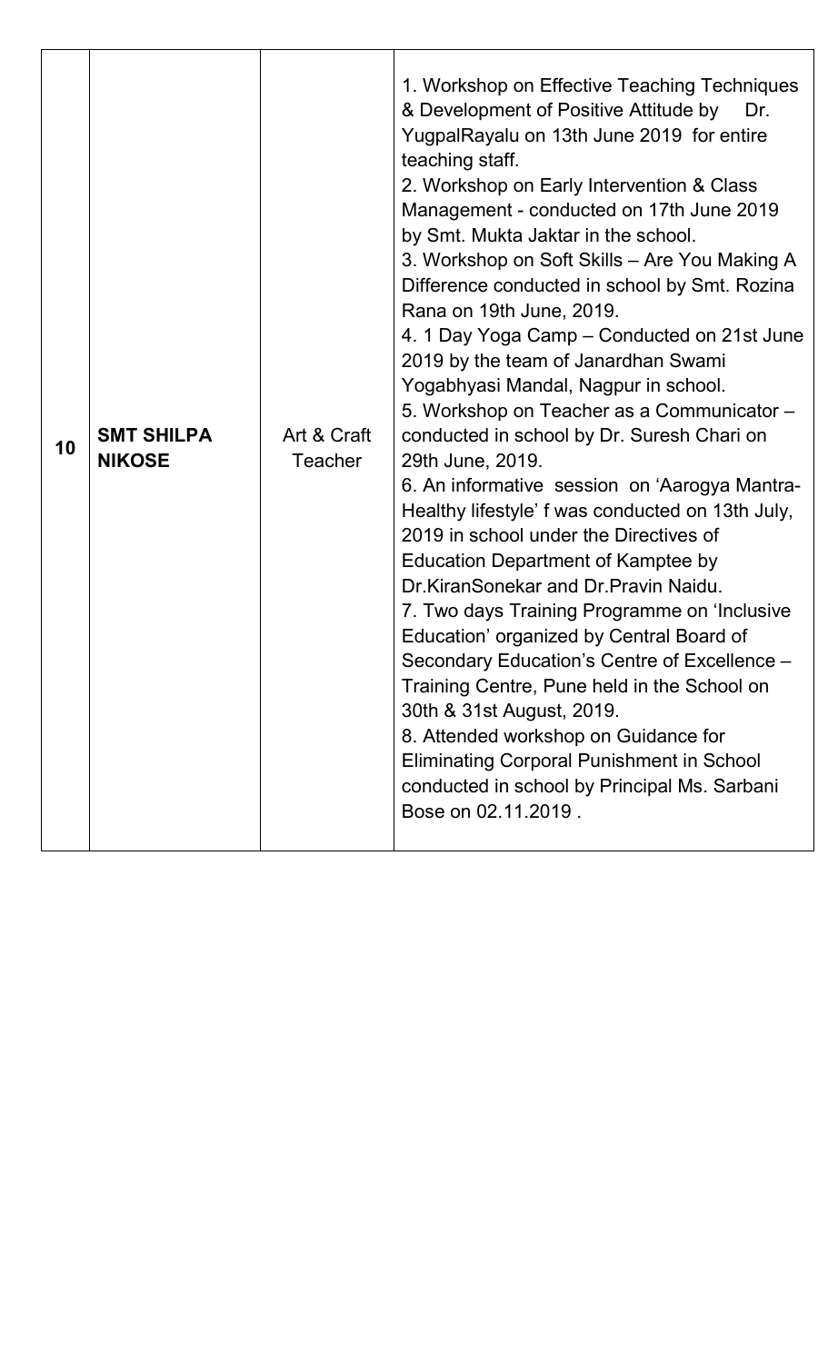| 10 | **SMT SHILPA NIKOSE** | Art & Craft Teacher | 1. Workshop on Effective Teaching Techniques & Development of Positive Attitude by Dr. YugpalRayalu on 13th June 2019 for entire teaching staff.<br>2. Workshop on Early Intervention & Class Management - conducted on 17th June 2019 by Smt. Mukta Jaktar in the school.<br>3. Workshop on Soft Skills – Are You Making A Difference conducted in school by Smt. Rozina Rana on 19th June, 2019.<br>4. 1 Day Yoga Camp – Conducted on 21st June 2019 by the team of Janardhan Swami Yogabhyasi Mandal, Nagpur in school.<br>5. Workshop on Teacher as a Communicator – conducted in school by Dr. Suresh Chari on 29th June, 2019.<br>6. An informative session on 'Aarogya Mantra-Healthy lifestyle' f was conducted on 13th July, 2019 in school under the Directives of Education Department of Kamptee by Dr.KiranSonekar and Dr.Pravin Naidu.<br>7. Two days Training Programme on 'Inclusive Education' organized by Central Board of Secondary Education's Centre of Excellence – Training Centre, Pune held in the School on 30th & 31st August, 2019.<br>8. Attended workshop on Guidance for Eliminating Corporal Punishment in School conducted in school by Principal Ms. Sarbani Bose on 02.11.2019 . |
|---|---|---|---|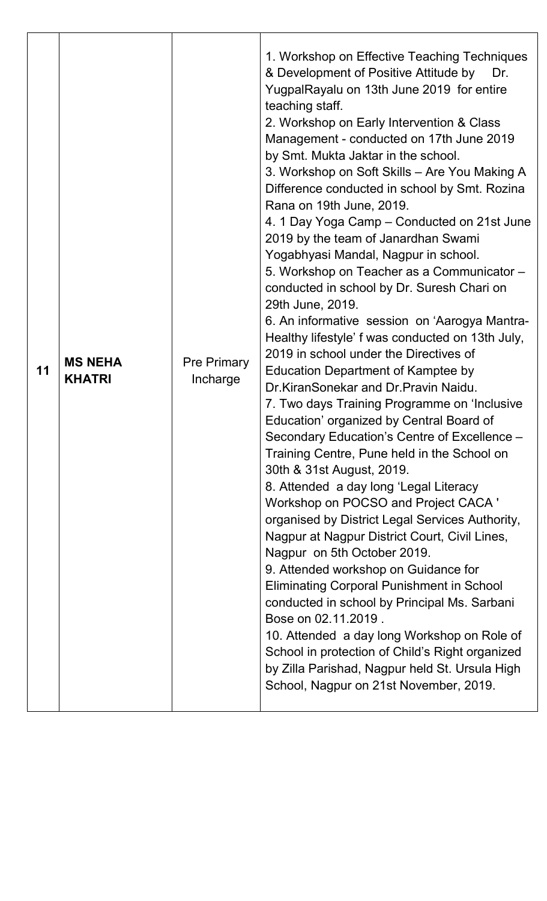| 11 | **MS NEHA KHATRI** | Pre Primary Incharge | 1. Workshop on Effective Teaching Techniques & Development of Positive Attitude by Dr. YugpalRayalu on 13th June 2019 for entire teaching staff.<br>2. Workshop on Early Intervention & Class Management - conducted on 17th June 2019 by Smt. Mukta Jaktar in the school.<br>3. Workshop on Soft Skills – Are You Making A Difference conducted in school by Smt. Rozina Rana on 19th June, 2019.<br>4. 1 Day Yoga Camp – Conducted on 21st June 2019 by the team of Janardhan Swami Yogabhyasi Mandal, Nagpur in school.<br>5. Workshop on Teacher as a Communicator – conducted in school by Dr. Suresh Chari on 29th June, 2019.<br>6. An informative session on 'Aarogya Mantra-Healthy lifestyle' f was conducted on 13th July, 2019 in school under the Directives of Education Department of Kamptee by Dr.KiranSonekar and Dr.Pravin Naidu.<br>7. Two days Training Programme on 'Inclusive Education' organized by Central Board of Secondary Education's Centre of Excellence – Training Centre, Pune held in the School on 30th & 31st August, 2019.<br>8. Attended a day long 'Legal Literacy Workshop on POCSO and Project CACA ' organised by District Legal Services Authority, Nagpur at Nagpur District Court, Civil Lines, Nagpur on 5th October 2019.<br>9. Attended workshop on Guidance for Eliminating Corporal Punishment in School conducted in school by Principal Ms. Sarbani Bose on 02.11.2019 .<br>10. Attended a day long Workshop on Role of School in protection of Child's Right organized by Zilla Parishad, Nagpur held St. Ursula High School, Nagpur on 21st November, 2019. |
|---|---|---|---|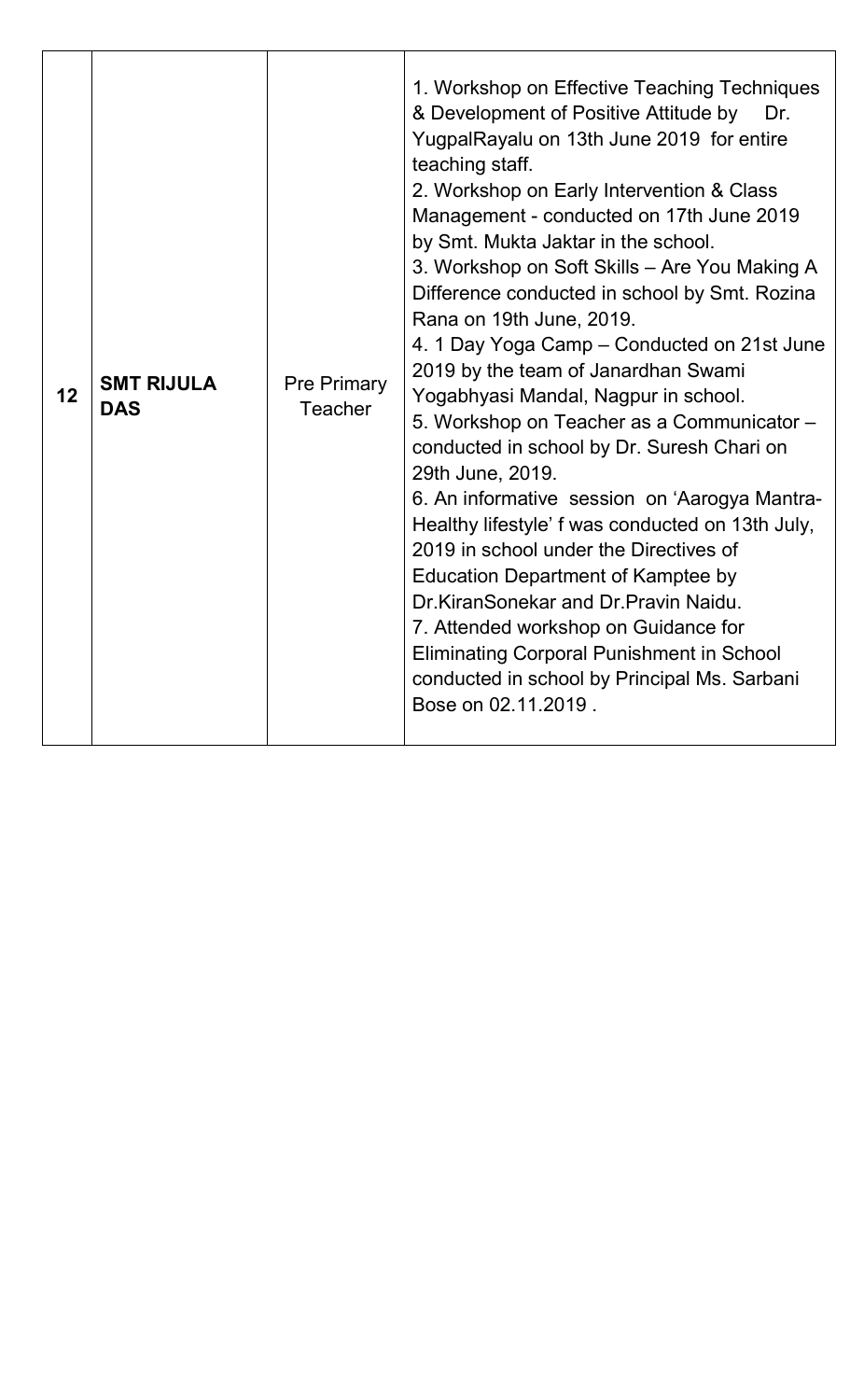| 12 | **SMT RIJULA DAS** | Pre Primary Teacher | 1. Workshop on Effective Teaching Techniques & Development of Positive Attitude by Dr. YugpalRayalu on 13th June 2019 for entire teaching staff.<br>2. Workshop on Early Intervention & Class Management - conducted on 17th June 2019 by Smt. Mukta Jaktar in the school.<br>3. Workshop on Soft Skills – Are You Making A Difference conducted in school by Smt. Rozina Rana on 19th June, 2019.<br>4. 1 Day Yoga Camp – Conducted on 21st June 2019 by the team of Janardhan Swami Yogabhyasi Mandal, Nagpur in school.<br>5. Workshop on Teacher as a Communicator – conducted in school by Dr. Suresh Chari on 29th June, 2019.<br>6. An informative session on 'Aarogya Mantra- Healthy lifestyle' f was conducted on 13th July, 2019 in school under the Directives of Education Department of Kamptee by Dr.KiranSonekar and Dr.Pravin Naidu.<br>7. Attended workshop on Guidance for Eliminating Corporal Punishment in School conducted in school by Principal Ms. Sarbani Bose on 02.11.2019 . |
|---|---|---|---|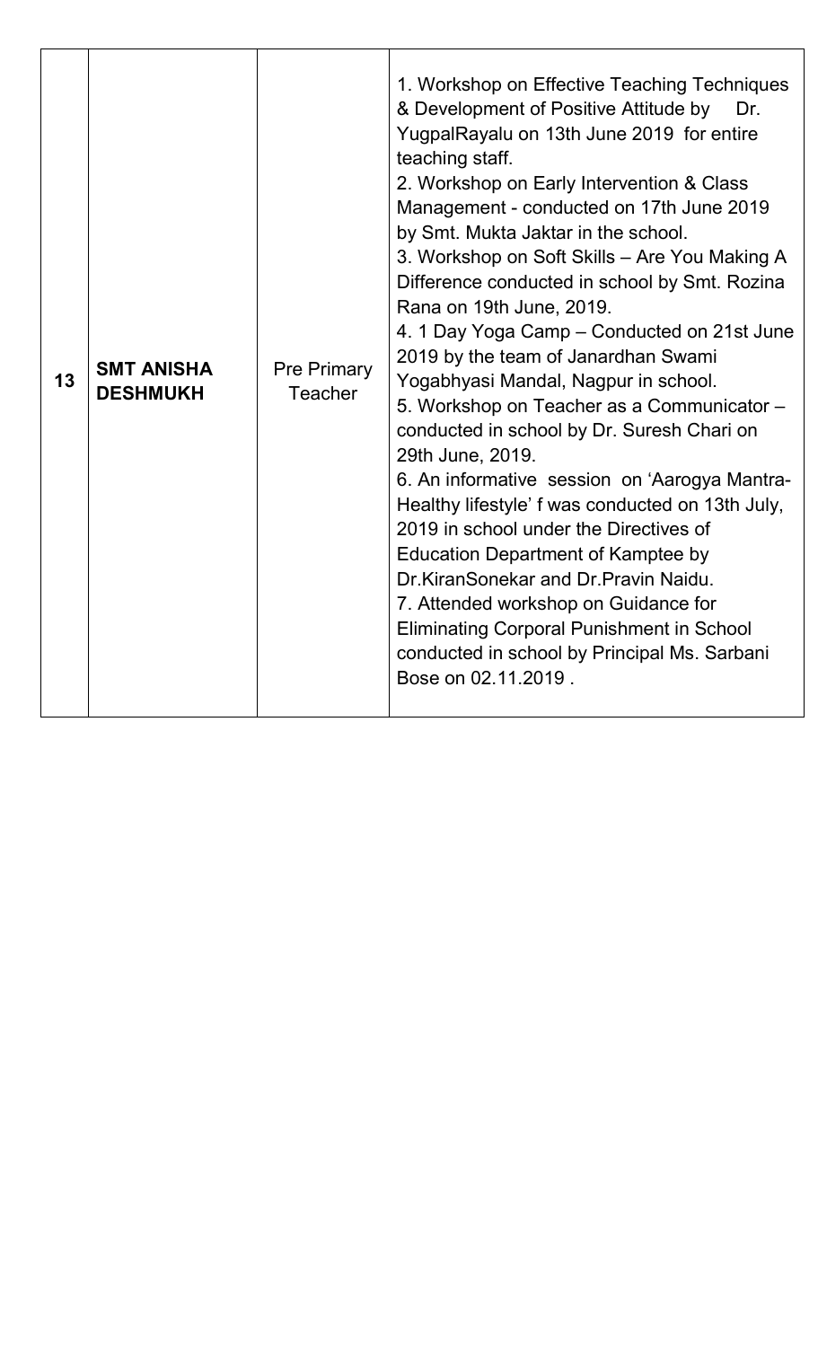| 13 | **SMT ANISHA DESHMUKH** | Pre Primary Teacher | 1. Workshop on Effective Teaching Techniques & Development of Positive Attitude by Dr. YugpalRayalu on 13th June 2019 for entire teaching staff.<br>2. Workshop on Early Intervention & Class Management - conducted on 17th June 2019 by Smt. Mukta Jaktar in the school.<br>3. Workshop on Soft Skills – Are You Making A Difference conducted in school by Smt. Rozina Rana on 19th June, 2019.<br>4. 1 Day Yoga Camp – Conducted on 21st June 2019 by the team of Janardhan Swami Yogabhyasi Mandal, Nagpur in school.<br>5. Workshop on Teacher as a Communicator – conducted in school by Dr. Suresh Chari on 29th June, 2019.<br>6. An informative session on 'Aarogya Mantra-Healthy lifestyle' f was conducted on 13th July, 2019 in school under the Directives of Education Department of Kamptee by Dr.KiranSonekar and Dr.Pravin Naidu.<br>7. Attended workshop on Guidance for Eliminating Corporal Punishment in School conducted in school by Principal Ms. Sarbani Bose on 02.11.2019 . |
|---|---|---|---|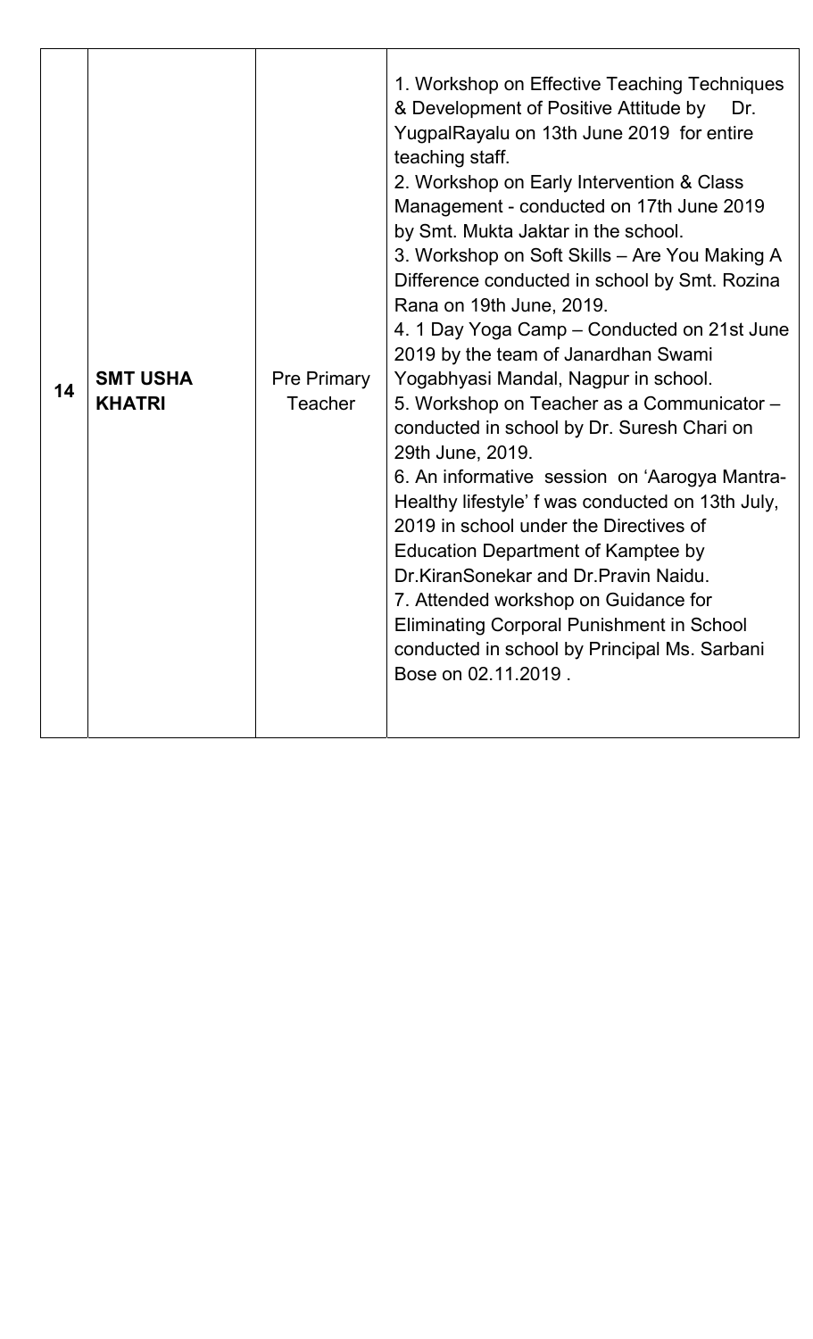| 14 | **SMT USHA KHATRI** | Pre Primary Teacher | 1. Workshop on Effective Teaching Techniques & Development of Positive Attitude by Dr. YugpalRayalu on 13th June 2019 for entire teaching staff.<br>2. Workshop on Early Intervention & Class Management - conducted on 17th June 2019 by Smt. Mukta Jaktar in the school.<br>3. Workshop on Soft Skills – Are You Making A Difference conducted in school by Smt. Rozina Rana on 19th June, 2019.<br>4. 1 Day Yoga Camp – Conducted on 21st June 2019 by the team of Janardhan Swami Yogabhyasi Mandal, Nagpur in school.<br>5. Workshop on Teacher as a Communicator – conducted in school by Dr. Suresh Chari on 29th June, 2019.<br>6. An informative session on 'Aarogya Mantra- Healthy lifestyle' f was conducted on 13th July, 2019 in school under the Directives of Education Department of Kamptee by Dr.KiranSonekar and Dr.Pravin Naidu.<br>7. Attended workshop on Guidance for Eliminating Corporal Punishment in School conducted in school by Principal Ms. Sarbani Bose on 02.11.2019 . |
|---|---|---|---|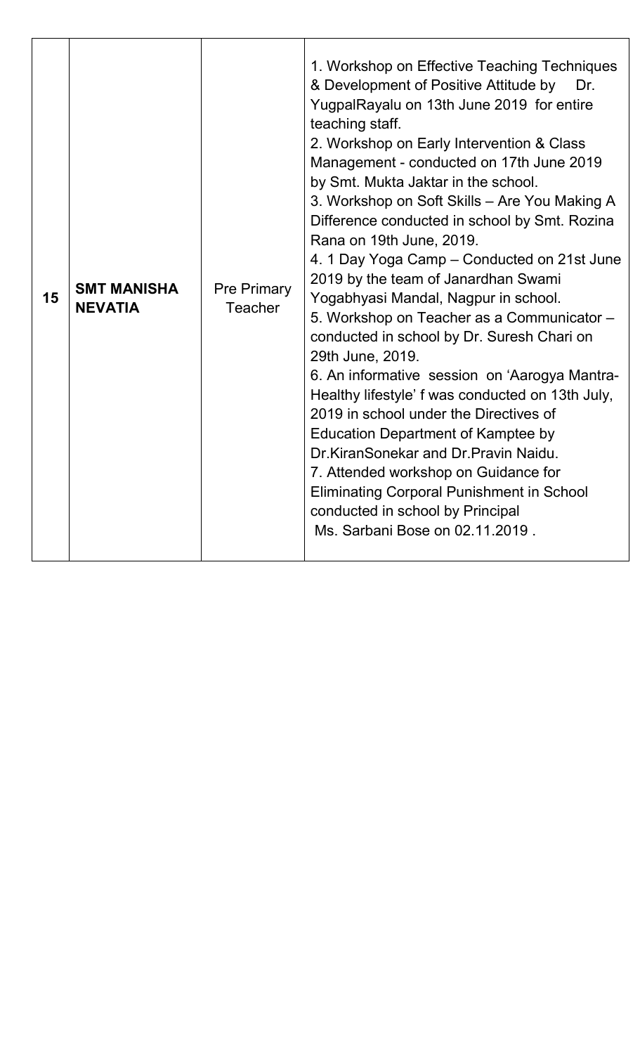| 15 | **SMT MANISHA NEVATIA** | Pre Primary Teacher | 1. Workshop on Effective Teaching Techniques & Development of Positive Attitude by Dr. YugpalRayalu on 13th June 2019 for entire teaching staff.<br>2. Workshop on Early Intervention & Class Management - conducted on 17th June 2019 by Smt. Mukta Jaktar in the school.<br>3. Workshop on Soft Skills – Are You Making A Difference conducted in school by Smt. Rozina Rana on 19th June, 2019.<br>4. 1 Day Yoga Camp – Conducted on 21st June 2019 by the team of Janardhan Swami Yogabhyasi Mandal, Nagpur in school.<br>5. Workshop on Teacher as a Communicator – conducted in school by Dr. Suresh Chari on 29th June, 2019.<br>6. An informative session on 'Aarogya Mantra- Healthy lifestyle' f was conducted on 13th July, 2019 in school under the Directives of Education Department of Kamptee by Dr.KiranSonekar and Dr.Pravin Naidu.<br>7. Attended workshop on Guidance for Eliminating Corporal Punishment in School conducted in school by Principal Ms. Sarbani Bose on 02.11.2019 . |
|---|---|---|---|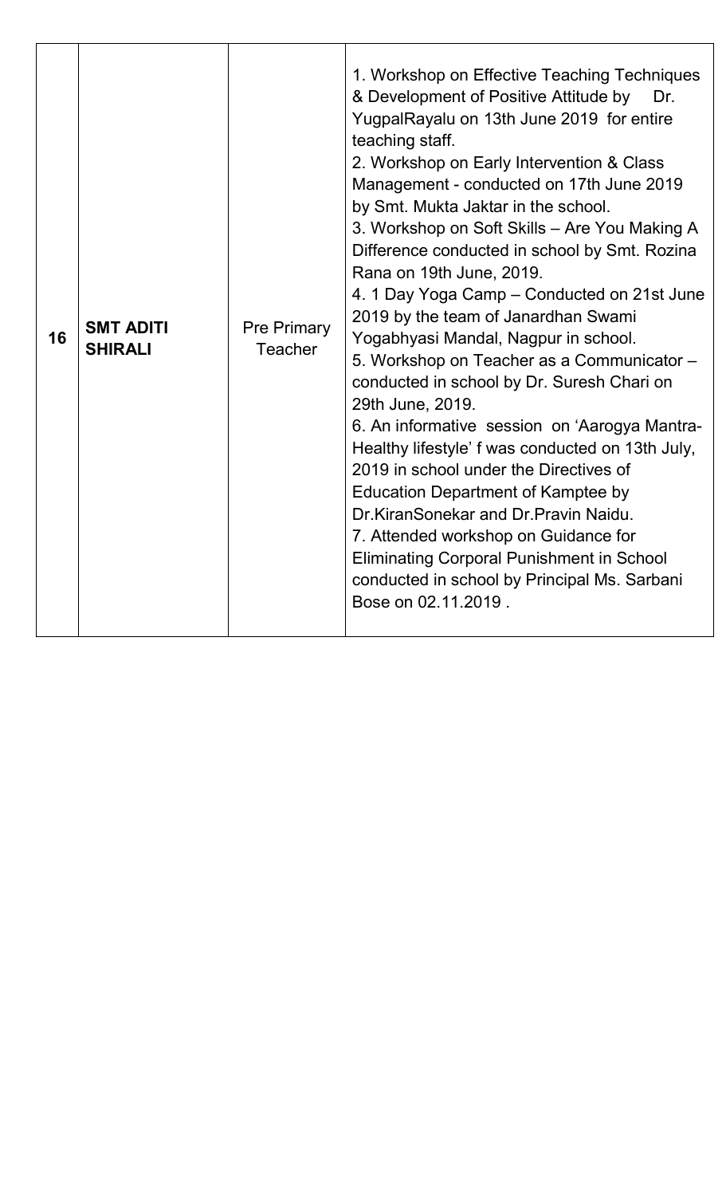| 16 | **SMT ADITI SHIRALI** | Pre Primary Teacher | 1. Workshop on Effective Teaching Techniques & Development of Positive Attitude by Dr. YugpalRayalu on 13th June 2019 for entire teaching staff.<br>2. Workshop on Early Intervention & Class Management - conducted on 17th June 2019 by Smt. Mukta Jaktar in the school.<br>3. Workshop on Soft Skills – Are You Making A Difference conducted in school by Smt. Rozina Rana on 19th June, 2019.<br>4. 1 Day Yoga Camp – Conducted on 21st June 2019 by the team of Janardhan Swami Yogabhyasi Mandal, Nagpur in school.<br>5. Workshop on Teacher as a Communicator – conducted in school by Dr. Suresh Chari on 29th June, 2019.<br>6. An informative session on 'Aarogya Mantra-Healthy lifestyle' f was conducted on 13th July, 2019 in school under the Directives of Education Department of Kamptee by Dr.KiranSonekar and Dr.Pravin Naidu.<br>7. Attended workshop on Guidance for Eliminating Corporal Punishment in School conducted in school by Principal Ms. Sarbani Bose on 02.11.2019 . |
|---|---|---|---|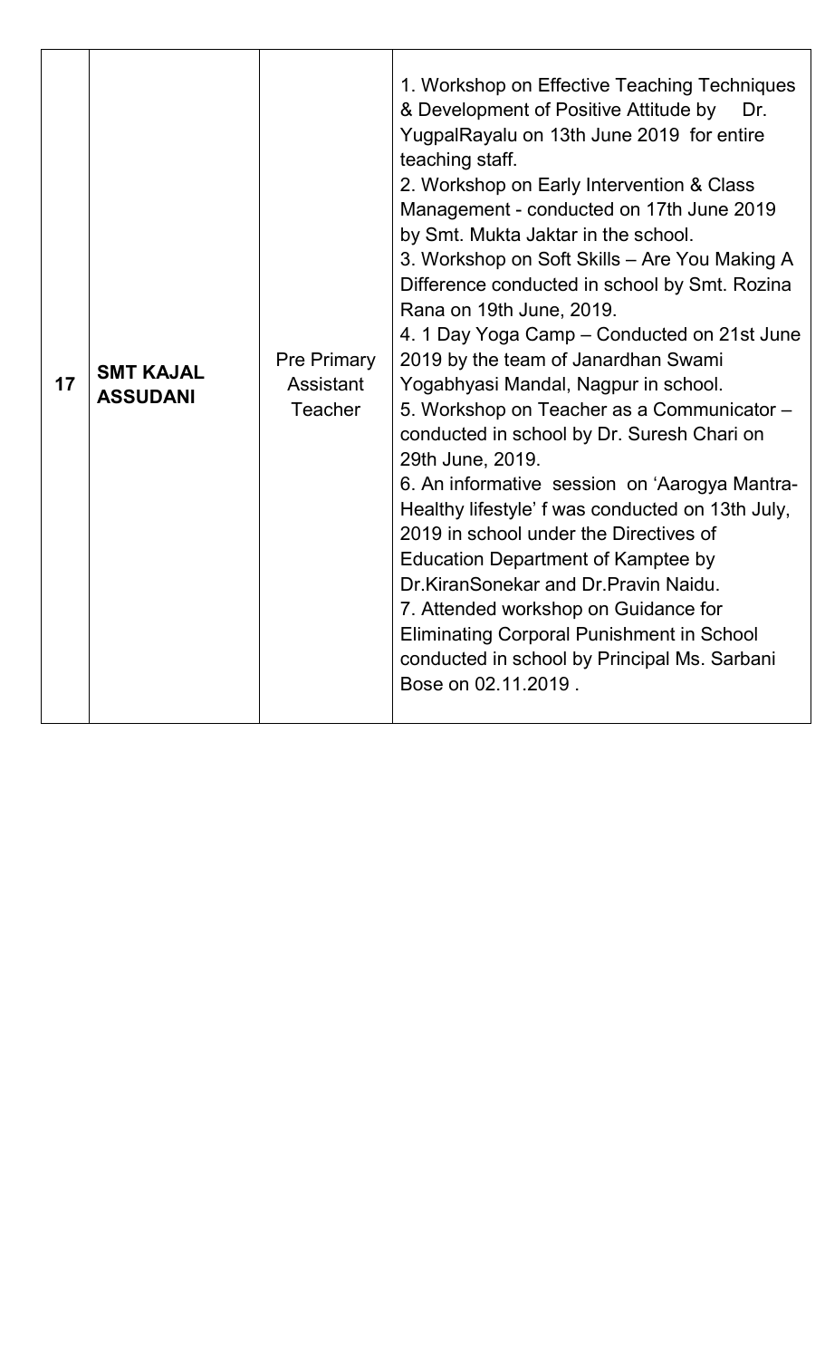| 17 | **SMT KAJAL ASSUDANI** | Pre Primary Assistant Teacher | 1. Workshop on Effective Teaching Techniques & Development of Positive Attitude by Dr. YugpalRayalu on 13th June 2019 for entire teaching staff.<br>2. Workshop on Early Intervention & Class Management - conducted on 17th June 2019 by Smt. Mukta Jaktar in the school.<br>3. Workshop on Soft Skills – Are You Making A Difference conducted in school by Smt. Rozina Rana on 19th June, 2019.<br>4. 1 Day Yoga Camp – Conducted on 21st June 2019 by the team of Janardhan Swami Yogabhyasi Mandal, Nagpur in school.<br>5. Workshop on Teacher as a Communicator – conducted in school by Dr. Suresh Chari on 29th June, 2019.<br>6. An informative session on 'Aarogya Mantra-Healthy lifestyle' f was conducted on 13th July, 2019 in school under the Directives of Education Department of Kamptee by Dr.KiranSonekar and Dr.Pravin Naidu.<br>7. Attended workshop on Guidance for Eliminating Corporal Punishment in School conducted in school by Principal Ms. Sarbani Bose on 02.11.2019 . |
|---|---|---|---|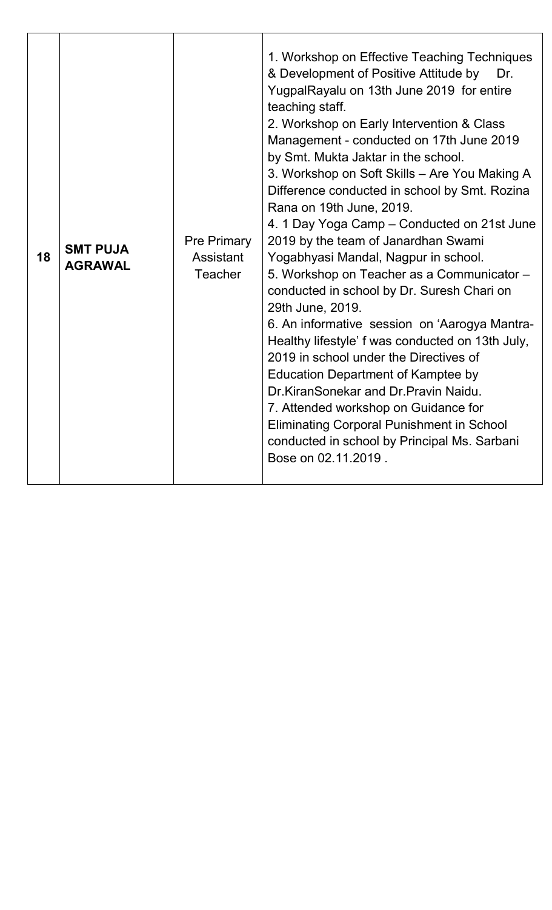| 18 | **SMT PUJA AGRAWAL** | Pre Primary Assistant Teacher | 1. Workshop on Effective Teaching Techniques & Development of Positive Attitude by Dr. YugpalRayalu on 13th June 2019 for entire teaching staff.<br>2. Workshop on Early Intervention & Class Management - conducted on 17th June 2019 by Smt. Mukta Jaktar in the school.<br>3. Workshop on Soft Skills – Are You Making A Difference conducted in school by Smt. Rozina Rana on 19th June, 2019.<br>4. 1 Day Yoga Camp – Conducted on 21st June 2019 by the team of Janardhan Swami Yogabhyasi Mandal, Nagpur in school.<br>5. Workshop on Teacher as a Communicator – conducted in school by Dr. Suresh Chari on 29th June, 2019.<br>6. An informative session on 'Aarogya Mantra-Healthy lifestyle' f was conducted on 13th July, 2019 in school under the Directives of Education Department of Kamptee by Dr.KiranSonekar and Dr.Pravin Naidu.<br>7. Attended workshop on Guidance for Eliminating Corporal Punishment in School conducted in school by Principal Ms. Sarbani Bose on 02.11.2019 . |
|---|---|---|---|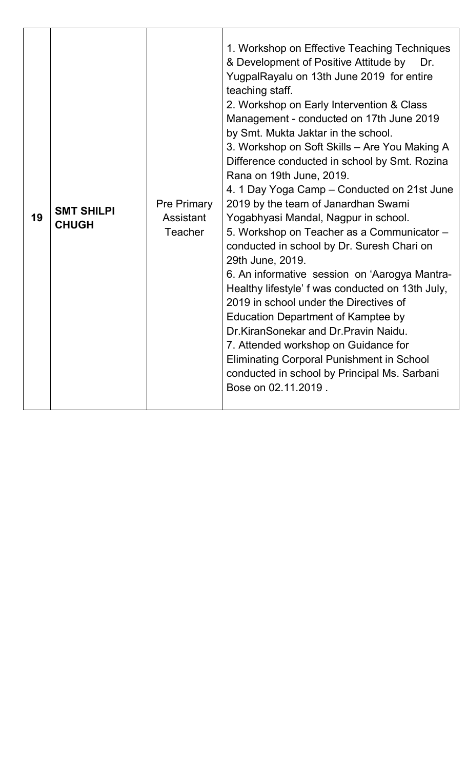| 19 | **SMT SHILPI CHUGH** | Pre Primary Assistant Teacher | 1. Workshop on Effective Teaching Techniques & Development of Positive Attitude by Dr. YugpalRayalu on 13th June 2019 for entire teaching staff.<br>2. Workshop on Early Intervention & Class Management - conducted on 17th June 2019 by Smt. Mukta Jaktar in the school.<br>3. Workshop on Soft Skills – Are You Making A Difference conducted in school by Smt. Rozina Rana on 19th June, 2019.<br>4. 1 Day Yoga Camp – Conducted on 21st June 2019 by the team of Janardhan Swami Yogabhyasi Mandal, Nagpur in school.<br>5. Workshop on Teacher as a Communicator – conducted in school by Dr. Suresh Chari on 29th June, 2019.<br>6. An informative session on 'Aarogya Mantra- Healthy lifestyle' f was conducted on 13th July, 2019 in school under the Directives of Education Department of Kamptee by Dr.KiranSonekar and Dr.Pravin Naidu.<br>7. Attended workshop on Guidance for Eliminating Corporal Punishment in School conducted in school by Principal Ms. Sarbani Bose on 02.11.2019 . |
|---|---|---|---|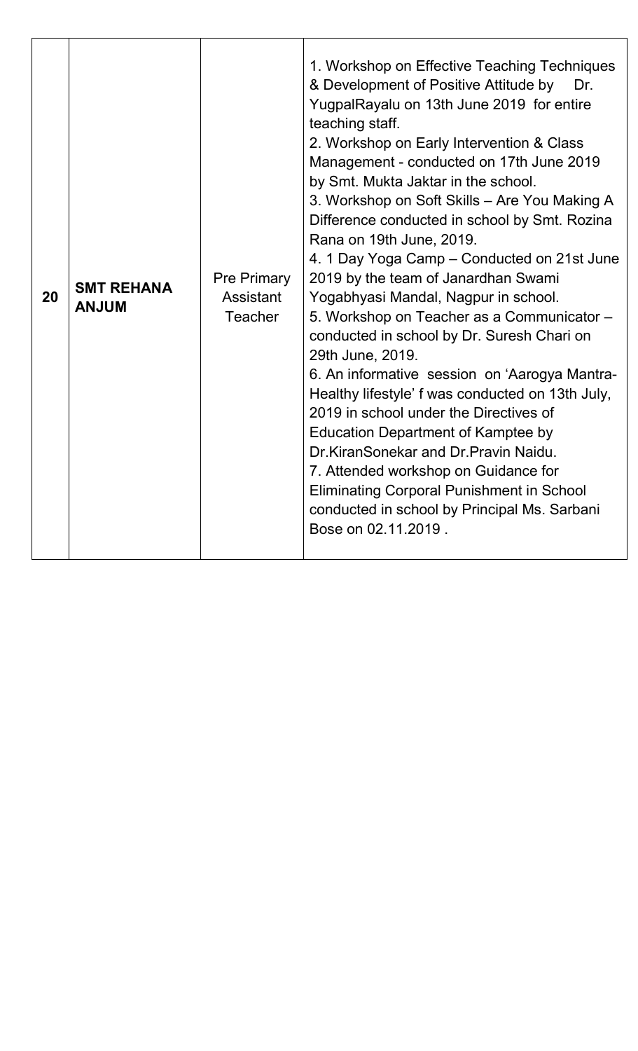| | | | |
|---|---|---|---|
| 20 | **SMT REHANA ANJUM** | Pre Primary Assistant Teacher | 1. Workshop on Effective Teaching Techniques & Development of Positive Attitude by Dr. YugpalRayalu on 13th June 2019 for entire teaching staff.<br>2. Workshop on Early Intervention & Class Management - conducted on 17th June 2019 by Smt. Mukta Jaktar in the school.<br>3. Workshop on Soft Skills – Are You Making A Difference conducted in school by Smt. Rozina Rana on 19th June, 2019.<br>4. 1 Day Yoga Camp – Conducted on 21st June 2019 by the team of Janardhan Swami Yogabhyasi Mandal, Nagpur in school.<br>5. Workshop on Teacher as a Communicator – conducted in school by Dr. Suresh Chari on 29th June, 2019.<br>6. An informative session on 'Aarogya Mantra-Healthy lifestyle' f was conducted on 13th July, 2019 in school under the Directives of Education Department of Kamptee by Dr.KiranSonekar and Dr.Pravin Naidu.<br>7. Attended workshop on Guidance for Eliminating Corporal Punishment in School conducted in school by Principal Ms. Sarbani Bose on 02.11.2019 . |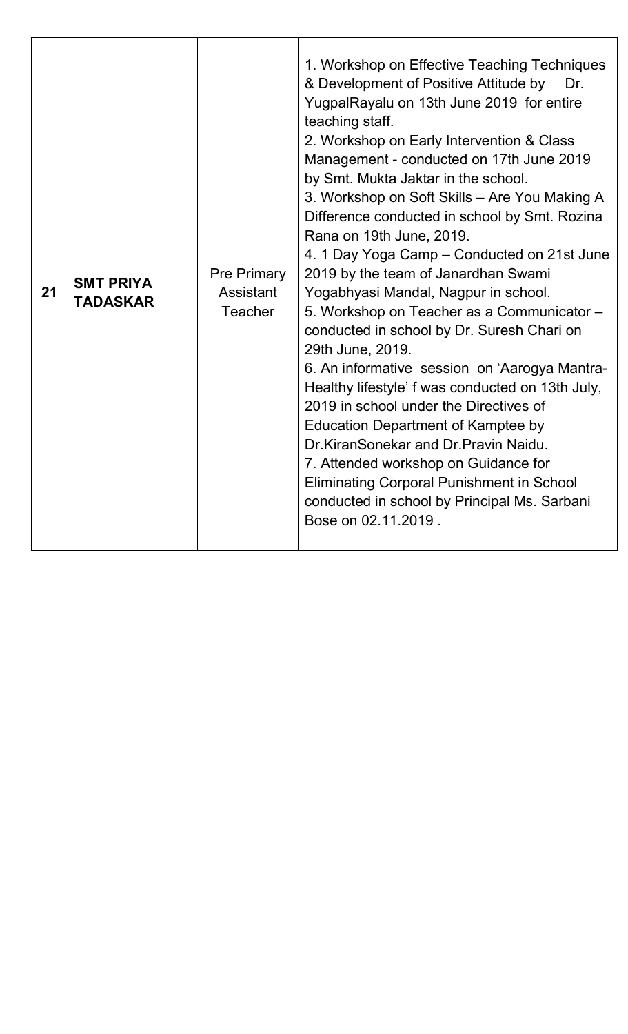| 21 | **SMT PRIYA TADASKAR** | Pre Primary Assistant Teacher | 1. Workshop on Effective Teaching Techniques & Development of Positive Attitude by Dr. YugpalRayalu on 13th June 2019 for entire teaching staff.<br>2. Workshop on Early Intervention & Class Management - conducted on 17th June 2019 by Smt. Mukta Jaktar in the school.<br>3. Workshop on Soft Skills – Are You Making A Difference conducted in school by Smt. Rozina Rana on 19th June, 2019.<br>4. 1 Day Yoga Camp – Conducted on 21st June 2019 by the team of Janardhan Swami Yogabhyasi Mandal, Nagpur in school.<br>5. Workshop on Teacher as a Communicator – conducted in school by Dr. Suresh Chari on 29th June, 2019.<br>6. An informative session on 'Aarogya Mantra-Healthy lifestyle' f was conducted on 13th July, 2019 in school under the Directives of Education Department of Kamptee by Dr.KiranSonekar and Dr.Pravin Naidu.<br>7. Attended workshop on Guidance for Eliminating Corporal Punishment in School conducted in school by Principal Ms. Sarbani Bose on 02.11.2019 . |
|---|---|---|---|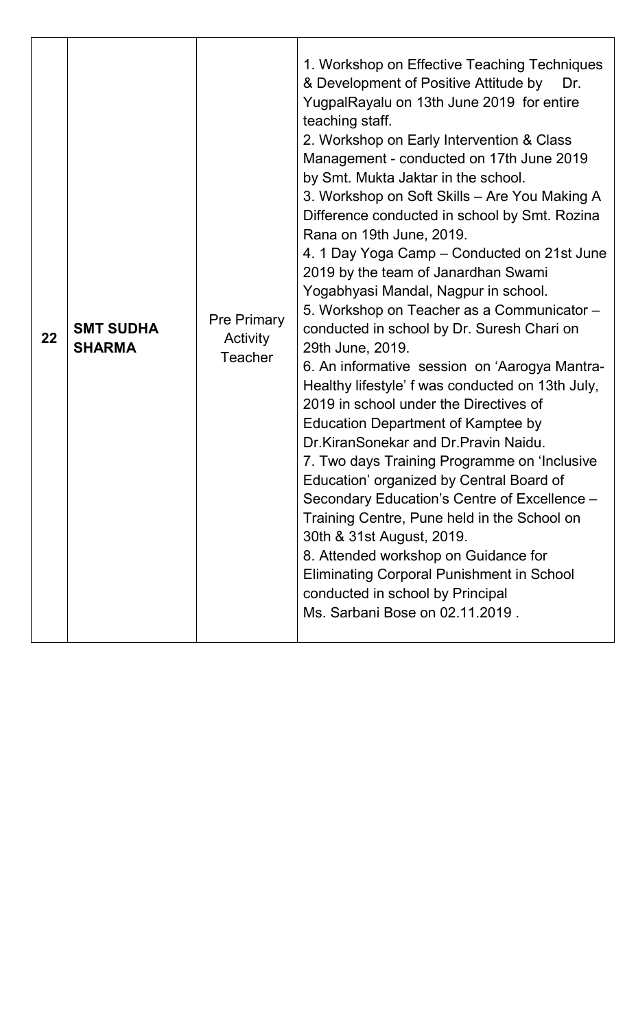| 22 | **SMT SUDHA SHARMA** | Pre Primary Activity Teacher | 1. Workshop on Effective Teaching Techniques & Development of Positive Attitude by Dr. YugpalRayalu on 13th June 2019 for entire teaching staff.<br>2. Workshop on Early Intervention & Class Management - conducted on 17th June 2019 by Smt. Mukta Jaktar in the school.<br>3. Workshop on Soft Skills – Are You Making A Difference conducted in school by Smt. Rozina Rana on 19th June, 2019.<br>4. 1 Day Yoga Camp – Conducted on 21st June 2019 by the team of Janardhan Swami Yogabhyasi Mandal, Nagpur in school.<br>5. Workshop on Teacher as a Communicator – conducted in school by Dr. Suresh Chari on 29th June, 2019.<br>6. An informative session on 'Aarogya Mantra-Healthy lifestyle' f was conducted on 13th July, 2019 in school under the Directives of Education Department of Kamptee by Dr.KiranSonekar and Dr.Pravin Naidu.<br>7. Two days Training Programme on 'Inclusive Education' organized by Central Board of Secondary Education's Centre of Excellence – Training Centre, Pune held in the School on 30th & 31st August, 2019.<br>8. Attended workshop on Guidance for Eliminating Corporal Punishment in School conducted in school by Principal Ms. Sarbani Bose on 02.11.2019 . |
|---|---|---|---|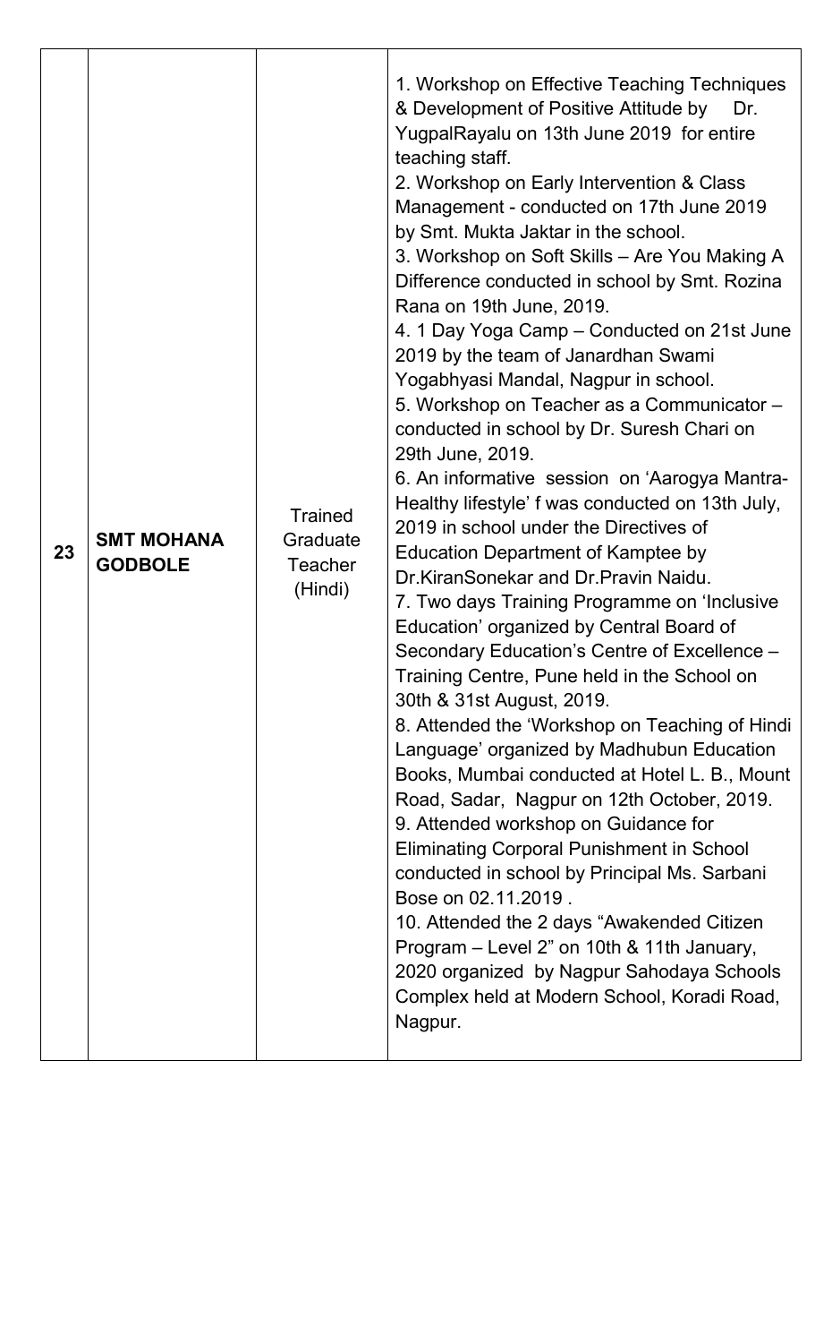| | | | |
|---|---|---|---|
| 23 | **SMT MOHANA GODBOLE** | Trained Graduate Teacher (Hindi) | 1. Workshop on Effective Teaching Techniques & Development of Positive Attitude by Dr. YugpalRayalu on 13th June 2019 for entire teaching staff.<br>2. Workshop on Early Intervention & Class Management - conducted on 17th June 2019 by Smt. Mukta Jaktar in the school.<br>3. Workshop on Soft Skills – Are You Making A Difference conducted in school by Smt. Rozina Rana on 19th June, 2019.<br>4. 1 Day Yoga Camp – Conducted on 21st June 2019 by the team of Janardhan Swami Yogabhyasi Mandal, Nagpur in school.<br>5. Workshop on Teacher as a Communicator – conducted in school by Dr. Suresh Chari on 29th June, 2019.<br>6. An informative session on 'Aarogya Mantra-Healthy lifestyle' f was conducted on 13th July, 2019 in school under the Directives of Education Department of Kamptee by Dr.KiranSonekar and Dr.Pravin Naidu.<br>7. Two days Training Programme on 'Inclusive Education' organized by Central Board of Secondary Education's Centre of Excellence – Training Centre, Pune held in the School on 30th & 31st August, 2019.<br>8. Attended the 'Workshop on Teaching of Hindi Language' organized by Madhubun Education Books, Mumbai conducted at Hotel L. B., Mount Road, Sadar, Nagpur on 12th October, 2019.<br>9. Attended workshop on Guidance for Eliminating Corporal Punishment in School conducted in school by Principal Ms. Sarbani Bose on 02.11.2019 .<br>10. Attended the 2 days "Awakended Citizen Program – Level 2" on 10th & 11th January, 2020 organized by Nagpur Sahodaya Schools Complex held at Modern School, Koradi Road, Nagpur. |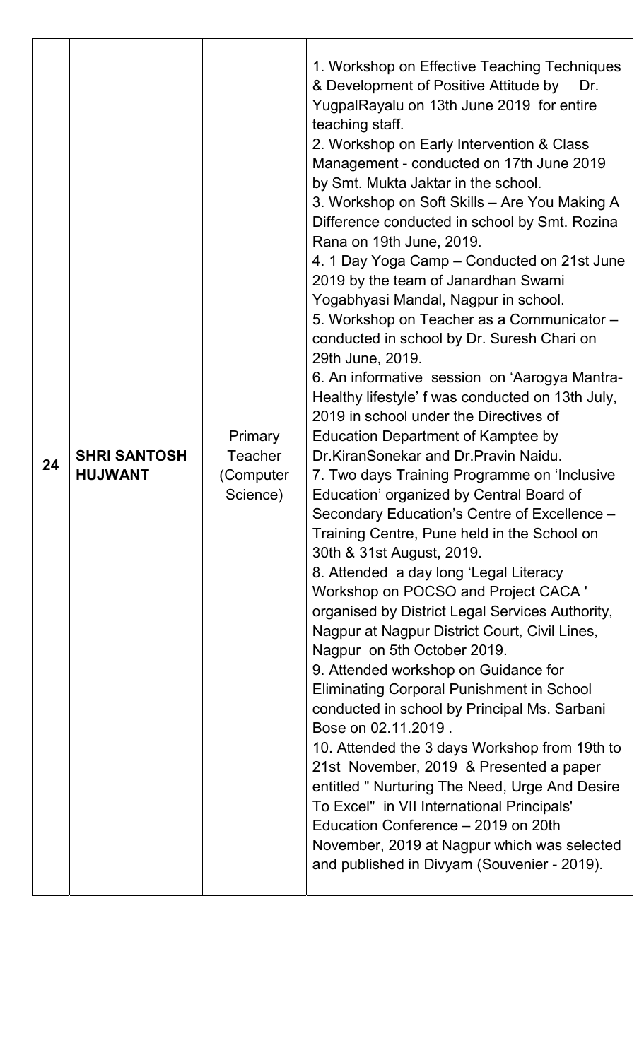| 24 | **SHRI SANTOSH HUJWANT** | Primary Teacher (Computer Science) | 1. Workshop on Effective Teaching Techniques & Development of Positive Attitude by Dr. YugpalRayalu on 13th June 2019 for entire teaching staff.<br>2. Workshop on Early Intervention & Class Management - conducted on 17th June 2019 by Smt. Mukta Jaktar in the school.<br>3. Workshop on Soft Skills – Are You Making A Difference conducted in school by Smt. Rozina Rana on 19th June, 2019.<br>4. 1 Day Yoga Camp – Conducted on 21st June 2019 by the team of Janardhan Swami Yogabhyasi Mandal, Nagpur in school.<br>5. Workshop on Teacher as a Communicator – conducted in school by Dr. Suresh Chari on 29th June, 2019.<br>6. An informative session on 'Aarogya Mantra-Healthy lifestyle' f was conducted on 13th July, 2019 in school under the Directives of Education Department of Kamptee by Dr.KiranSonekar and Dr.Pravin Naidu.<br>7. Two days Training Programme on 'Inclusive Education' organized by Central Board of Secondary Education's Centre of Excellence – Training Centre, Pune held in the School on 30th & 31st August, 2019.<br>8. Attended a day long 'Legal Literacy Workshop on POCSO and Project CACA ' organised by District Legal Services Authority, Nagpur at Nagpur District Court, Civil Lines, Nagpur on 5th October 2019.<br>9. Attended workshop on Guidance for Eliminating Corporal Punishment in School conducted in school by Principal Ms. Sarbani Bose on 02.11.2019 .<br>10. Attended the 3 days Workshop from 19th to 21st November, 2019 & Presented a paper entitled " Nurturing The Need, Urge And Desire To Excel" in VII International Principals' Education Conference – 2019 on 20th November, 2019 at Nagpur which was selected and published in Divyam (Souvenier - 2019). |
|---|---|---|---|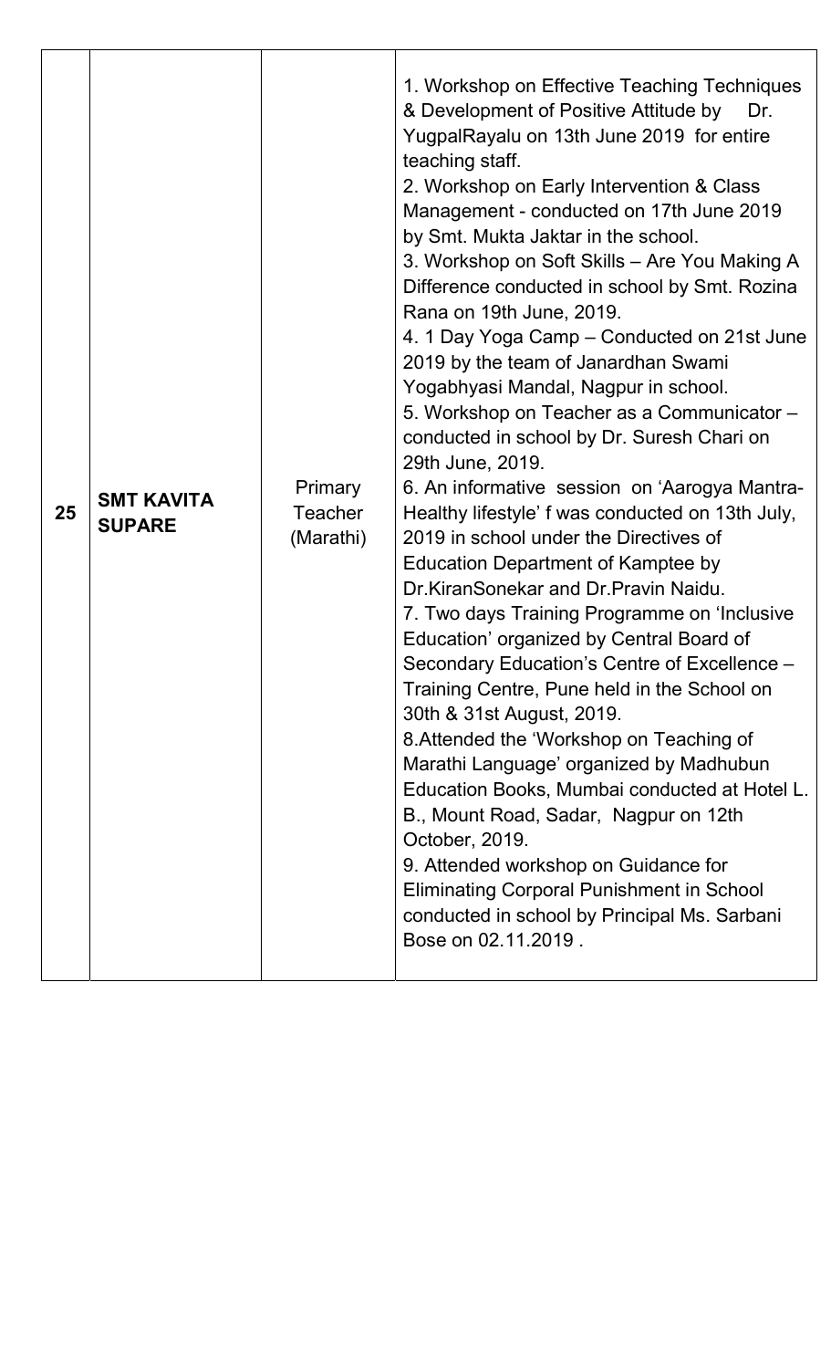| | | | |
|---|---|---|---|
| 25 | **SMT KAVITA SUPARE** | Primary Teacher (Marathi) | 1. Workshop on Effective Teaching Techniques & Development of Positive Attitude by Dr. YugpalRayalu on 13th June 2019 for entire teaching staff.<br>2. Workshop on Early Intervention & Class Management - conducted on 17th June 2019 by Smt. Mukta Jaktar in the school.<br>3. Workshop on Soft Skills – Are You Making A Difference conducted in school by Smt. Rozina Rana on 19th June, 2019.<br>4. 1 Day Yoga Camp – Conducted on 21st June 2019 by the team of Janardhan Swami Yogabhyasi Mandal, Nagpur in school.<br>5. Workshop on Teacher as a Communicator – conducted in school by Dr. Suresh Chari on 29th June, 2019.<br>6. An informative session on 'Aarogya Mantra- Healthy lifestyle' f was conducted on 13th July, 2019 in school under the Directives of Education Department of Kamptee by Dr.KiranSonekar and Dr.Pravin Naidu.<br>7. Two days Training Programme on 'Inclusive Education' organized by Central Board of Secondary Education's Centre of Excellence – Training Centre, Pune held in the School on 30th & 31st August, 2019.<br>8.Attended the 'Workshop on Teaching of Marathi Language' organized by Madhubun Education Books, Mumbai conducted at Hotel L. B., Mount Road, Sadar, Nagpur on 12th October, 2019.<br>9. Attended workshop on Guidance for Eliminating Corporal Punishment in School conducted in school by Principal Ms. Sarbani Bose on 02.11.2019 . |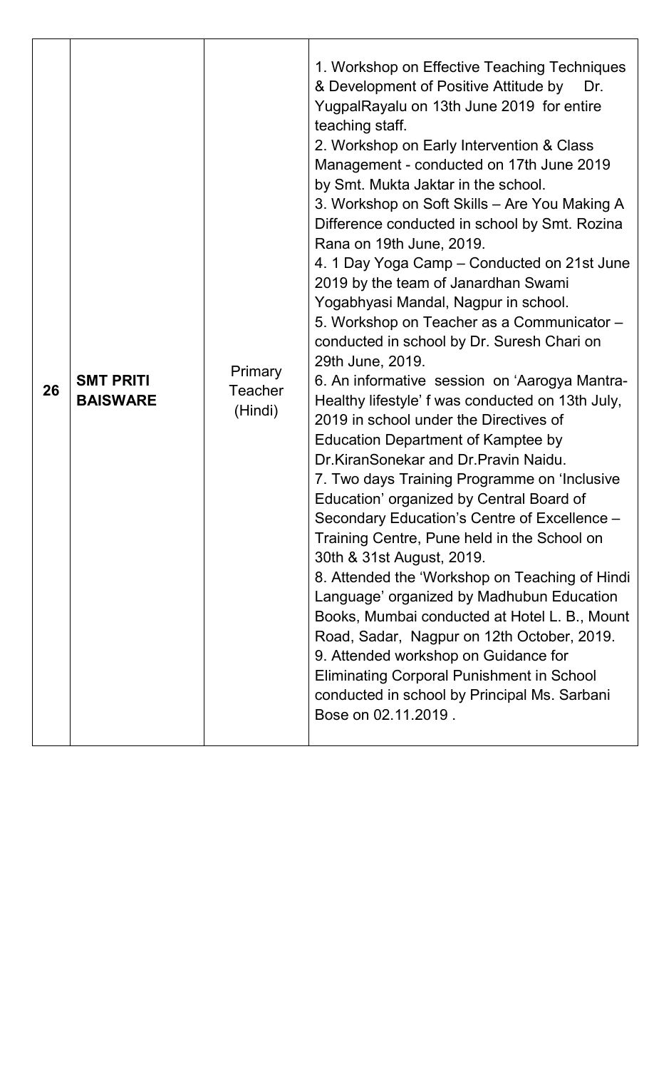| 26 | **SMT PRITI BAISWARE** | Primary Teacher (Hindi) | 1. Workshop on Effective Teaching Techniques & Development of Positive Attitude by Dr. YugpalRayalu on 13th June 2019 for entire teaching staff.<br>2. Workshop on Early Intervention & Class Management - conducted on 17th June 2019 by Smt. Mukta Jaktar in the school.<br>3. Workshop on Soft Skills – Are You Making A Difference conducted in school by Smt. Rozina Rana on 19th June, 2019.<br>4. 1 Day Yoga Camp – Conducted on 21st June 2019 by the team of Janardhan Swami Yogabhyasi Mandal, Nagpur in school.<br>5. Workshop on Teacher as a Communicator – conducted in school by Dr. Suresh Chari on 29th June, 2019.<br>6. An informative session on 'Aarogya Mantra-Healthy lifestyle' f was conducted on 13th July, 2019 in school under the Directives of Education Department of Kamptee by Dr.KiranSonekar and Dr.Pravin Naidu.<br>7. Two days Training Programme on 'Inclusive Education' organized by Central Board of Secondary Education's Centre of Excellence – Training Centre, Pune held in the School on 30th & 31st August, 2019.<br>8. Attended the 'Workshop on Teaching of Hindi Language' organized by Madhubun Education Books, Mumbai conducted at Hotel L. B., Mount Road, Sadar, Nagpur on 12th October, 2019.<br>9. Attended workshop on Guidance for Eliminating Corporal Punishment in School conducted in school by Principal Ms. Sarbani Bose on 02.11.2019 . |
|---|---|---|---|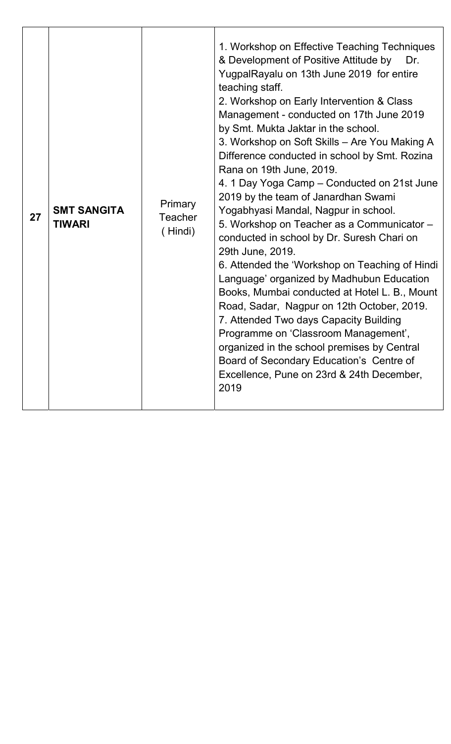| | | | |
|---|---|---|---|
| **27** | **SMT SANGITA TIWARI** | Primary Teacher ( Hindi) | 1. Workshop on Effective Teaching Techniques & Development of Positive Attitude by Dr. YugpalRayalu on 13th June 2019 for entire teaching staff.<br>2. Workshop on Early Intervention & Class Management - conducted on 17th June 2019 by Smt. Mukta Jaktar in the school.<br>3. Workshop on Soft Skills – Are You Making A Difference conducted in school by Smt. Rozina Rana on 19th June, 2019.<br>4. 1 Day Yoga Camp – Conducted on 21st June 2019 by the team of Janardhan Swami Yogabhyasi Mandal, Nagpur in school.<br>5. Workshop on Teacher as a Communicator – conducted in school by Dr. Suresh Chari on 29th June, 2019.<br>6. Attended the 'Workshop on Teaching of Hindi Language' organized by Madhubun Education Books, Mumbai conducted at Hotel L. B., Mount Road, Sadar, Nagpur on 12th October, 2019.<br>7. Attended Two days Capacity Building Programme on 'Classroom Management', organized in the school premises by Central Board of Secondary Education's Centre of Excellence, Pune on 23rd & 24th December, 2019 |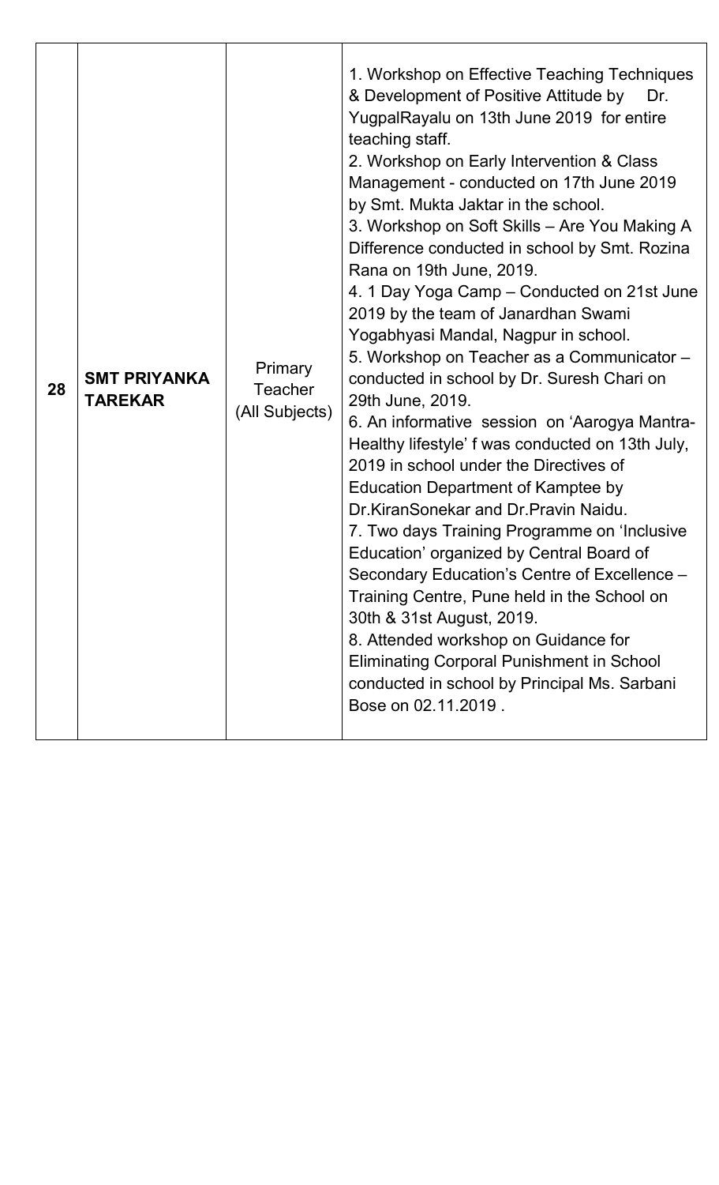| 28 | **SMT PRIYANKA TAREKAR** | Primary Teacher (All Subjects) | 1. Workshop on Effective Teaching Techniques & Development of Positive Attitude by Dr. YugpalRayalu on 13th June 2019 for entire teaching staff.<br>2. Workshop on Early Intervention & Class Management - conducted on 17th June 2019 by Smt. Mukta Jaktar in the school.<br>3. Workshop on Soft Skills – Are You Making A Difference conducted in school by Smt. Rozina Rana on 19th June, 2019.<br>4. 1 Day Yoga Camp – Conducted on 21st June 2019 by the team of Janardhan Swami Yogabhyasi Mandal, Nagpur in school.<br>5. Workshop on Teacher as a Communicator – conducted in school by Dr. Suresh Chari on 29th June, 2019.<br>6. An informative session on 'Aarogya Mantra-Healthy lifestyle' f was conducted on 13th July, 2019 in school under the Directives of Education Department of Kamptee by Dr.KiranSonekar and Dr.Pravin Naidu.<br>7. Two days Training Programme on 'Inclusive Education' organized by Central Board of Secondary Education's Centre of Excellence – Training Centre, Pune held in the School on 30th & 31st August, 2019.<br>8. Attended workshop on Guidance for Eliminating Corporal Punishment in School conducted in school by Principal Ms. Sarbani Bose on 02.11.2019 . |
|---|---|---|---|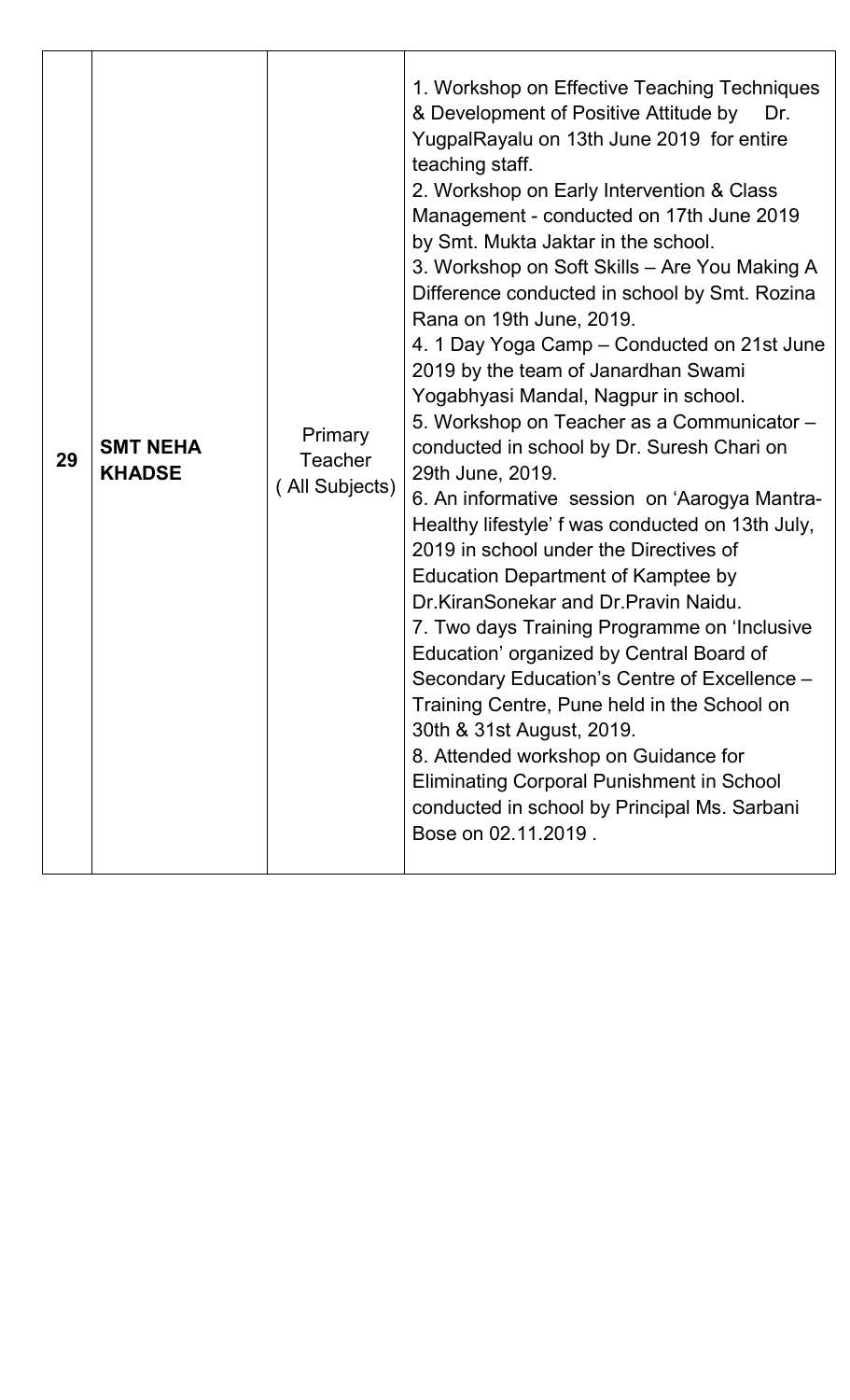| 29 | **SMT NEHA KHADSE** | Primary Teacher ( All Subjects) | 1. Workshop on Effective Teaching Techniques & Development of Positive Attitude by Dr. YugpalRayalu on 13th June 2019 for entire teaching staff.<br>2. Workshop on Early Intervention & Class Management - conducted on 17th June 2019 by Smt. Mukta Jaktar in the school.<br>3. Workshop on Soft Skills – Are You Making A Difference conducted in school by Smt. Rozina Rana on 19th June, 2019.<br>4. 1 Day Yoga Camp – Conducted on 21st June 2019 by the team of Janardhan Swami Yogabhyasi Mandal, Nagpur in school.<br>5. Workshop on Teacher as a Communicator – conducted in school by Dr. Suresh Chari on 29th June, 2019.<br>6. An informative session on 'Aarogya Mantra- Healthy lifestyle' f was conducted on 13th July, 2019 in school under the Directives of Education Department of Kamptee by Dr.KiranSonekar and Dr.Pravin Naidu.<br>7. Two days Training Programme on 'Inclusive Education' organized by Central Board of Secondary Education's Centre of Excellence – Training Centre, Pune held in the School on 30th & 31st August, 2019.<br>8. Attended workshop on Guidance for Eliminating Corporal Punishment in School conducted in school by Principal Ms. Sarbani Bose on 02.11.2019 . |
|---|---|---|---|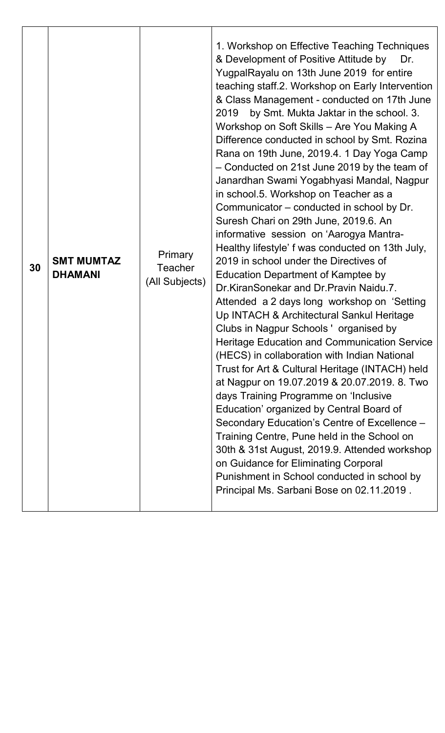| 30 | **SMT MUMTAZ DHAMANI** | Primary Teacher (All Subjects) | 1. Workshop on Effective Teaching Techniques & Development of Positive Attitude by Dr. YugpalRayalu on 13th June 2019 for entire teaching staff.2. Workshop on Early Intervention & Class Management - conducted on 17th June 2019 by Smt. Mukta Jaktar in the school. 3. Workshop on Soft Skills – Are You Making A Difference conducted in school by Smt. Rozina Rana on 19th June, 2019.4. 1 Day Yoga Camp – Conducted on 21st June 2019 by the team of Janardhan Swami Yogabhyasi Mandal, Nagpur in school.5. Workshop on Teacher as a Communicator – conducted in school by Dr. Suresh Chari on 29th June, 2019.6. An informative session on 'Aarogya Mantra-Healthy lifestyle' f was conducted on 13th July, 2019 in school under the Directives of Education Department of Kamptee by Dr.KiranSonekar and Dr.Pravin Naidu.7. Attended a 2 days long workshop on 'Setting Up INTACH & Architectural Sankul Heritage Clubs in Nagpur Schools ' organised by Heritage Education and Communication Service (HECS) in collaboration with Indian National Trust for Art & Cultural Heritage (INTACH) held at Nagpur on 19.07.2019 & 20.07.2019. 8. Two days Training Programme on 'Inclusive Education' organized by Central Board of Secondary Education's Centre of Excellence – Training Centre, Pune held in the School on 30th & 31st August, 2019.9. Attended workshop on Guidance for Eliminating Corporal Punishment in School conducted in school by Principal Ms. Sarbani Bose on 02.11.2019 . |
|---|---|---|---|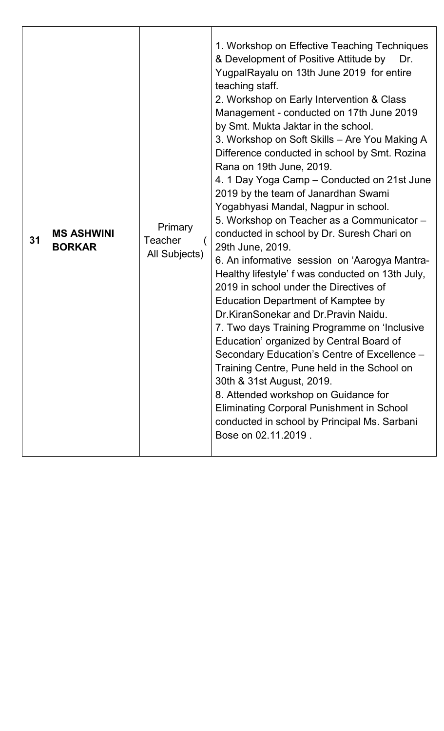| 31 | **MS ASHWINI BORKAR** | Primary Teacher ( All Subjects) | 1. Workshop on Effective Teaching Techniques & Development of Positive Attitude by Dr. YugpalRayalu on 13th June 2019 for entire teaching staff.<br>2. Workshop on Early Intervention & Class Management - conducted on 17th June 2019 by Smt. Mukta Jaktar in the school.<br>3. Workshop on Soft Skills – Are You Making A Difference conducted in school by Smt. Rozina Rana on 19th June, 2019.<br>4. 1 Day Yoga Camp – Conducted on 21st June 2019 by the team of Janardhan Swami Yogabhyasi Mandal, Nagpur in school.<br>5. Workshop on Teacher as a Communicator – conducted in school by Dr. Suresh Chari on 29th June, 2019.<br>6. An informative session on 'Aarogya Mantra-Healthy lifestyle' f was conducted on 13th July, 2019 in school under the Directives of Education Department of Kamptee by Dr.KiranSonekar and Dr.Pravin Naidu.<br>7. Two days Training Programme on 'Inclusive Education' organized by Central Board of Secondary Education's Centre of Excellence – Training Centre, Pune held in the School on 30th & 31st August, 2019.<br>8. Attended workshop on Guidance for Eliminating Corporal Punishment in School conducted in school by Principal Ms. Sarbani Bose on 02.11.2019 . |
|---|---|---|---|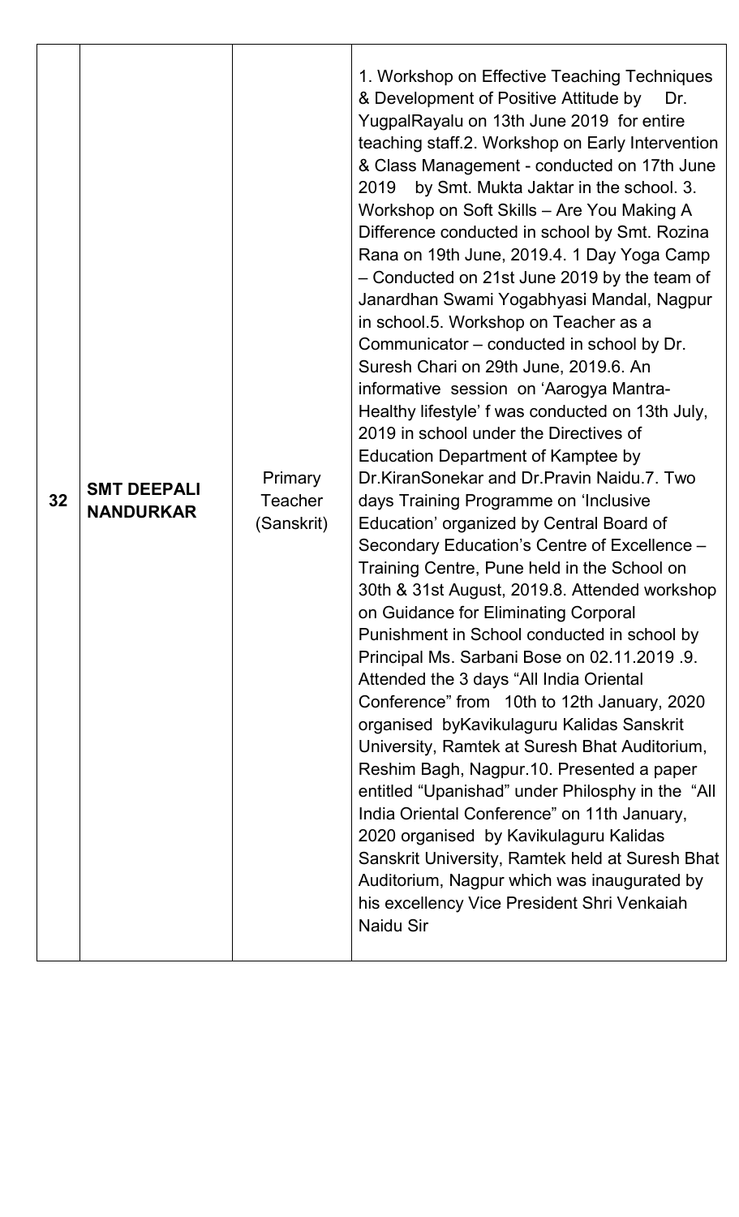| 32 | **SMT DEEPALI NANDURKAR** | Primary Teacher (Sanskrit) | 1. Workshop on Effective Teaching Techniques & Development of Positive Attitude by Dr. YugpalRayalu on 13th June 2019 for entire teaching staff.2. Workshop on Early Intervention & Class Management - conducted on 17th June 2019 by Smt. Mukta Jaktar in the school. 3. Workshop on Soft Skills – Are You Making A Difference conducted in school by Smt. Rozina Rana on 19th June, 2019.4. 1 Day Yoga Camp – Conducted on 21st June 2019 by the team of Janardhan Swami Yogabhyasi Mandal, Nagpur in school.5. Workshop on Teacher as a Communicator – conducted in school by Dr. Suresh Chari on 29th June, 2019.6. An informative session on 'Aarogya Mantra-Healthy lifestyle' f was conducted on 13th July, 2019 in school under the Directives of Education Department of Kamptee by Dr.KiranSonekar and Dr.Pravin Naidu.7. Two days Training Programme on 'Inclusive Education' organized by Central Board of Secondary Education's Centre of Excellence – Training Centre, Pune held in the School on 30th & 31st August, 2019.8. Attended workshop on Guidance for Eliminating Corporal Punishment in School conducted in school by Principal Ms. Sarbani Bose on 02.11.2019 .9. Attended the 3 days "All India Oriental Conference" from 10th to 12th January, 2020 organised byKavikulaguru Kalidas Sanskrit University, Ramtek at Suresh Bhat Auditorium, Reshim Bagh, Nagpur.10. Presented a paper entitled "Upanishad" under Philosphy in the "All India Oriental Conference" on 11th January, 2020 organised by Kavikulaguru Kalidas Sanskrit University, Ramtek held at Suresh Bhat Auditorium, Nagpur which was inaugurated by his excellency Vice President Shri Venkaiah Naidu Sir |
|---|---|---|---|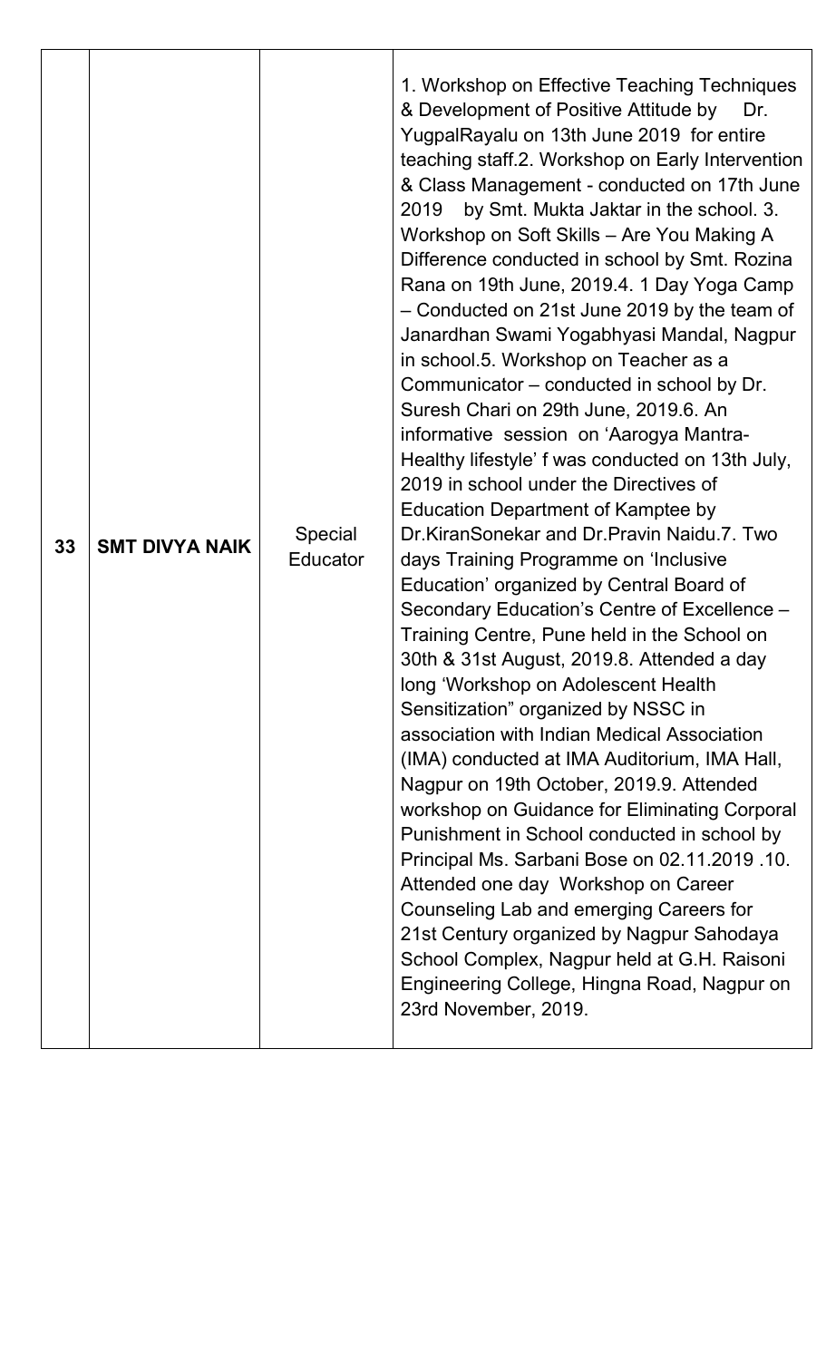| 33 | **SMT DIVYA NAIK** | Special Educator | 1. Workshop on Effective Teaching Techniques & Development of Positive Attitude by Dr. YugpalRayalu on 13th June 2019 for entire teaching staff.2. Workshop on Early Intervention & Class Management - conducted on 17th June 2019 by Smt. Mukta Jaktar in the school. 3. Workshop on Soft Skills – Are You Making A Difference conducted in school by Smt. Rozina Rana on 19th June, 2019.4. 1 Day Yoga Camp – Conducted on 21st June 2019 by the team of Janardhan Swami Yogabhyasi Mandal, Nagpur in school.5. Workshop on Teacher as a Communicator – conducted in school by Dr. Suresh Chari on 29th June, 2019.6. An informative session on 'Aarogya Mantra- Healthy lifestyle' f was conducted on 13th July, 2019 in school under the Directives of Education Department of Kamptee by Dr.KiranSonekar and Dr.Pravin Naidu.7. Two days Training Programme on 'Inclusive Education' organized by Central Board of Secondary Education's Centre of Excellence – Training Centre, Pune held in the School on 30th & 31st August, 2019.8. Attended a day long 'Workshop on Adolescent Health Sensitization" organized by NSSC in association with Indian Medical Association (IMA) conducted at IMA Auditorium, IMA Hall, Nagpur on 19th October, 2019.9. Attended workshop on Guidance for Eliminating Corporal Punishment in School conducted in school by Principal Ms. Sarbani Bose on 02.11.2019 .10. Attended one day Workshop on Career Counseling Lab and emerging Careers for 21st Century organized by Nagpur Sahodaya School Complex, Nagpur held at G.H. Raisoni Engineering College, Hingna Road, Nagpur on 23rd November, 2019. |
|---|---|---|---|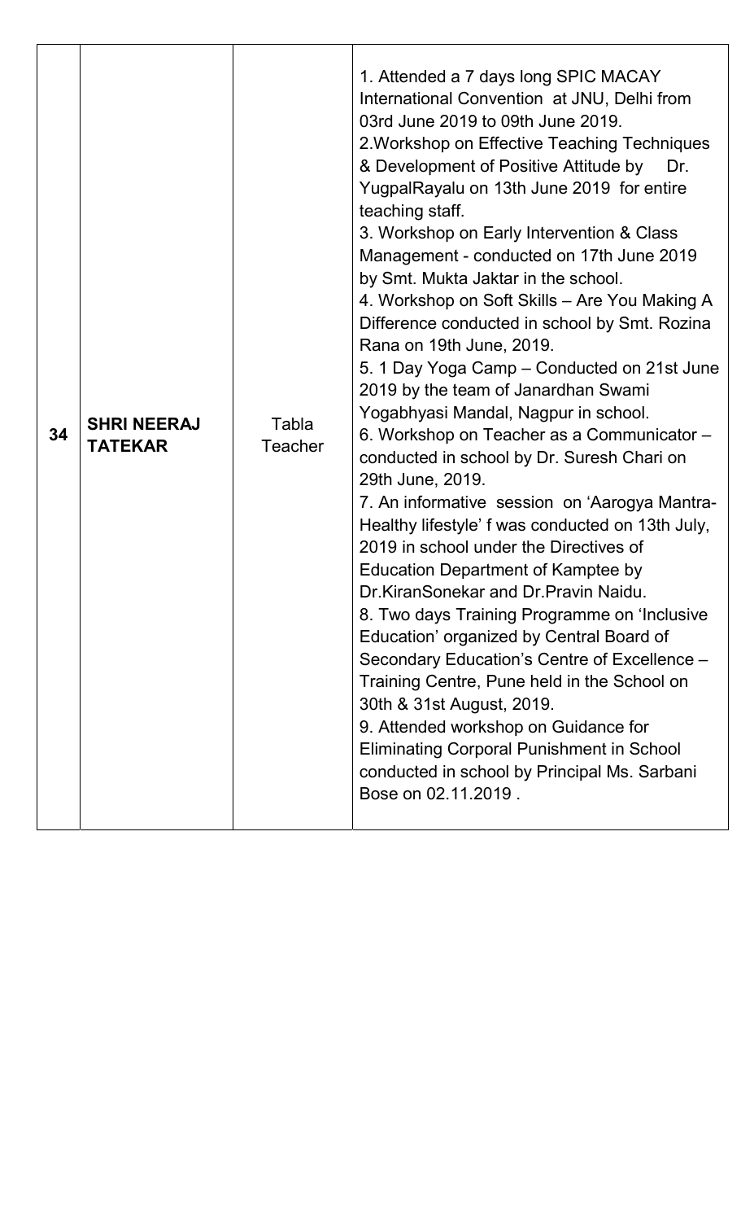| 34 | **SHRI NEERAJ TATEKAR** | Tabla Teacher | 1. Attended a 7 days long SPIC MACAY International Convention at JNU, Delhi from 03rd June 2019 to 09th June 2019.<br>2.Workshop on Effective Teaching Techniques & Development of Positive Attitude by Dr. YugpalRayalu on 13th June 2019 for entire teaching staff.<br>3. Workshop on Early Intervention & Class Management - conducted on 17th June 2019 by Smt. Mukta Jaktar in the school.<br>4. Workshop on Soft Skills – Are You Making A Difference conducted in school by Smt. Rozina Rana on 19th June, 2019.<br>5. 1 Day Yoga Camp – Conducted on 21st June 2019 by the team of Janardhan Swami Yogabhyasi Mandal, Nagpur in school.<br>6. Workshop on Teacher as a Communicator – conducted in school by Dr. Suresh Chari on 29th June, 2019.<br>7. An informative session on 'Aarogya Mantra-Healthy lifestyle' f was conducted on 13th July, 2019 in school under the Directives of Education Department of Kamptee by Dr.KiranSonekar and Dr.Pravin Naidu.<br>8. Two days Training Programme on 'Inclusive Education' organized by Central Board of Secondary Education's Centre of Excellence – Training Centre, Pune held in the School on 30th & 31st August, 2019.<br>9. Attended workshop on Guidance for Eliminating Corporal Punishment in School conducted in school by Principal Ms. Sarbani Bose on 02.11.2019 . |
|---|---|---|---|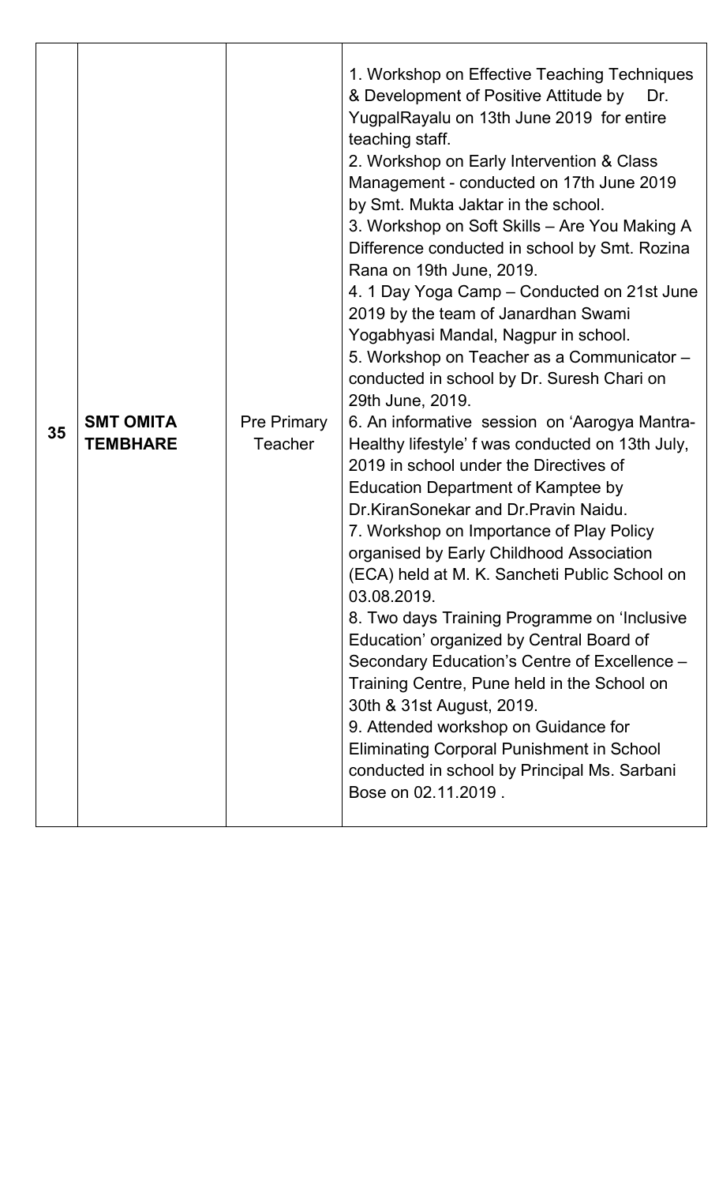| 35 | **SMT OMITA TEMBHARE** | Pre Primary Teacher | 1. Workshop on Effective Teaching Techniques & Development of Positive Attitude by Dr. YugpalRayalu on 13th June 2019 for entire teaching staff.<br>2. Workshop on Early Intervention & Class Management - conducted on 17th June 2019 by Smt. Mukta Jaktar in the school.<br>3. Workshop on Soft Skills – Are You Making A Difference conducted in school by Smt. Rozina Rana on 19th June, 2019.<br>4. 1 Day Yoga Camp – Conducted on 21st June 2019 by the team of Janardhan Swami Yogabhyasi Mandal, Nagpur in school.<br>5. Workshop on Teacher as a Communicator – conducted in school by Dr. Suresh Chari on 29th June, 2019.<br>6. An informative session on 'Aarogya Mantra- Healthy lifestyle' f was conducted on 13th July, 2019 in school under the Directives of Education Department of Kamptee by Dr.KiranSonekar and Dr.Pravin Naidu.<br>7. Workshop on Importance of Play Policy organised by Early Childhood Association (ECA) held at M. K. Sancheti Public School on 03.08.2019.<br>8. Two days Training Programme on 'Inclusive Education' organized by Central Board of Secondary Education's Centre of Excellence – Training Centre, Pune held in the School on 30th & 31st August, 2019.<br>9. Attended workshop on Guidance for Eliminating Corporal Punishment in School conducted in school by Principal Ms. Sarbani Bose on 02.11.2019 . |
|---|---|---|---|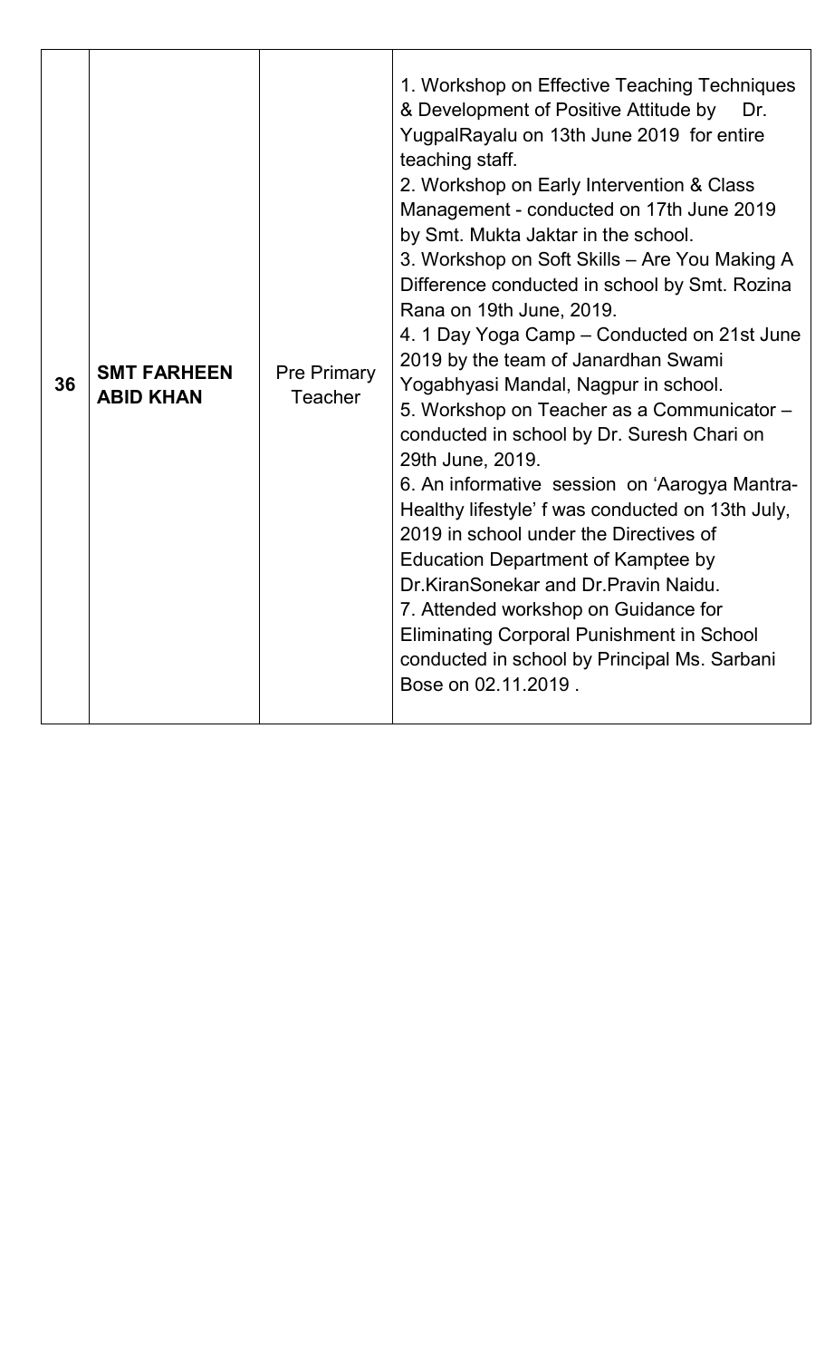| 36 | **SMT FARHEEN ABID KHAN** | Pre Primary Teacher | 1. Workshop on Effective Teaching Techniques & Development of Positive Attitude by Dr. YugpalRayalu on 13th June 2019 for entire teaching staff.<br>2. Workshop on Early Intervention & Class Management - conducted on 17th June 2019 by Smt. Mukta Jaktar in the school.<br>3. Workshop on Soft Skills – Are You Making A Difference conducted in school by Smt. Rozina Rana on 19th June, 2019.<br>4. 1 Day Yoga Camp – Conducted on 21st June 2019 by the team of Janardhan Swami Yogabhyasi Mandal, Nagpur in school.<br>5. Workshop on Teacher as a Communicator – conducted in school by Dr. Suresh Chari on 29th June, 2019.<br>6. An informative session on 'Aarogya Mantra-Healthy lifestyle' f was conducted on 13th July, 2019 in school under the Directives of Education Department of Kamptee by Dr.KiranSonekar and Dr.Pravin Naidu.<br>7. Attended workshop on Guidance for Eliminating Corporal Punishment in School conducted in school by Principal Ms. Sarbani Bose on 02.11.2019 . |
|---|---|---|---|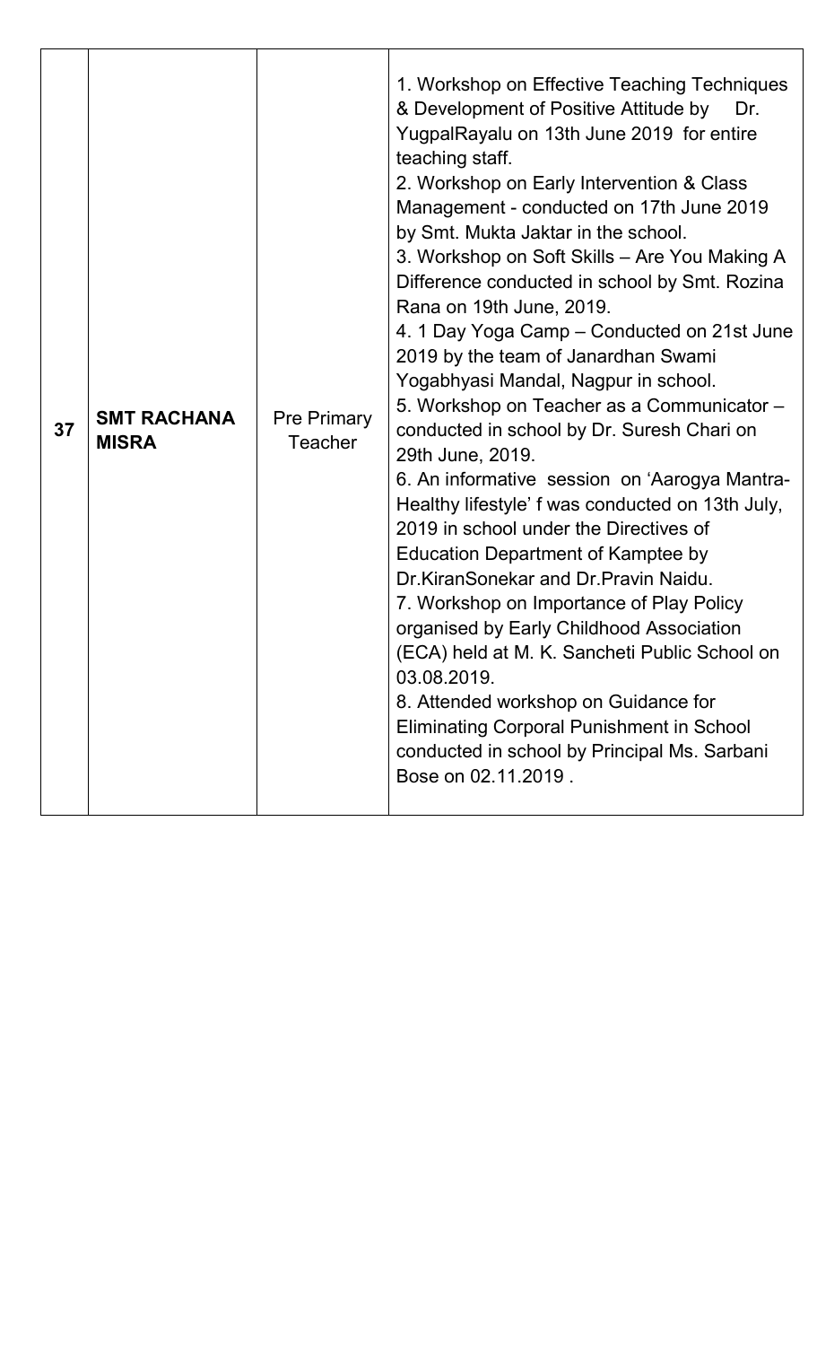| 37 | **SMT RACHANA MISRA** | Pre Primary Teacher | 1. Workshop on Effective Teaching Techniques & Development of Positive Attitude by Dr. YugpalRayalu on 13th June 2019 for entire teaching staff.<br>2. Workshop on Early Intervention & Class Management - conducted on 17th June 2019 by Smt. Mukta Jaktar in the school.<br>3. Workshop on Soft Skills – Are You Making A Difference conducted in school by Smt. Rozina Rana on 19th June, 2019.<br>4. 1 Day Yoga Camp – Conducted on 21st June 2019 by the team of Janardhan Swami Yogabhyasi Mandal, Nagpur in school.<br>5. Workshop on Teacher as a Communicator – conducted in school by Dr. Suresh Chari on 29th June, 2019.<br>6. An informative session on 'Aarogya Mantra-Healthy lifestyle' f was conducted on 13th July, 2019 in school under the Directives of Education Department of Kamptee by Dr.KiranSonekar and Dr.Pravin Naidu.<br>7. Workshop on Importance of Play Policy organised by Early Childhood Association (ECA) held at M. K. Sancheti Public School on 03.08.2019.<br>8. Attended workshop on Guidance for Eliminating Corporal Punishment in School conducted in school by Principal Ms. Sarbani Bose on 02.11.2019 . |
|---|---|---|---|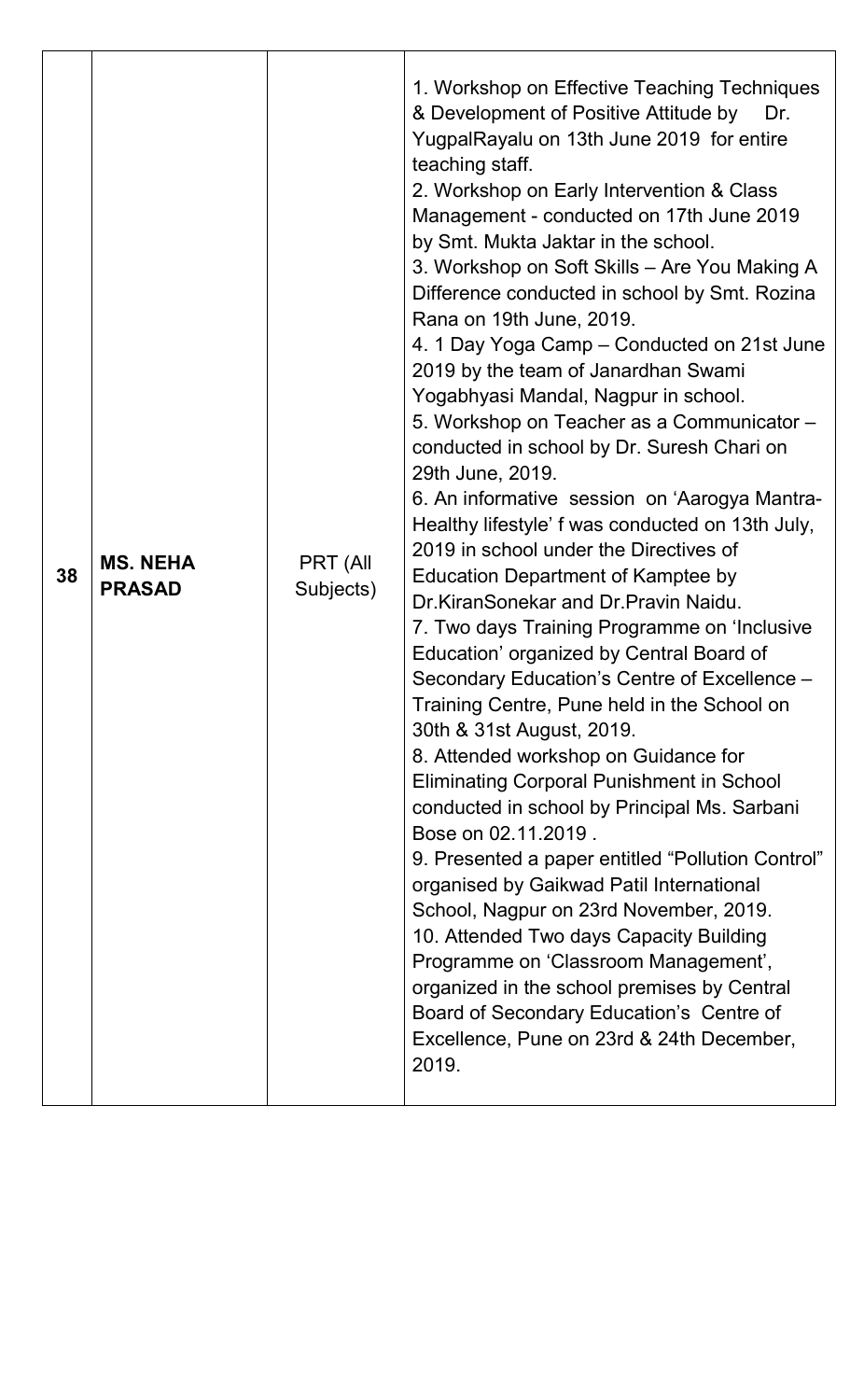| 38 | **MS. NEHA PRASAD** | PRT (All Subjects) | 1. Workshop on Effective Teaching Techniques & Development of Positive Attitude by Dr. YugpalRayalu on 13th June 2019 for entire teaching staff.<br>2. Workshop on Early Intervention & Class Management - conducted on 17th June 2019 by Smt. Mukta Jaktar in the school.<br>3. Workshop on Soft Skills – Are You Making A Difference conducted in school by Smt. Rozina Rana on 19th June, 2019.<br>4. 1 Day Yoga Camp – Conducted on 21st June 2019 by the team of Janardhan Swami Yogabhyasi Mandal, Nagpur in school.<br>5. Workshop on Teacher as a Communicator – conducted in school by Dr. Suresh Chari on 29th June, 2019.<br>6. An informative session on 'Aarogya Mantra-Healthy lifestyle' f was conducted on 13th July, 2019 in school under the Directives of Education Department of Kamptee by Dr.KiranSonekar and Dr.Pravin Naidu.<br>7. Two days Training Programme on 'Inclusive Education' organized by Central Board of Secondary Education's Centre of Excellence – Training Centre, Pune held in the School on 30th & 31st August, 2019.<br>8. Attended workshop on Guidance for Eliminating Corporal Punishment in School conducted in school by Principal Ms. Sarbani Bose on 02.11.2019 .<br>9. Presented a paper entitled "Pollution Control" organised by Gaikwad Patil International School, Nagpur on 23rd November, 2019.<br>10. Attended Two days Capacity Building Programme on 'Classroom Management', organized in the school premises by Central Board of Secondary Education's Centre of Excellence, Pune on 23rd & 24th December, 2019. |
|---|---|---|---|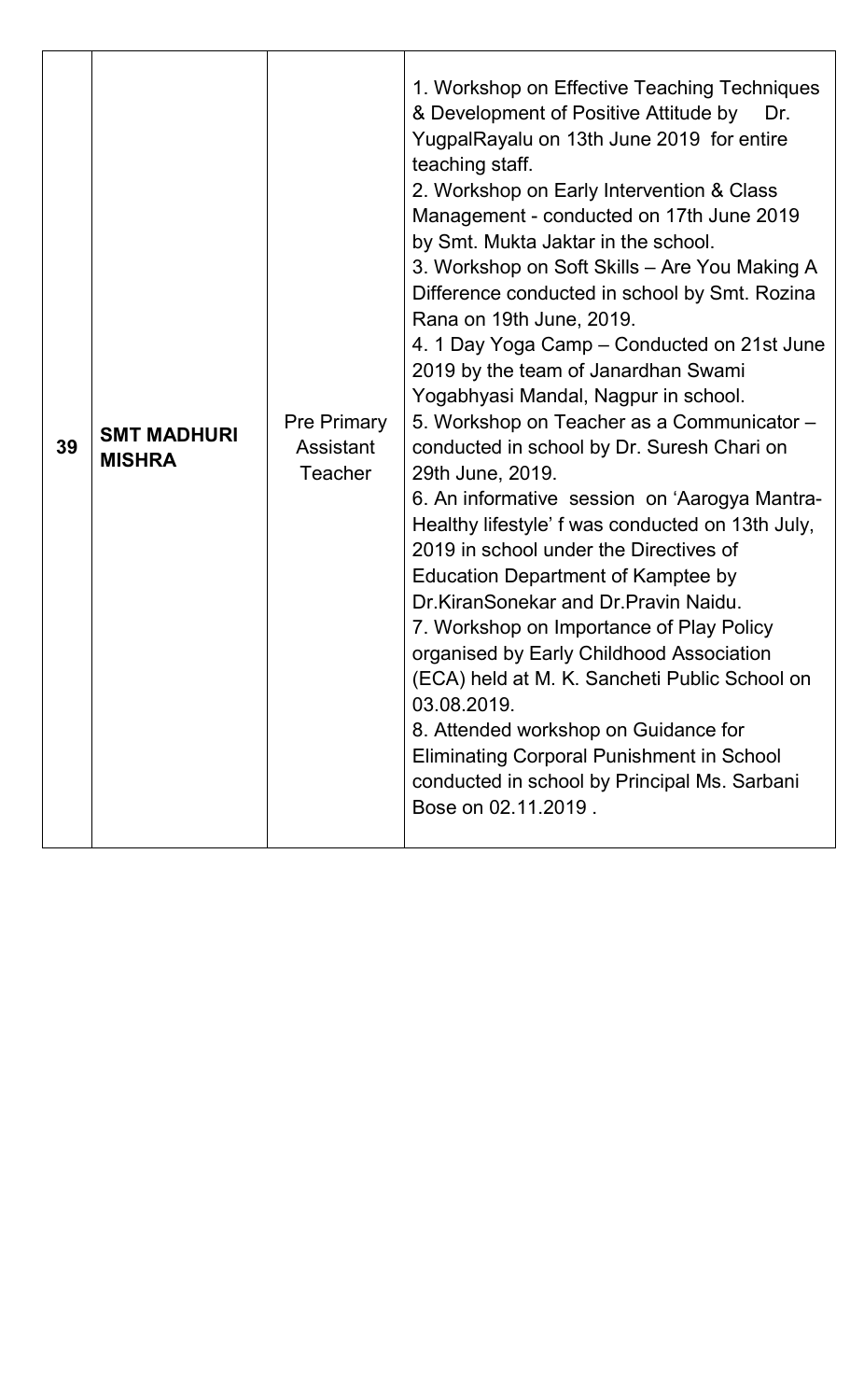| 39 | **SMT MADHURI MISHRA** | Pre Primary Assistant Teacher | 1. Workshop on Effective Teaching Techniques & Development of Positive Attitude by Dr. YugpalRayalu on 13th June 2019 for entire teaching staff.<br>2. Workshop on Early Intervention & Class Management - conducted on 17th June 2019 by Smt. Mukta Jaktar in the school.<br>3. Workshop on Soft Skills – Are You Making A Difference conducted in school by Smt. Rozina Rana on 19th June, 2019.<br>4. 1 Day Yoga Camp – Conducted on 21st June 2019 by the team of Janardhan Swami Yogabhyasi Mandal, Nagpur in school.<br>5. Workshop on Teacher as a Communicator – conducted in school by Dr. Suresh Chari on 29th June, 2019.<br>6. An informative session on 'Aarogya Mantra- Healthy lifestyle' f was conducted on 13th July, 2019 in school under the Directives of Education Department of Kamptee by Dr.KiranSonekar and Dr.Pravin Naidu.<br>7. Workshop on Importance of Play Policy organised by Early Childhood Association (ECA) held at M. K. Sancheti Public School on 03.08.2019.<br>8. Attended workshop on Guidance for Eliminating Corporal Punishment in School conducted in school by Principal Ms. Sarbani Bose on 02.11.2019 . |
|---|---|---|---|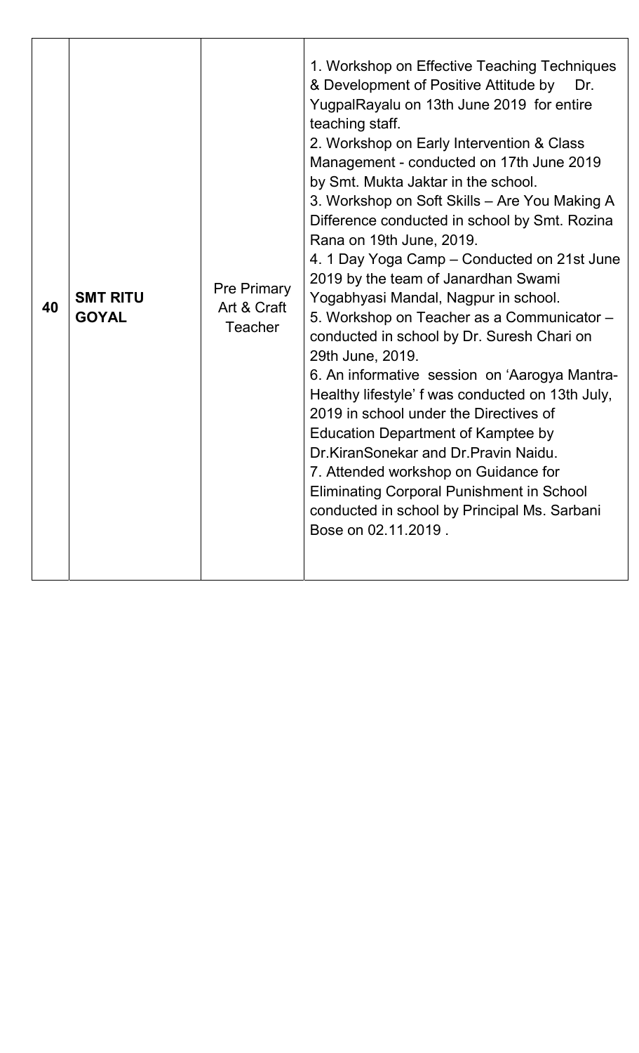| 40 | **SMT RITU GOYAL** | Pre Primary Art & Craft Teacher | 1. Workshop on Effective Teaching Techniques & Development of Positive Attitude by Dr. YugpalRayalu on 13th June 2019 for entire teaching staff.<br>2. Workshop on Early Intervention & Class Management - conducted on 17th June 2019 by Smt. Mukta Jaktar in the school.<br>3. Workshop on Soft Skills – Are You Making A Difference conducted in school by Smt. Rozina Rana on 19th June, 2019.<br>4. 1 Day Yoga Camp – Conducted on 21st June 2019 by the team of Janardhan Swami Yogabhyasi Mandal, Nagpur in school.<br>5. Workshop on Teacher as a Communicator – conducted in school by Dr. Suresh Chari on 29th June, 2019.<br>6. An informative session on 'Aarogya Mantra- Healthy lifestyle' f was conducted on 13th July, 2019 in school under the Directives of Education Department of Kamptee by Dr.KiranSonekar and Dr.Pravin Naidu.<br>7. Attended workshop on Guidance for Eliminating Corporal Punishment in School conducted in school by Principal Ms. Sarbani Bose on 02.11.2019 . |
|---|---|---|---|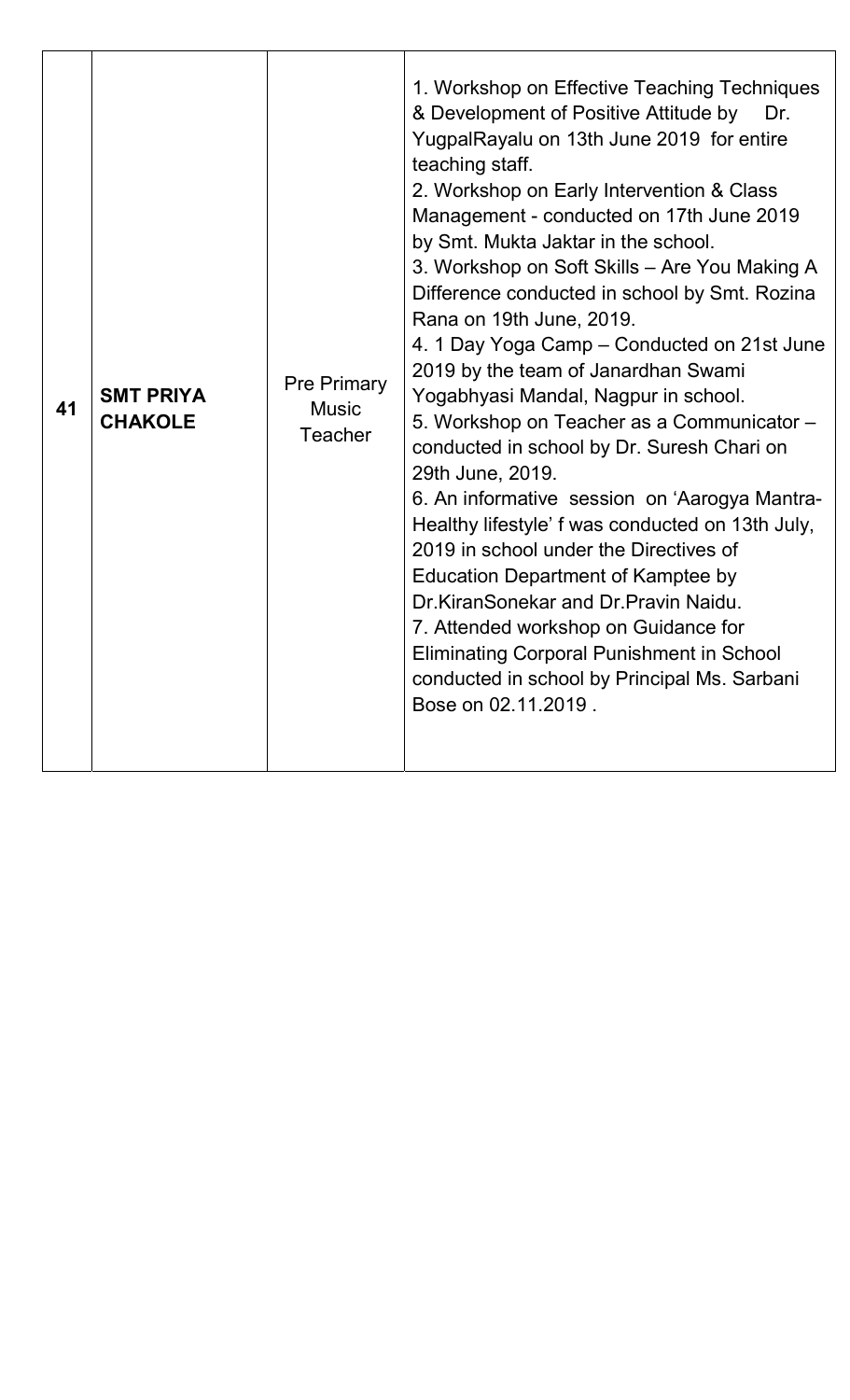| | | | |
|---|---|---|---|
| 41 | **SMT PRIYA CHAKOLE** | Pre Primary Music Teacher | 1. Workshop on Effective Teaching Techniques & Development of Positive Attitude by Dr. YugpalRayalu on 13th June 2019 for entire teaching staff.<br>2. Workshop on Early Intervention & Class Management - conducted on 17th June 2019 by Smt. Mukta Jaktar in the school.<br>3. Workshop on Soft Skills – Are You Making A Difference conducted in school by Smt. Rozina Rana on 19th June, 2019.<br>4. 1 Day Yoga Camp – Conducted on 21st June 2019 by the team of Janardhan Swami Yogabhyasi Mandal, Nagpur in school.<br>5. Workshop on Teacher as a Communicator – conducted in school by Dr. Suresh Chari on 29th June, 2019.<br>6. An informative session on 'Aarogya Mantra- Healthy lifestyle' f was conducted on 13th July, 2019 in school under the Directives of Education Department of Kamptee by Dr.KiranSonekar and Dr.Pravin Naidu.<br>7. Attended workshop on Guidance for Eliminating Corporal Punishment in School conducted in school by Principal Ms. Sarbani Bose on 02.11.2019 . |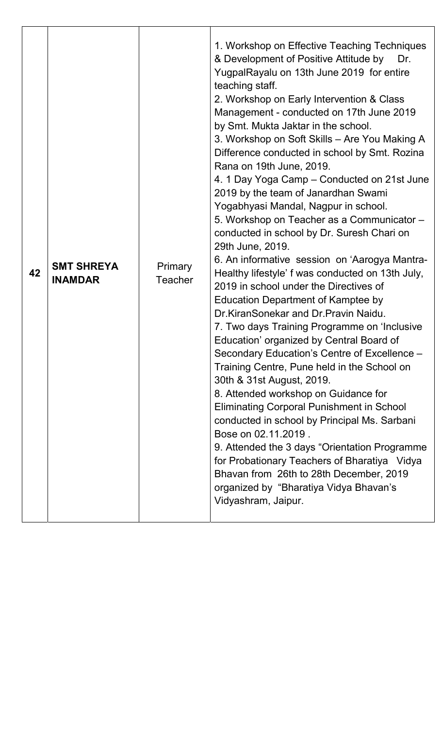| 42 | **SMT SHREYA INAMDAR** | Primary Teacher | 1. Workshop on Effective Teaching Techniques & Development of Positive Attitude by Dr. YugpalRayalu on 13th June 2019 for entire teaching staff.<br>2. Workshop on Early Intervention & Class Management - conducted on 17th June 2019 by Smt. Mukta Jaktar in the school.<br>3. Workshop on Soft Skills – Are You Making A Difference conducted in school by Smt. Rozina Rana on 19th June, 2019.<br>4. 1 Day Yoga Camp – Conducted on 21st June 2019 by the team of Janardhan Swami Yogabhyasi Mandal, Nagpur in school.<br>5. Workshop on Teacher as a Communicator – conducted in school by Dr. Suresh Chari on 29th June, 2019.<br>6. An informative session on 'Aarogya Mantra- Healthy lifestyle' f was conducted on 13th July, 2019 in school under the Directives of Education Department of Kamptee by Dr.KiranSonekar and Dr.Pravin Naidu.<br>7. Two days Training Programme on 'Inclusive Education' organized by Central Board of Secondary Education's Centre of Excellence – Training Centre, Pune held in the School on 30th & 31st August, 2019.<br>8. Attended workshop on Guidance for Eliminating Corporal Punishment in School conducted in school by Principal Ms. Sarbani Bose on 02.11.2019 .<br>9. Attended the 3 days "Orientation Programme for Probationary Teachers of Bharatiya Vidya Bhavan from 26th to 28th December, 2019 organized by "Bharatiya Vidya Bhavan's Vidyashram, Jaipur. |
|---|---|---|---|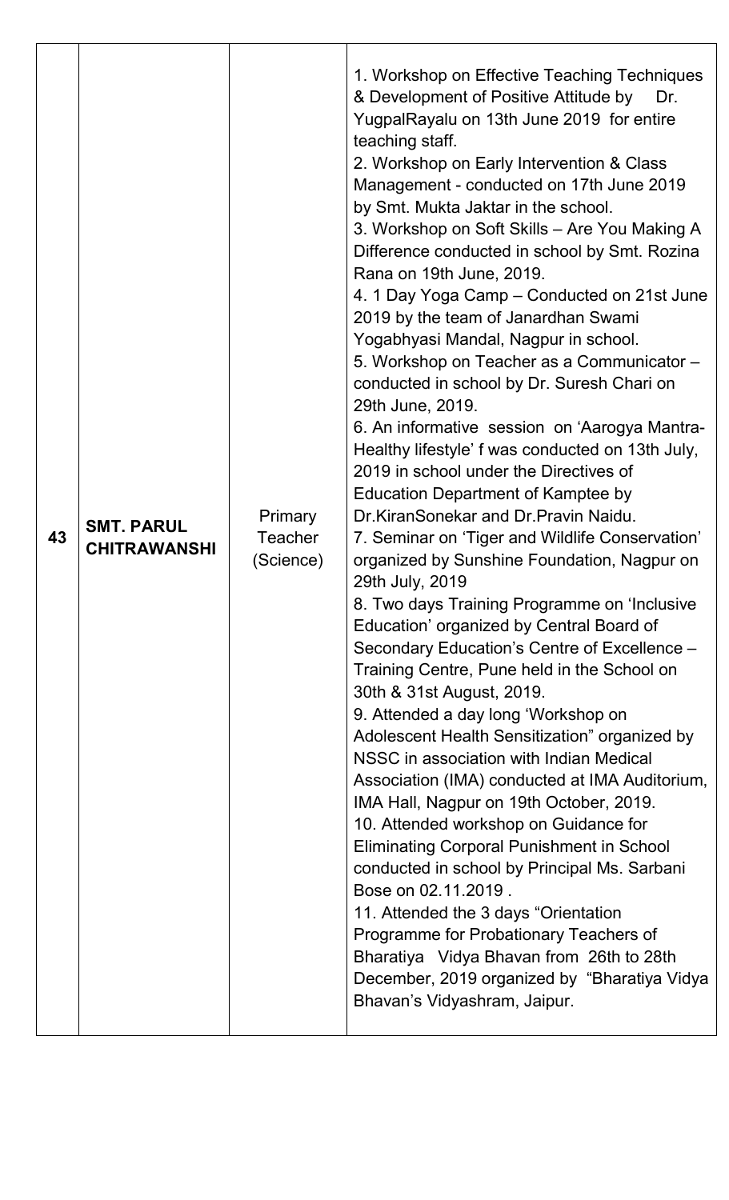| | | | |
|---|---|---|---|
| 43 | **SMT. PARUL CHITRAWANSHI** | Primary Teacher (Science) | 1. Workshop on Effective Teaching Techniques & Development of Positive Attitude by Dr. YugpalRayalu on 13th June 2019 for entire teaching staff.<br>2. Workshop on Early Intervention & Class Management - conducted on 17th June 2019 by Smt. Mukta Jaktar in the school.<br>3. Workshop on Soft Skills – Are You Making A Difference conducted in school by Smt. Rozina Rana on 19th June, 2019.<br>4. 1 Day Yoga Camp – Conducted on 21st June 2019 by the team of Janardhan Swami Yogabhyasi Mandal, Nagpur in school.<br>5. Workshop on Teacher as a Communicator – conducted in school by Dr. Suresh Chari on 29th June, 2019.<br>6. An informative session on 'Aarogya Mantra-Healthy lifestyle' f was conducted on 13th July, 2019 in school under the Directives of Education Department of Kamptee by Dr.KiranSonekar and Dr.Pravin Naidu.<br>7. Seminar on 'Tiger and Wildlife Conservation' organized by Sunshine Foundation, Nagpur on 29th July, 2019<br>8. Two days Training Programme on 'Inclusive Education' organized by Central Board of Secondary Education's Centre of Excellence – Training Centre, Pune held in the School on 30th & 31st August, 2019.<br>9. Attended a day long 'Workshop on Adolescent Health Sensitization" organized by NSSC in association with Indian Medical Association (IMA) conducted at IMA Auditorium, IMA Hall, Nagpur on 19th October, 2019.<br>10. Attended workshop on Guidance for Eliminating Corporal Punishment in School conducted in school by Principal Ms. Sarbani Bose on 02.11.2019 .<br>11. Attended the 3 days "Orientation Programme for Probationary Teachers of Bharatiya Vidya Bhavan from 26th to 28th December, 2019 organized by "Bharatiya Vidya Bhavan's Vidyashram, Jaipur. |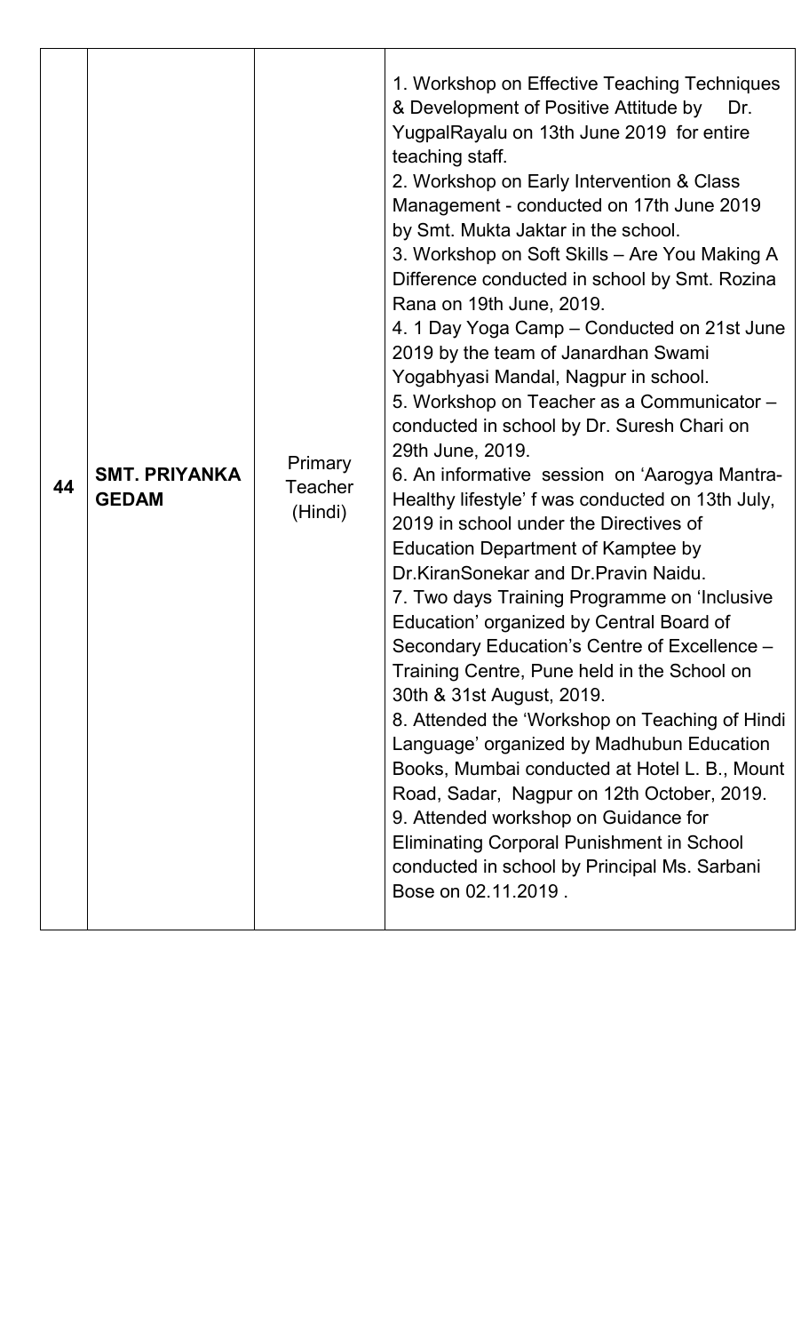| 44 | **SMT. PRIYANKA GEDAM** | Primary Teacher (Hindi) | 1. Workshop on Effective Teaching Techniques & Development of Positive Attitude by Dr. YugpalRayalu on 13th June 2019 for entire teaching staff.<br>2. Workshop on Early Intervention & Class Management - conducted on 17th June 2019 by Smt. Mukta Jaktar in the school.<br>3. Workshop on Soft Skills – Are You Making A Difference conducted in school by Smt. Rozina Rana on 19th June, 2019.<br>4. 1 Day Yoga Camp – Conducted on 21st June 2019 by the team of Janardhan Swami Yogabhyasi Mandal, Nagpur in school.<br>5. Workshop on Teacher as a Communicator – conducted in school by Dr. Suresh Chari on 29th June, 2019.<br>6. An informative session on 'Aarogya Mantra-Healthy lifestyle' f was conducted on 13th July, 2019 in school under the Directives of Education Department of Kamptee by Dr.KiranSonekar and Dr.Pravin Naidu.<br>7. Two days Training Programme on 'Inclusive Education' organized by Central Board of Secondary Education's Centre of Excellence – Training Centre, Pune held in the School on 30th & 31st August, 2019.<br>8. Attended the 'Workshop on Teaching of Hindi Language' organized by Madhubun Education Books, Mumbai conducted at Hotel L. B., Mount Road, Sadar, Nagpur on 12th October, 2019.<br>9. Attended workshop on Guidance for Eliminating Corporal Punishment in School conducted in school by Principal Ms. Sarbani Bose on 02.11.2019 . |
|---|---|---|---|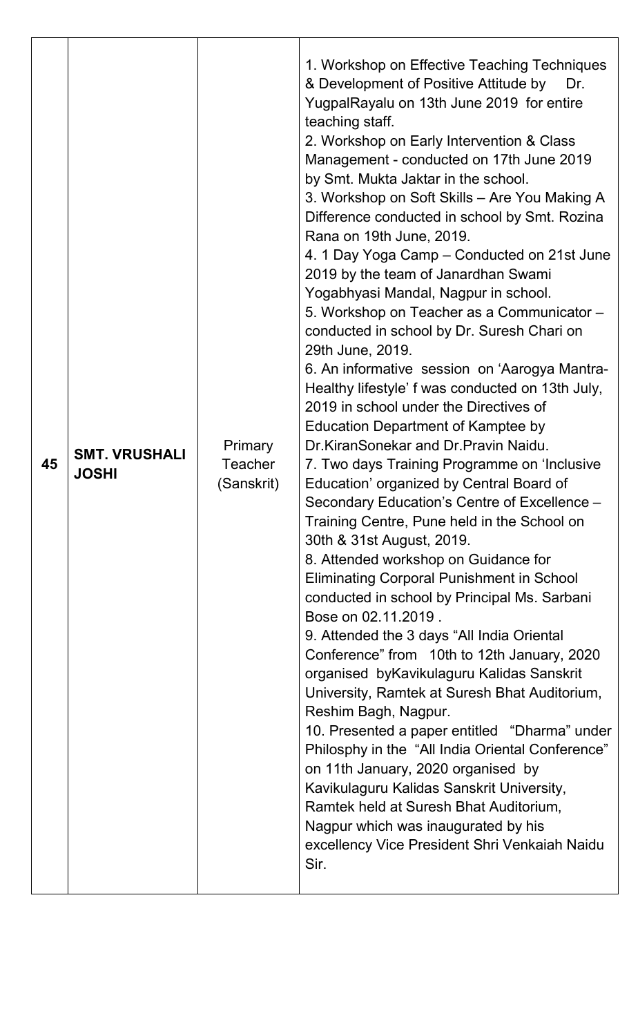| 45 | **SMT. VRUSHALI JOSHI** | Primary Teacher (Sanskrit) | 1. Workshop on Effective Teaching Techniques & Development of Positive Attitude by Dr. YugpalRayalu on 13th June 2019 for entire teaching staff.<br>2. Workshop on Early Intervention & Class Management - conducted on 17th June 2019 by Smt. Mukta Jaktar in the school.<br>3. Workshop on Soft Skills – Are You Making A Difference conducted in school by Smt. Rozina Rana on 19th June, 2019.<br>4. 1 Day Yoga Camp – Conducted on 21st June 2019 by the team of Janardhan Swami Yogabhyasi Mandal, Nagpur in school.<br>5. Workshop on Teacher as a Communicator – conducted in school by Dr. Suresh Chari on 29th June, 2019.<br>6. An informative session on 'Aarogya Mantra-Healthy lifestyle' f was conducted on 13th July, 2019 in school under the Directives of Education Department of Kamptee by Dr.KiranSonekar and Dr.Pravin Naidu.<br>7. Two days Training Programme on 'Inclusive Education' organized by Central Board of Secondary Education's Centre of Excellence – Training Centre, Pune held in the School on 30th & 31st August, 2019.<br>8. Attended workshop on Guidance for Eliminating Corporal Punishment in School conducted in school by Principal Ms. Sarbani Bose on 02.11.2019 .<br>9. Attended the 3 days "All India Oriental Conference" from 10th to 12th January, 2020 organised byKavikulaguru Kalidas Sanskrit University, Ramtek at Suresh Bhat Auditorium, Reshim Bagh, Nagpur.<br>10. Presented a paper entitled "Dharma" under Philosphy in the "All India Oriental Conference" on 11th January, 2020 organised by Kavikulaguru Kalidas Sanskrit University, Ramtek held at Suresh Bhat Auditorium, Nagpur which was inaugurated by his excellency Vice President Shri Venkaiah Naidu Sir. |
|---|---|---|---|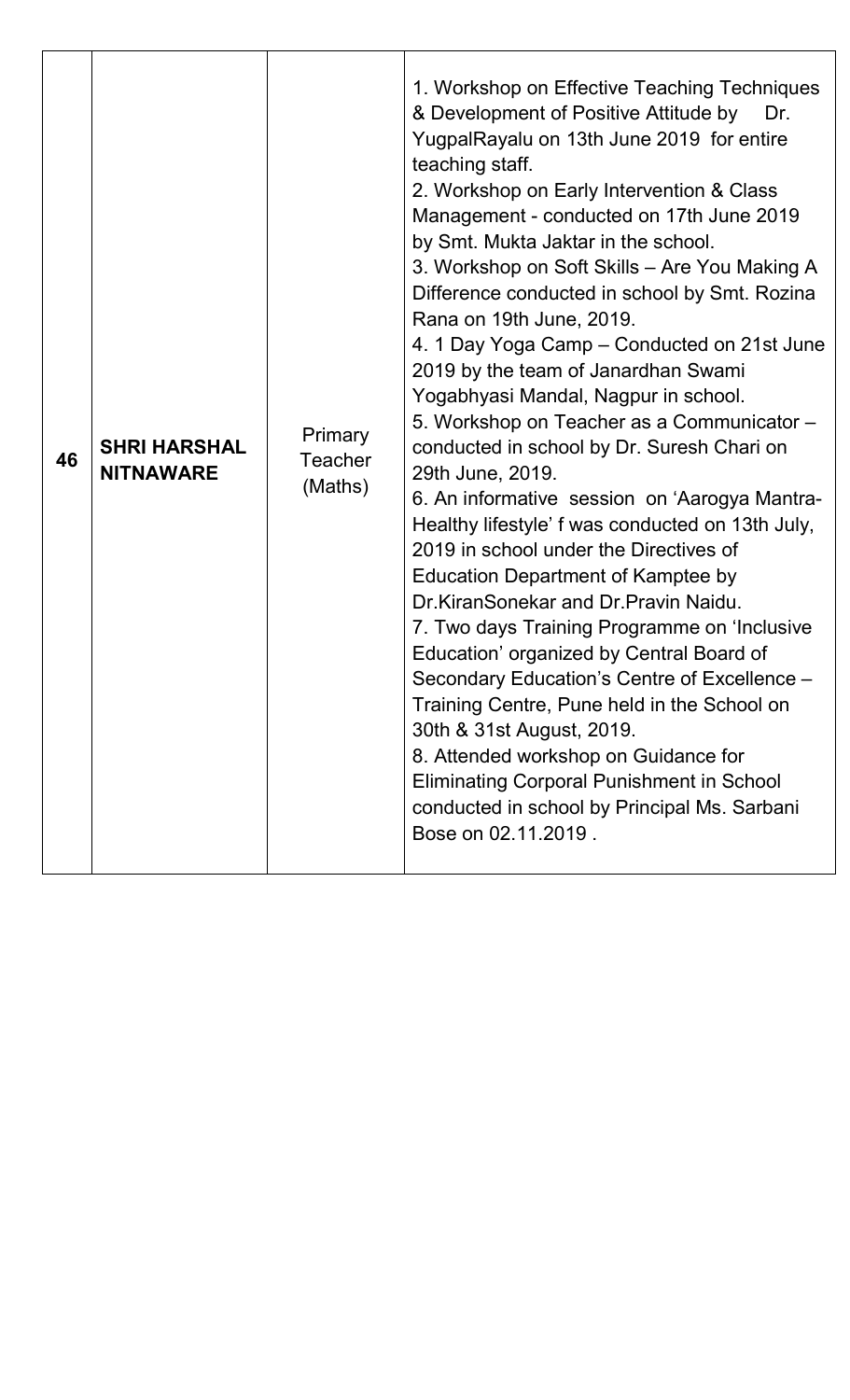| | | | |
|---|---|---|---|
| 46 | **SHRI HARSHAL NITNAWARE** | Primary Teacher (Maths) | 1. Workshop on Effective Teaching Techniques & Development of Positive Attitude by Dr. YugpalRayalu on 13th June 2019 for entire teaching staff.<br>2. Workshop on Early Intervention & Class Management - conducted on 17th June 2019 by Smt. Mukta Jaktar in the school.<br>3. Workshop on Soft Skills – Are You Making A Difference conducted in school by Smt. Rozina Rana on 19th June, 2019.<br>4. 1 Day Yoga Camp – Conducted on 21st June 2019 by the team of Janardhan Swami Yogabhyasi Mandal, Nagpur in school.<br>5. Workshop on Teacher as a Communicator – conducted in school by Dr. Suresh Chari on 29th June, 2019.<br>6. An informative session on 'Aarogya Mantra-Healthy lifestyle' f was conducted on 13th July, 2019 in school under the Directives of Education Department of Kamptee by Dr.KiranSonekar and Dr.Pravin Naidu.<br>7. Two days Training Programme on 'Inclusive Education' organized by Central Board of Secondary Education's Centre of Excellence – Training Centre, Pune held in the School on 30th & 31st August, 2019.<br>8. Attended workshop on Guidance for Eliminating Corporal Punishment in School conducted in school by Principal Ms. Sarbani Bose on 02.11.2019 . |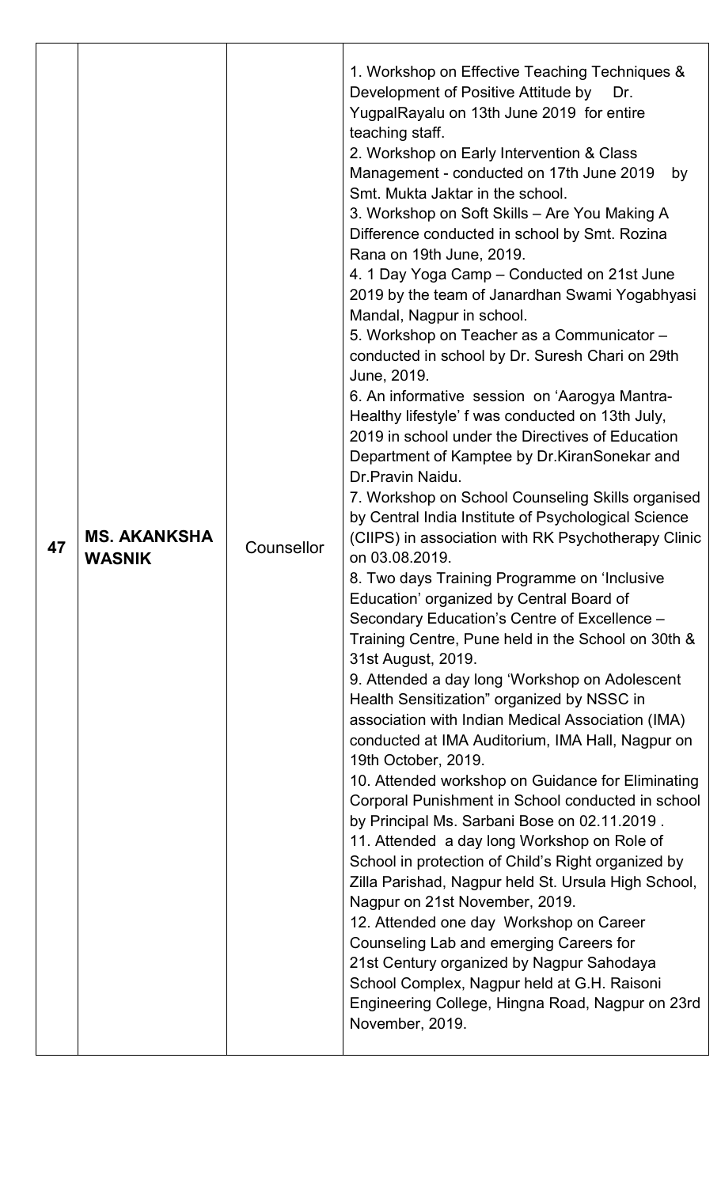| 47 | **MS. AKANKSHA WASNIK** | Counsellor | 1. Workshop on Effective Teaching Techniques & Development of Positive Attitude by Dr. YugpalRayalu on 13th June 2019 for entire teaching staff.<br>2. Workshop on Early Intervention & Class Management - conducted on 17th June 2019 by Smt. Mukta Jaktar in the school.<br>3. Workshop on Soft Skills – Are You Making A Difference conducted in school by Smt. Rozina Rana on 19th June, 2019.<br>4. 1 Day Yoga Camp – Conducted on 21st June 2019 by the team of Janardhan Swami Yogabhyasi Mandal, Nagpur in school.<br>5. Workshop on Teacher as a Communicator – conducted in school by Dr. Suresh Chari on 29th June, 2019.<br>6. An informative session on 'Aarogya Mantra- Healthy lifestyle' f was conducted on 13th July, 2019 in school under the Directives of Education Department of Kamptee by Dr.KiranSonekar and Dr.Pravin Naidu.<br>7. Workshop on School Counseling Skills organised by Central India Institute of Psychological Science (CIIPS) in association with RK Psychotherapy Clinic on 03.08.2019.<br>8. Two days Training Programme on 'Inclusive Education' organized by Central Board of Secondary Education's Centre of Excellence – Training Centre, Pune held in the School on 30th & 31st August, 2019.<br>9. Attended a day long 'Workshop on Adolescent Health Sensitization" organized by NSSC in association with Indian Medical Association (IMA) conducted at IMA Auditorium, IMA Hall, Nagpur on 19th October, 2019.<br>10. Attended workshop on Guidance for Eliminating Corporal Punishment in School conducted in school by Principal Ms. Sarbani Bose on 02.11.2019 .<br>11. Attended a day long Workshop on Role of School in protection of Child's Right organized by Zilla Parishad, Nagpur held St. Ursula High School, Nagpur on 21st November, 2019.<br>12. Attended one day Workshop on Career Counseling Lab and emerging Careers for 21st Century organized by Nagpur Sahodaya School Complex, Nagpur held at G.H. Raisoni Engineering College, Hingna Road, Nagpur on 23rd November, 2019. |
|---|---|---|---|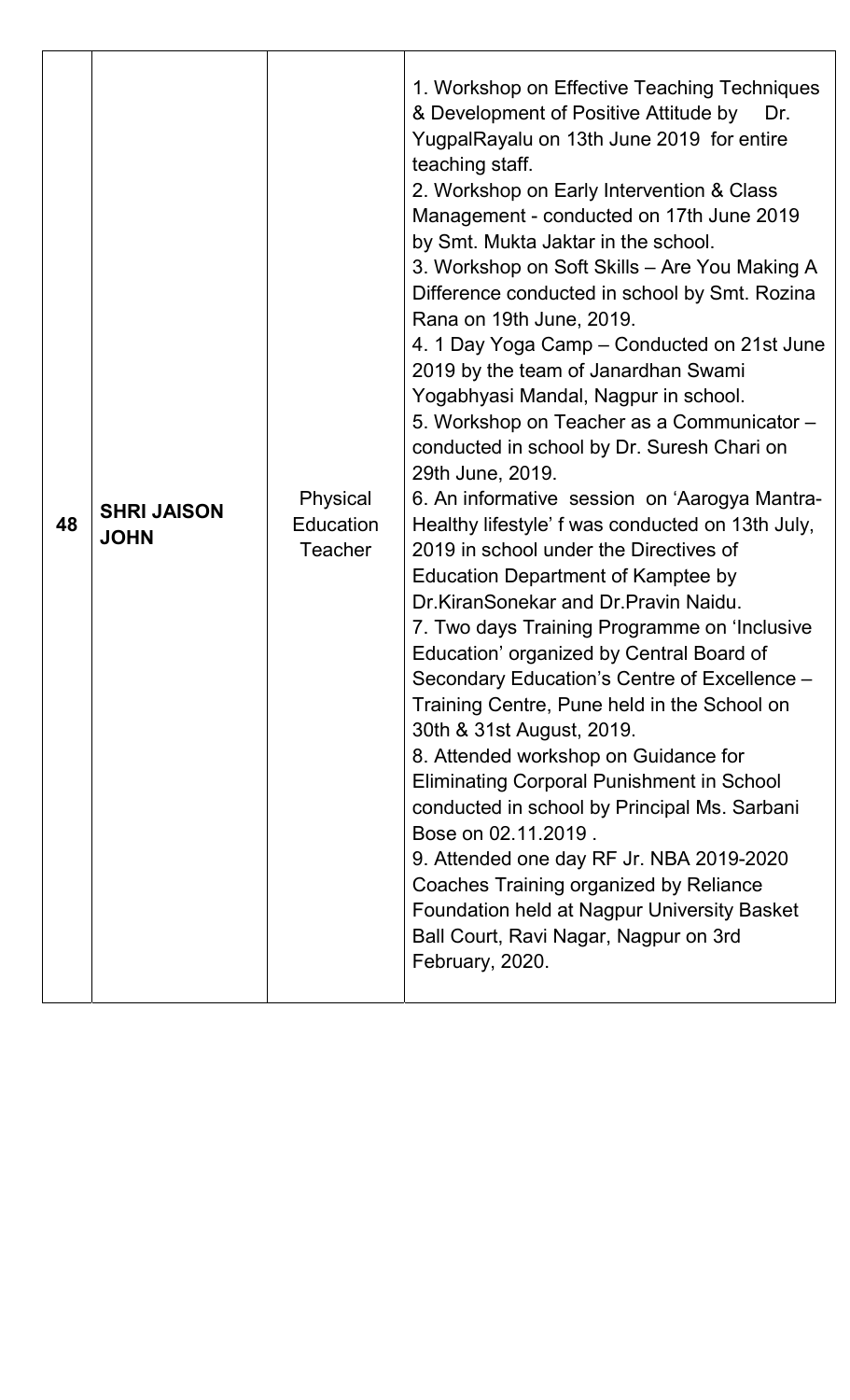| 48 | **SHRI JAISON JOHN** | Physical Education Teacher | 1. Workshop on Effective Teaching Techniques & Development of Positive Attitude by Dr. YugpalRayalu on 13th June 2019 for entire teaching staff.<br>2. Workshop on Early Intervention & Class Management - conducted on 17th June 2019 by Smt. Mukta Jaktar in the school.<br>3. Workshop on Soft Skills – Are You Making A Difference conducted in school by Smt. Rozina Rana on 19th June, 2019.<br>4. 1 Day Yoga Camp – Conducted on 21st June 2019 by the team of Janardhan Swami Yogabhyasi Mandal, Nagpur in school.<br>5. Workshop on Teacher as a Communicator – conducted in school by Dr. Suresh Chari on 29th June, 2019.<br>6. An informative session on 'Aarogya Mantra- Healthy lifestyle' f was conducted on 13th July, 2019 in school under the Directives of Education Department of Kamptee by Dr.KiranSonekar and Dr.Pravin Naidu.<br>7. Two days Training Programme on 'Inclusive Education' organized by Central Board of Secondary Education's Centre of Excellence – Training Centre, Pune held in the School on 30th & 31st August, 2019.<br>8. Attended workshop on Guidance for Eliminating Corporal Punishment in School conducted in school by Principal Ms. Sarbani Bose on 02.11.2019 .<br>9. Attended one day RF Jr. NBA 2019-2020 Coaches Training organized by Reliance Foundation held at Nagpur University Basket Ball Court, Ravi Nagar, Nagpur on 3rd February, 2020. |
|---|---|---|---|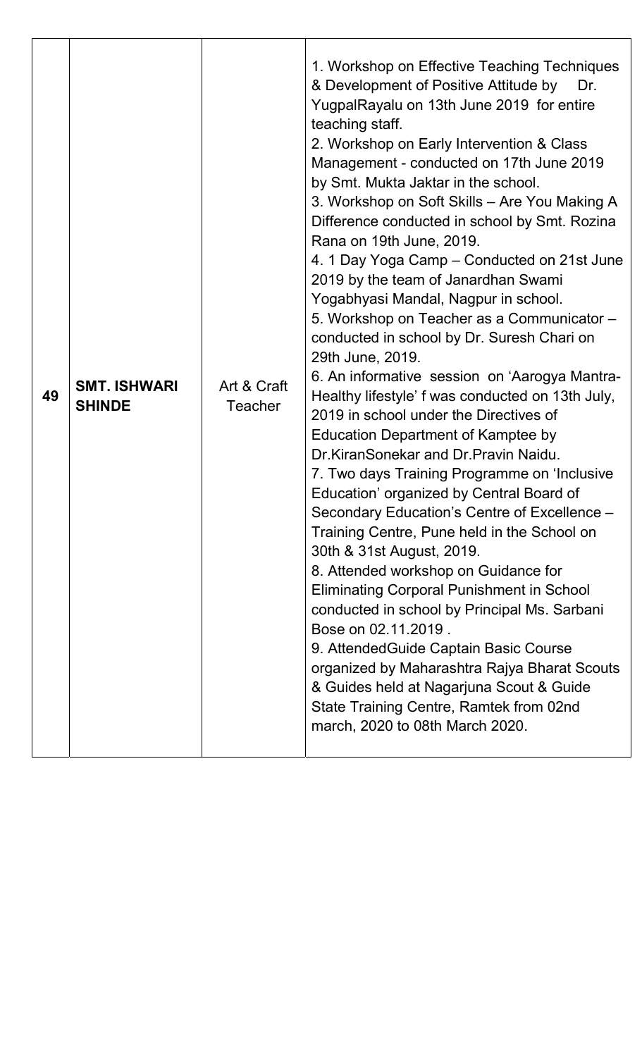| 49 | **SMT. ISHWARI SHINDE** | Art & Craft Teacher | 1. Workshop on Effective Teaching Techniques & Development of Positive Attitude by Dr. YugpalRayalu on 13th June 2019 for entire teaching staff.<br>2. Workshop on Early Intervention & Class Management - conducted on 17th June 2019 by Smt. Mukta Jaktar in the school.<br>3. Workshop on Soft Skills – Are You Making A Difference conducted in school by Smt. Rozina Rana on 19th June, 2019.<br>4. 1 Day Yoga Camp – Conducted on 21st June 2019 by the team of Janardhan Swami Yogabhyasi Mandal, Nagpur in school.<br>5. Workshop on Teacher as a Communicator – conducted in school by Dr. Suresh Chari on 29th June, 2019.<br>6. An informative session on 'Aarogya Mantra-Healthy lifestyle' f was conducted on 13th July, 2019 in school under the Directives of Education Department of Kamptee by Dr.KiranSonekar and Dr.Pravin Naidu.<br>7. Two days Training Programme on 'Inclusive Education' organized by Central Board of Secondary Education's Centre of Excellence – Training Centre, Pune held in the School on 30th & 31st August, 2019.<br>8. Attended workshop on Guidance for Eliminating Corporal Punishment in School conducted in school by Principal Ms. Sarbani Bose on 02.11.2019 .<br>9. AttendedGuide Captain Basic Course organized by Maharashtra Rajya Bharat Scouts & Guides held at Nagarjuna Scout & Guide State Training Centre, Ramtek from 02nd march, 2020 to 08th March 2020. |
|---|---|---|---|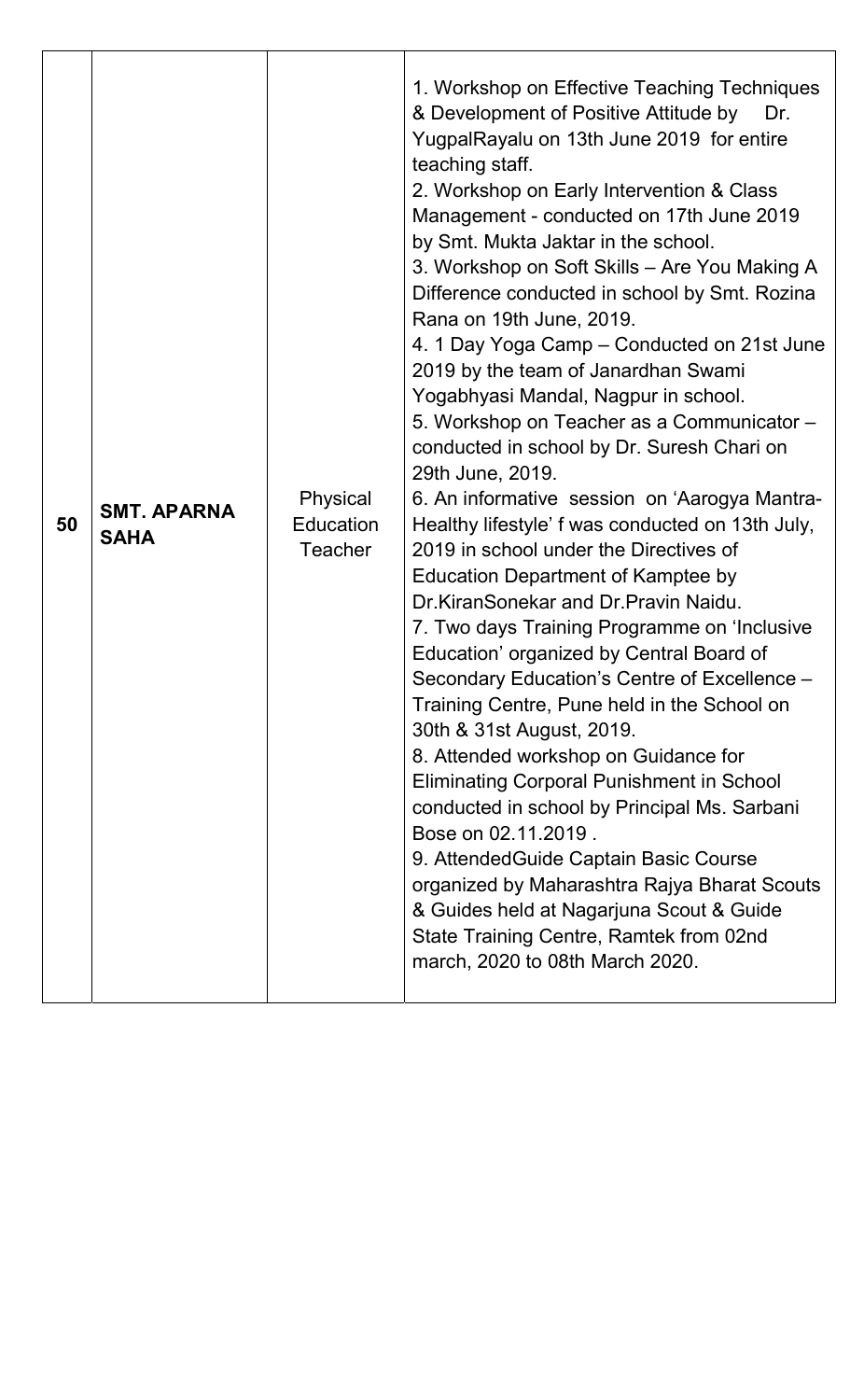| 50 | **SMT. APARNA SAHA** | Physical Education Teacher | 1. Workshop on Effective Teaching Techniques & Development of Positive Attitude by Dr. YugpalRayalu on 13th June 2019 for entire teaching staff.<br>2. Workshop on Early Intervention & Class Management - conducted on 17th June 2019 by Smt. Mukta Jaktar in the school.<br>3. Workshop on Soft Skills – Are You Making A Difference conducted in school by Smt. Rozina Rana on 19th June, 2019.<br>4. 1 Day Yoga Camp – Conducted on 21st June 2019 by the team of Janardhan Swami Yogabhyasi Mandal, Nagpur in school.<br>5. Workshop on Teacher as a Communicator – conducted in school by Dr. Suresh Chari on 29th June, 2019.<br>6. An informative session on 'Aarogya Mantra-Healthy lifestyle' f was conducted on 13th July, 2019 in school under the Directives of Education Department of Kamptee by Dr.KiranSonekar and Dr.Pravin Naidu.<br>7. Two days Training Programme on 'Inclusive Education' organized by Central Board of Secondary Education's Centre of Excellence – Training Centre, Pune held in the School on 30th & 31st August, 2019.<br>8. Attended workshop on Guidance for Eliminating Corporal Punishment in School conducted in school by Principal Ms. Sarbani Bose on 02.11.2019 .<br>9. AttendedGuide Captain Basic Course organized by Maharashtra Rajya Bharat Scouts & Guides held at Nagarjuna Scout & Guide State Training Centre, Ramtek from 02nd march, 2020 to 08th March 2020. |
|---|---|---|---|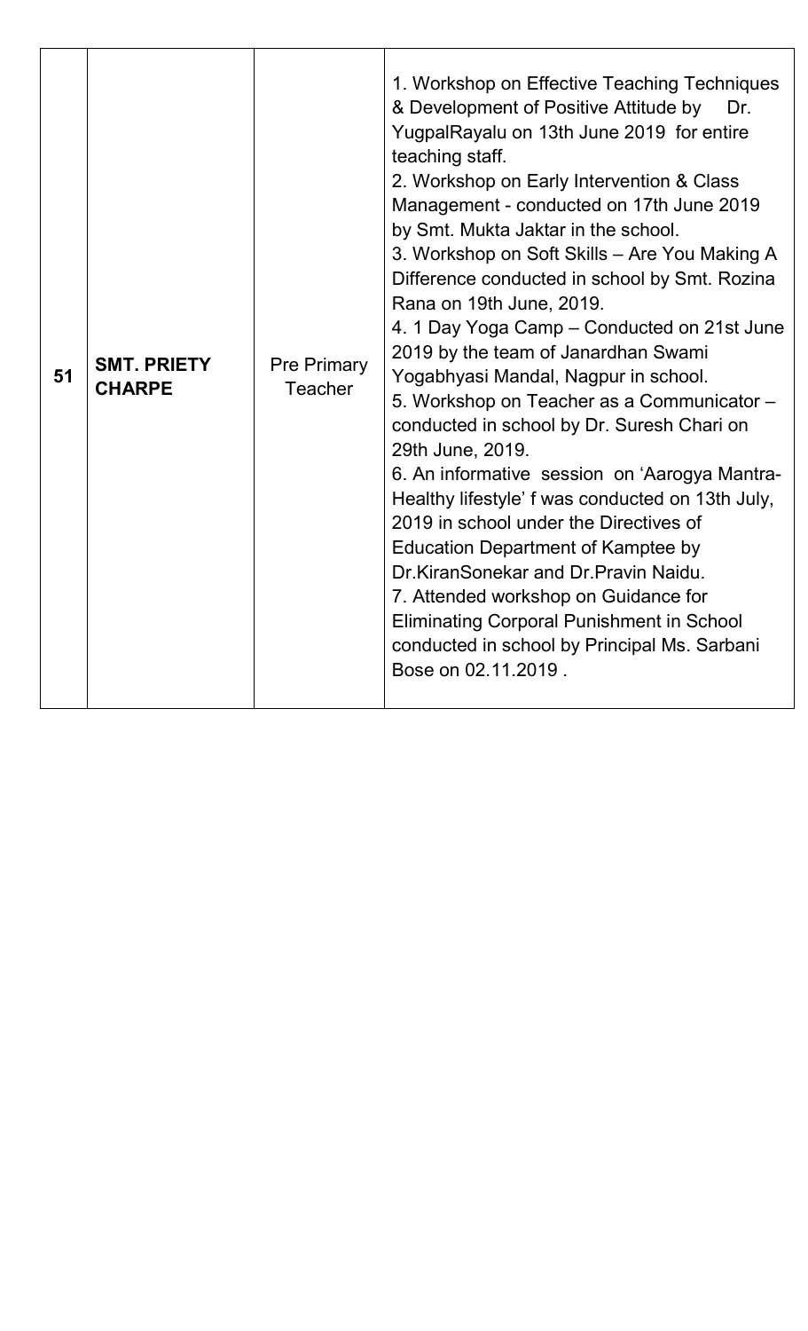| 51 | **SMT. PRIETY CHARPE** | Pre Primary Teacher | 1. Workshop on Effective Teaching Techniques & Development of Positive Attitude by Dr. YugpalRayalu on 13th June 2019 for entire teaching staff.<br>2. Workshop on Early Intervention & Class Management - conducted on 17th June 2019 by Smt. Mukta Jaktar in the school.<br>3. Workshop on Soft Skills – Are You Making A Difference conducted in school by Smt. Rozina Rana on 19th June, 2019.<br>4. 1 Day Yoga Camp – Conducted on 21st June 2019 by the team of Janardhan Swami Yogabhyasi Mandal, Nagpur in school.<br>5. Workshop on Teacher as a Communicator – conducted in school by Dr. Suresh Chari on 29th June, 2019.<br>6. An informative session on 'Aarogya Mantra- Healthy lifestyle' f was conducted on 13th July, 2019 in school under the Directives of Education Department of Kamptee by Dr.KiranSonekar and Dr.Pravin Naidu.<br>7. Attended workshop on Guidance for Eliminating Corporal Punishment in School conducted in school by Principal Ms. Sarbani Bose on 02.11.2019 . |
|---|---|---|---|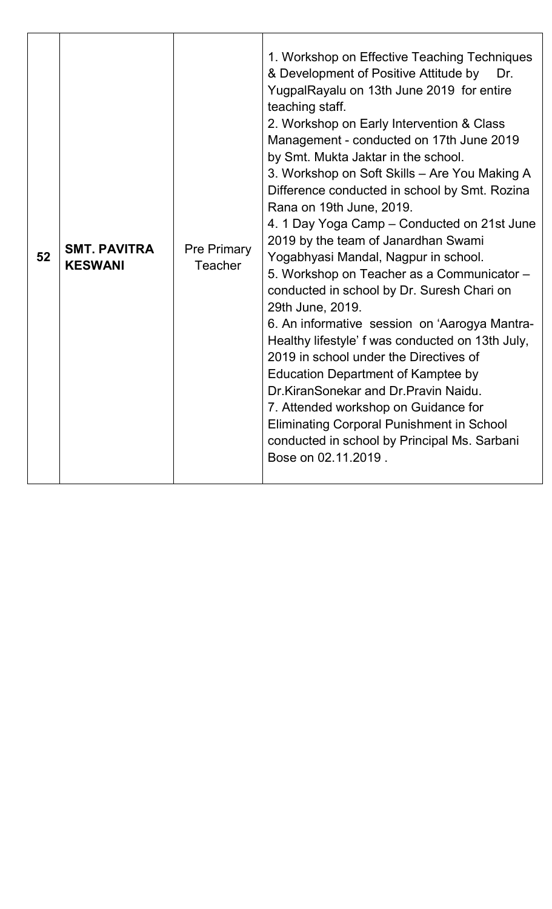| 52 | **SMT. PAVITRA KESWANI** | Pre Primary Teacher | 1. Workshop on Effective Teaching Techniques & Development of Positive Attitude by Dr. YugpalRayalu on 13th June 2019 for entire teaching staff.<br>2. Workshop on Early Intervention & Class Management - conducted on 17th June 2019 by Smt. Mukta Jaktar in the school.<br>3. Workshop on Soft Skills – Are You Making A Difference conducted in school by Smt. Rozina Rana on 19th June, 2019.<br>4. 1 Day Yoga Camp – Conducted on 21st June 2019 by the team of Janardhan Swami Yogabhyasi Mandal, Nagpur in school.<br>5. Workshop on Teacher as a Communicator – conducted in school by Dr. Suresh Chari on 29th June, 2019.<br>6. An informative session on 'Aarogya Mantra-Healthy lifestyle' f was conducted on 13th July, 2019 in school under the Directives of Education Department of Kamptee by Dr.KiranSonekar and Dr.Pravin Naidu.<br>7. Attended workshop on Guidance for Eliminating Corporal Punishment in School conducted in school by Principal Ms. Sarbani Bose on 02.11.2019 . |
|---|---|---|---|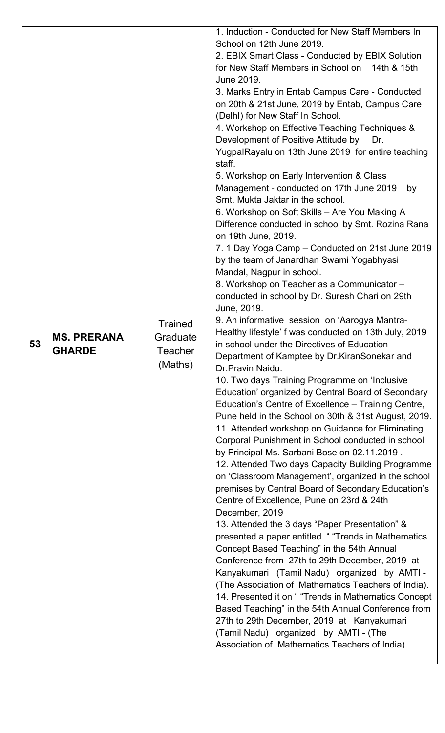| | | | |
|---|---|---|---|
| 53 | **MS. PRERANA GHARDE** | Trained Graduate Teacher (Maths) | 1. Induction - Conducted for New Staff Members In School on 12th June 2019.<br>2. EBIX Smart Class - Conducted by EBIX Solution for New Staff Members in School on 14th & 15th June 2019.<br>3. Marks Entry in Entab Campus Care - Conducted on 20th & 21st June, 2019 by Entab, Campus Care (Delhl) for New Staff In School.<br>4. Workshop on Effective Teaching Techniques & Development of Positive Attitude by Dr. YugpalRayalu on 13th June 2019 for entire teaching staff.<br>5. Workshop on Early Intervention & Class Management - conducted on 17th June 2019 by Smt. Mukta Jaktar in the school.<br>6. Workshop on Soft Skills – Are You Making A Difference conducted in school by Smt. Rozina Rana on 19th June, 2019.<br>7. 1 Day Yoga Camp – Conducted on 21st June 2019 by the team of Janardhan Swami Yogabhyasi Mandal, Nagpur in school.<br>8. Workshop on Teacher as a Communicator – conducted in school by Dr. Suresh Chari on 29th June, 2019.<br>9. An informative session on 'Aarogya Mantra- Healthy lifestyle' f was conducted on 13th July, 2019 in school under the Directives of Education Department of Kamptee by Dr.KiranSonekar and Dr.Pravin Naidu.<br>10. Two days Training Programme on 'Inclusive Education' organized by Central Board of Secondary Education's Centre of Excellence – Training Centre, Pune held in the School on 30th & 31st August, 2019.<br>11. Attended workshop on Guidance for Eliminating Corporal Punishment in School conducted in school by Principal Ms. Sarbani Bose on 02.11.2019 .<br>12. Attended Two days Capacity Building Programme on 'Classroom Management', organized in the school premises by Central Board of Secondary Education's Centre of Excellence, Pune on 23rd & 24th December, 2019<br>13. Attended the 3 days "Paper Presentation" & presented a paper entitled " "Trends in Mathematics Concept Based Teaching" in the 54th Annual Conference from 27th to 29th December, 2019 at Kanyakumari (Tamil Nadu) organized by AMTI - (The Association of Mathematics Teachers of India).<br>14. Presented it on " "Trends in Mathematics Concept Based Teaching" in the 54th Annual Conference from 27th to 29th December, 2019 at Kanyakumari (Tamil Nadu) organized by AMTI - (The Association of Mathematics Teachers of India). |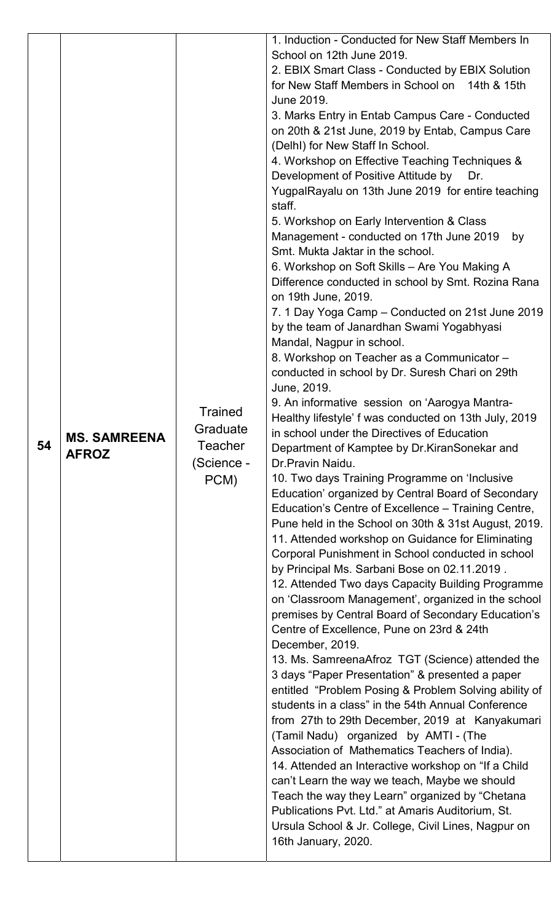| | | | |
|---|---|---|---|
| 54 | **MS. SAMREENA AFROZ** | Trained Graduate Teacher (Science - PCM) | 1. Induction - Conducted for New Staff Members In School on 12th June 2019.<br>2. EBIX Smart Class - Conducted by EBIX Solution for New Staff Members in School on 14th & 15th June 2019.<br>3. Marks Entry in Entab Campus Care - Conducted on 20th & 21st June, 2019 by Entab, Campus Care (DelhI) for New Staff In School.<br>4. Workshop on Effective Teaching Techniques & Development of Positive Attitude by Dr. YugpalRayalu on 13th June 2019 for entire teaching staff.<br>5. Workshop on Early Intervention & Class Management - conducted on 17th June 2019 by Smt. Mukta Jaktar in the school.<br>6. Workshop on Soft Skills – Are You Making A Difference conducted in school by Smt. Rozina Rana on 19th June, 2019.<br>7. 1 Day Yoga Camp – Conducted on 21st June 2019 by the team of Janardhan Swami Yogabhyasi Mandal, Nagpur in school.<br>8. Workshop on Teacher as a Communicator – conducted in school by Dr. Suresh Chari on 29th June, 2019.<br>9. An informative session on 'Aarogya Mantra- Healthy lifestyle' f was conducted on 13th July, 2019 in school under the Directives of Education Department of Kamptee by Dr.KiranSonekar and Dr.Pravin Naidu.<br>10. Two days Training Programme on 'Inclusive Education' organized by Central Board of Secondary Education's Centre of Excellence – Training Centre, Pune held in the School on 30th & 31st August, 2019.<br>11. Attended workshop on Guidance for Eliminating Corporal Punishment in School conducted in school by Principal Ms. Sarbani Bose on 02.11.2019 .<br>12. Attended Two days Capacity Building Programme on 'Classroom Management', organized in the school premises by Central Board of Secondary Education's Centre of Excellence, Pune on 23rd & 24th December, 2019.<br>13. Ms. SamreenaAfroz TGT (Science) attended the 3 days "Paper Presentation" & presented a paper entitled "Problem Posing & Problem Solving ability of students in a class" in the 54th Annual Conference from 27th to 29th December, 2019 at Kanyakumari (Tamil Nadu) organized by AMTI - (The Association of Mathematics Teachers of India).<br>14. Attended an Interactive workshop on "If a Child can't Learn the way we teach, Maybe we should Teach the way they Learn" organized by "Chetana Publications Pvt. Ltd." at Amaris Auditorium, St. Ursula School & Jr. College, Civil Lines, Nagpur on 16th January, 2020. |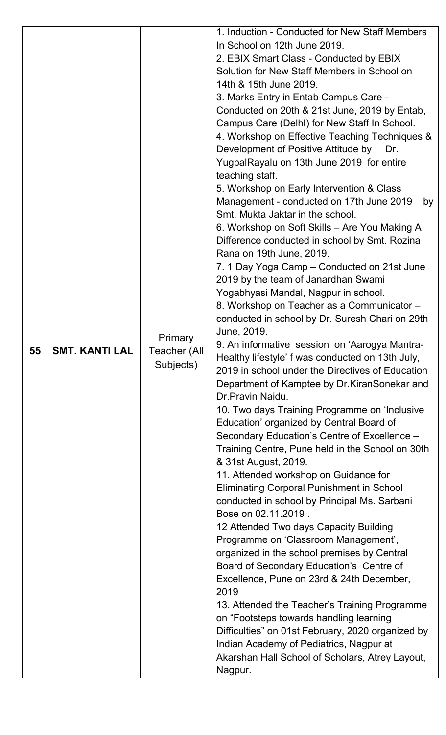| 55 | SMT. KANTI LAL | Primary Teacher (All Subjects) | 1. Induction - Conducted for New Staff Members In School on 12th June 2019.<br>2. EBIX Smart Class - Conducted by EBIX Solution for New Staff Members in School on 14th & 15th June 2019.<br>3. Marks Entry in Entab Campus Care - Conducted on 20th & 21st June, 2019 by Entab, Campus Care (DelhI) for New Staff In School.<br>4. Workshop on Effective Teaching Techniques & Development of Positive Attitude by Dr. YugpalRayalu on 13th June 2019 for entire teaching staff.<br>5. Workshop on Early Intervention & Class Management - conducted on 17th June 2019 by Smt. Mukta Jaktar in the school.<br>6. Workshop on Soft Skills – Are You Making A Difference conducted in school by Smt. Rozina Rana on 19th June, 2019.<br>7. 1 Day Yoga Camp – Conducted on 21st June 2019 by the team of Janardhan Swami Yogabhyasi Mandal, Nagpur in school.<br>8. Workshop on Teacher as a Communicator – conducted in school by Dr. Suresh Chari on 29th June, 2019.<br>9. An informative session on 'Aarogya Mantra-Healthy lifestyle' f was conducted on 13th July, 2019 in school under the Directives of Education Department of Kamptee by Dr.KiranSonekar and Dr.Pravin Naidu.<br>10. Two days Training Programme on 'Inclusive Education' organized by Central Board of Secondary Education's Centre of Excellence – Training Centre, Pune held in the School on 30th & 31st August, 2019.<br>11. Attended workshop on Guidance for Eliminating Corporal Punishment in School conducted in school by Principal Ms. Sarbani Bose on 02.11.2019 .<br>12 Attended Two days Capacity Building Programme on 'Classroom Management', organized in the school premises by Central Board of Secondary Education's Centre of Excellence, Pune on 23rd & 24th December, 2019<br>13. Attended the Teacher's Training Programme on "Footsteps towards handling learning Difficulties" on 01st February, 2020 organized by Indian Academy of Pediatrics, Nagpur at Akarshan Hall School of Scholars, Atrey Layout, Nagpur. |
|---|---|---|---|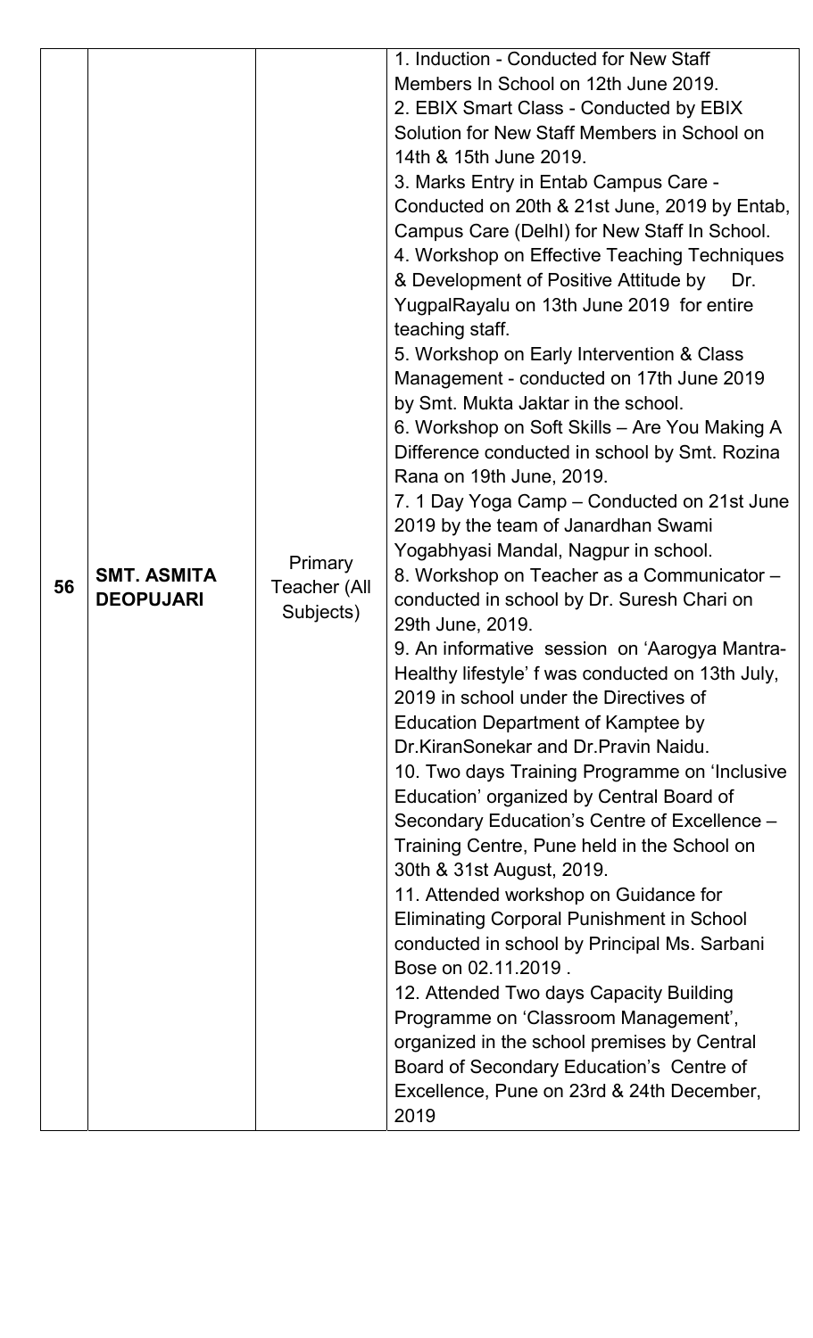| 56 | **SMT. ASMITA DEOPUJARI** | Primary Teacher (All Subjects) | 1. Induction - Conducted for New Staff Members In School on 12th June 2019.<br>2. EBIX Smart Class - Conducted by EBIX Solution for New Staff Members in School on 14th & 15th June 2019.<br>3. Marks Entry in Entab Campus Care - Conducted on 20th & 21st June, 2019 by Entab, Campus Care (Delhl) for New Staff In School.<br>4. Workshop on Effective Teaching Techniques & Development of Positive Attitude by Dr. YugpalRayalu on 13th June 2019 for entire teaching staff.<br>5. Workshop on Early Intervention & Class Management - conducted on 17th June 2019 by Smt. Mukta Jaktar in the school.<br>6. Workshop on Soft Skills – Are You Making A Difference conducted in school by Smt. Rozina Rana on 19th June, 2019.<br>7. 1 Day Yoga Camp – Conducted on 21st June 2019 by the team of Janardhan Swami Yogabhyasi Mandal, Nagpur in school.<br>8. Workshop on Teacher as a Communicator – conducted in school by Dr. Suresh Chari on 29th June, 2019.<br>9. An informative session on 'Aarogya Mantra-Healthy lifestyle' f was conducted on 13th July, 2019 in school under the Directives of Education Department of Kamptee by Dr.KiranSonekar and Dr.Pravin Naidu.<br>10. Two days Training Programme on 'Inclusive Education' organized by Central Board of Secondary Education's Centre of Excellence – Training Centre, Pune held in the School on 30th & 31st August, 2019.<br>11. Attended workshop on Guidance for Eliminating Corporal Punishment in School conducted in school by Principal Ms. Sarbani Bose on 02.11.2019 .<br>12. Attended Two days Capacity Building Programme on 'Classroom Management', organized in the school premises by Central Board of Secondary Education's Centre of Excellence, Pune on 23rd & 24th December, 2019 |
|---|---|---|---|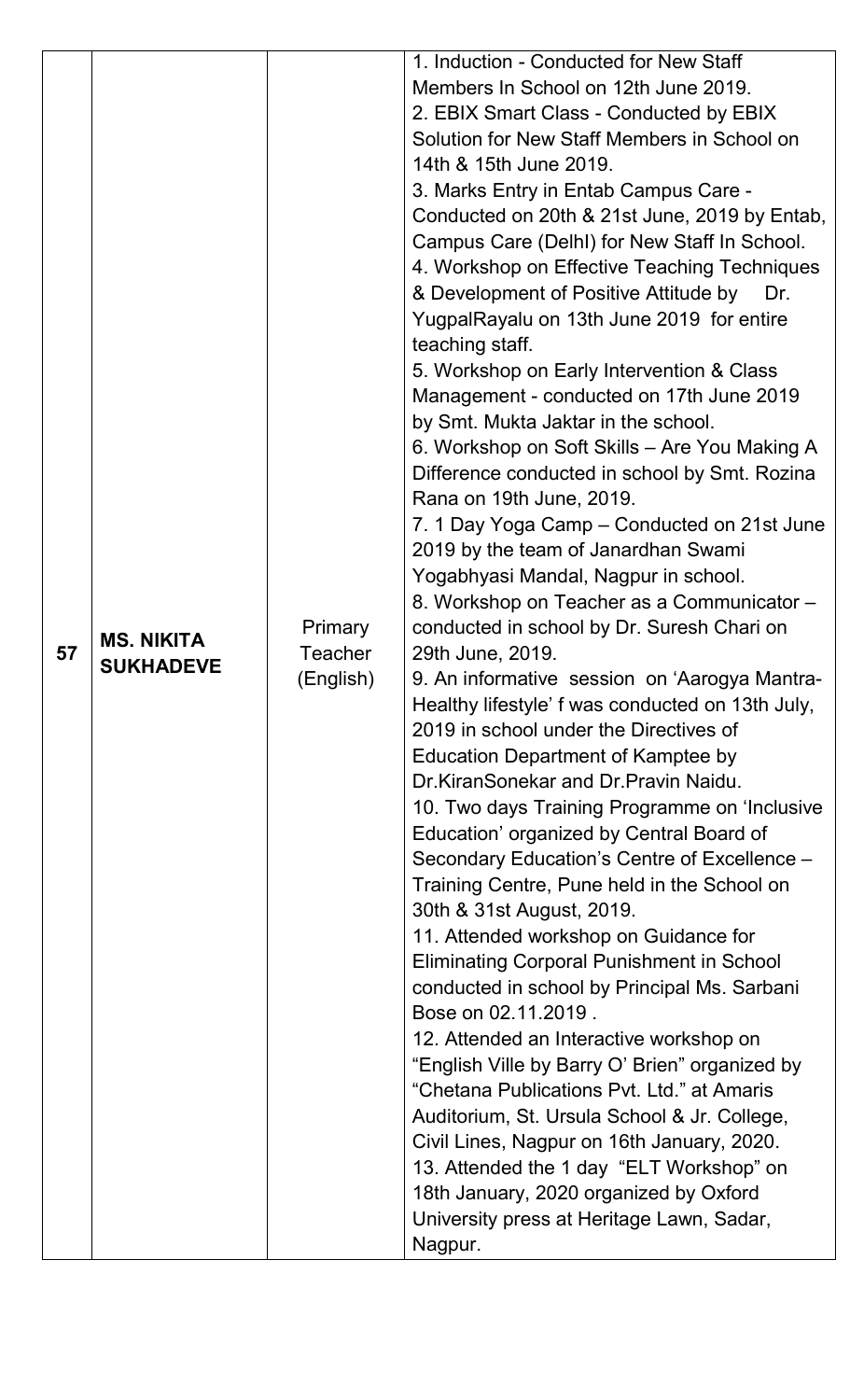| | | | |
|---|---|---|---|
| 57 | **MS. NIKITA SUKHADEVE** | Primary Teacher (English) | 1. Induction - Conducted for New Staff Members In School on 12th June 2019.<br>2. EBIX Smart Class - Conducted by EBIX Solution for New Staff Members in School on 14th & 15th June 2019.<br>3. Marks Entry in Entab Campus Care - Conducted on 20th & 21st June, 2019 by Entab, Campus Care (Delhl) for New Staff In School.<br>4. Workshop on Effective Teaching Techniques & Development of Positive Attitude by Dr. YugpalRayalu on 13th June 2019 for entire teaching staff.<br>5. Workshop on Early Intervention & Class Management - conducted on 17th June 2019 by Smt. Mukta Jaktar in the school.<br>6. Workshop on Soft Skills – Are You Making A Difference conducted in school by Smt. Rozina Rana on 19th June, 2019.<br>7. 1 Day Yoga Camp – Conducted on 21st June 2019 by the team of Janardhan Swami Yogabhyasi Mandal, Nagpur in school.<br>8. Workshop on Teacher as a Communicator – conducted in school by Dr. Suresh Chari on 29th June, 2019.<br>9. An informative session on 'Aarogya Mantra-Healthy lifestyle' f was conducted on 13th July, 2019 in school under the Directives of Education Department of Kamptee by Dr.KiranSonekar and Dr.Pravin Naidu.<br>10. Two days Training Programme on 'Inclusive Education' organized by Central Board of Secondary Education's Centre of Excellence – Training Centre, Pune held in the School on 30th & 31st August, 2019.<br>11. Attended workshop on Guidance for Eliminating Corporal Punishment in School conducted in school by Principal Ms. Sarbani Bose on 02.11.2019 .<br>12. Attended an Interactive workshop on "English Ville by Barry O' Brien" organized by "Chetana Publications Pvt. Ltd." at Amaris Auditorium, St. Ursula School & Jr. College, Civil Lines, Nagpur on 16th January, 2020.<br>13. Attended the 1 day "ELT Workshop" on 18th January, 2020 organized by Oxford University press at Heritage Lawn, Sadar, Nagpur. |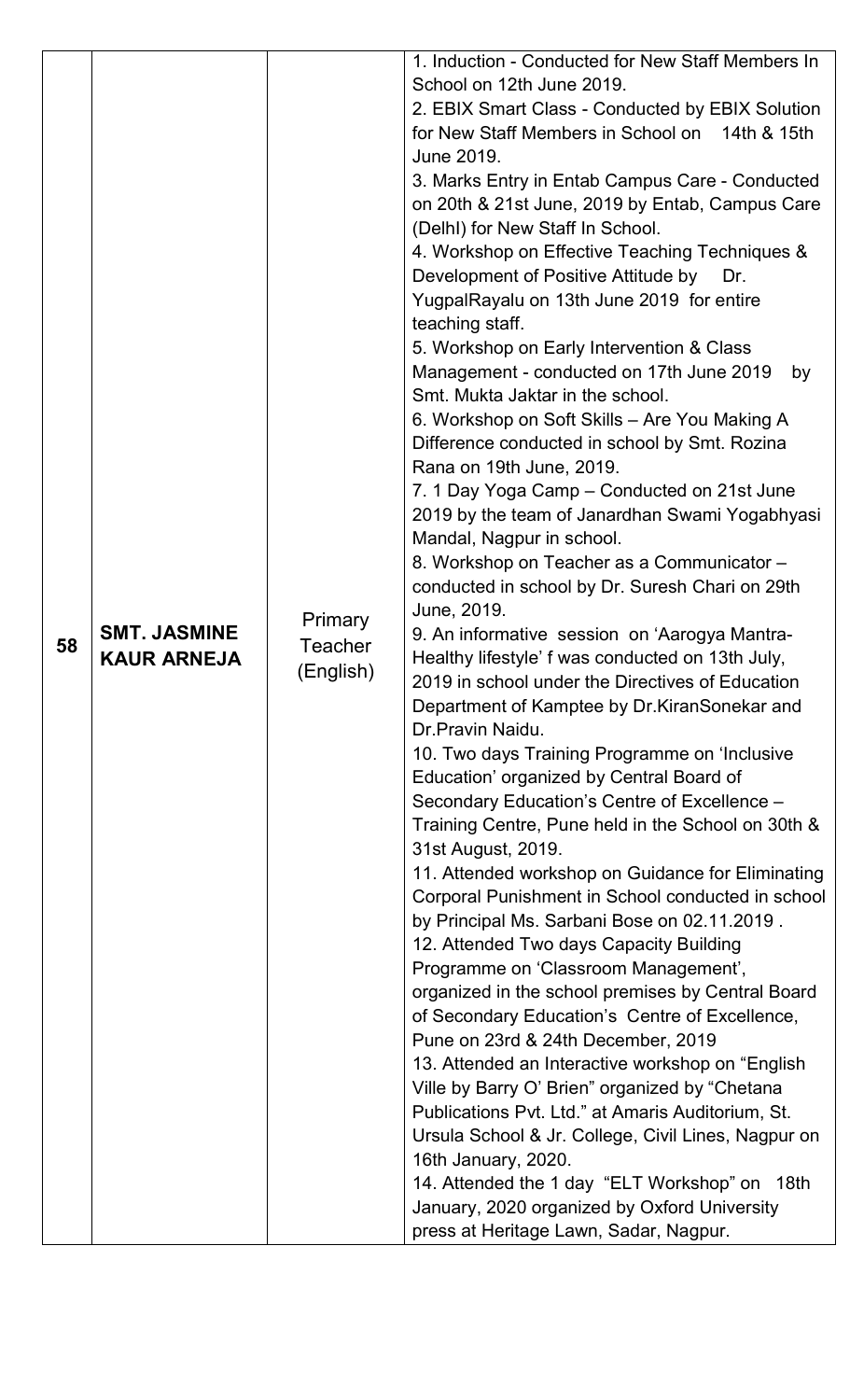| 58 | **SMT. JASMINE KAUR ARNEJA** | Primary Teacher (English) | 1. Induction - Conducted for New Staff Members In School on 12th June 2019.<br>2. EBIX Smart Class - Conducted by EBIX Solution for New Staff Members in School on 14th & 15th June 2019.<br>3. Marks Entry in Entab Campus Care - Conducted on 20th & 21st June, 2019 by Entab, Campus Care (Delhl) for New Staff In School.<br>4. Workshop on Effective Teaching Techniques & Development of Positive Attitude by Dr. YugpalRayalu on 13th June 2019 for entire teaching staff.<br>5. Workshop on Early Intervention & Class Management - conducted on 17th June 2019 by Smt. Mukta Jaktar in the school.<br>6. Workshop on Soft Skills – Are You Making A Difference conducted in school by Smt. Rozina Rana on 19th June, 2019.<br>7. 1 Day Yoga Camp – Conducted on 21st June 2019 by the team of Janardhan Swami Yogabhyasi Mandal, Nagpur in school.<br>8. Workshop on Teacher as a Communicator – conducted in school by Dr. Suresh Chari on 29th June, 2019.<br>9. An informative session on 'Aarogya Mantra-Healthy lifestyle' f was conducted on 13th July, 2019 in school under the Directives of Education Department of Kamptee by Dr.KiranSonekar and Dr.Pravin Naidu.<br>10. Two days Training Programme on 'Inclusive Education' organized by Central Board of Secondary Education's Centre of Excellence – Training Centre, Pune held in the School on 30th & 31st August, 2019.<br>11. Attended workshop on Guidance for Eliminating Corporal Punishment in School conducted in school by Principal Ms. Sarbani Bose on 02.11.2019 .<br>12. Attended Two days Capacity Building Programme on 'Classroom Management', organized in the school premises by Central Board of Secondary Education's Centre of Excellence, Pune on 23rd & 24th December, 2019<br>13. Attended an Interactive workshop on "English Ville by Barry O' Brien" organized by "Chetana Publications Pvt. Ltd." at Amaris Auditorium, St. Ursula School & Jr. College, Civil Lines, Nagpur on 16th January, 2020.<br>14. Attended the 1 day "ELT Workshop" on 18th January, 2020 organized by Oxford University press at Heritage Lawn, Sadar, Nagpur. |
|---|---|---|---|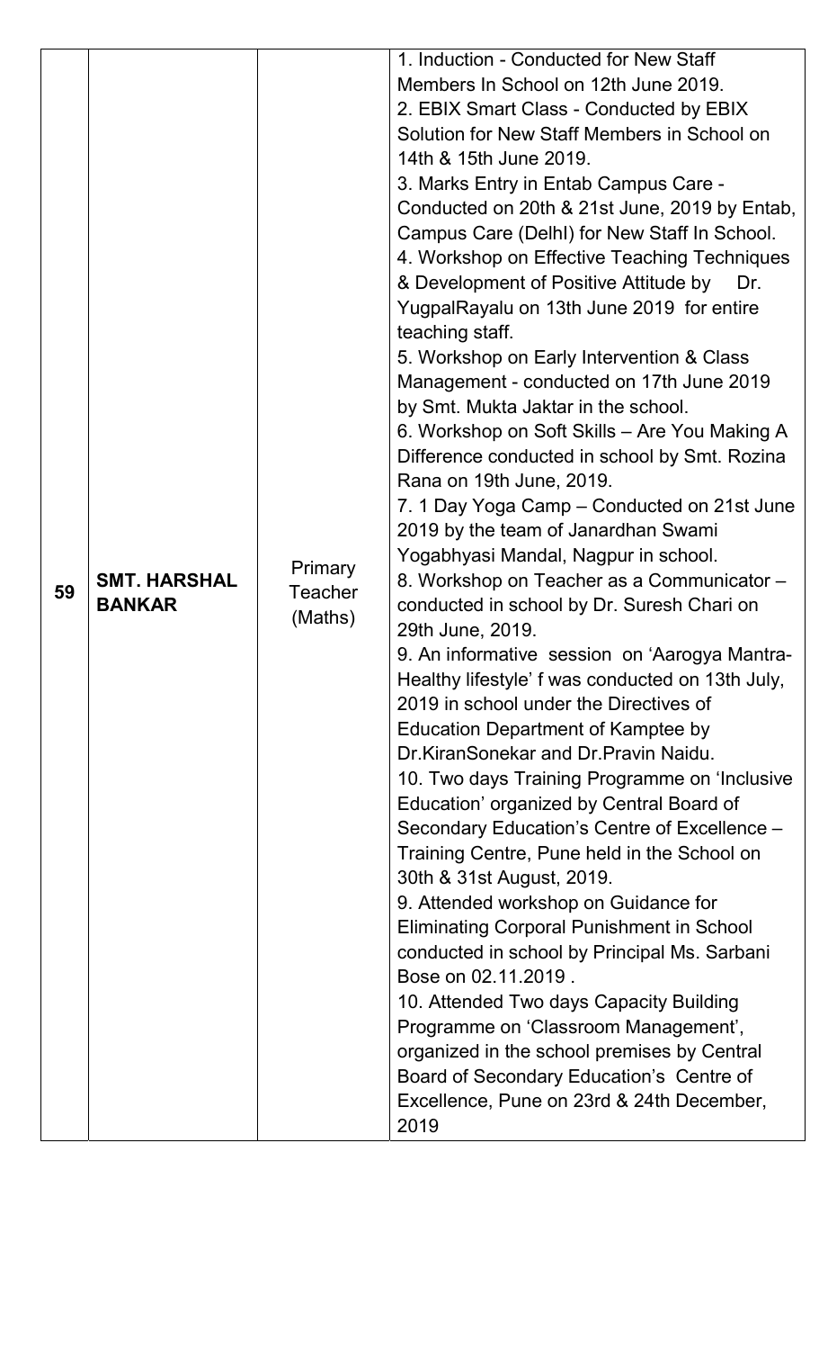| 59 | **SMT. HARSHAL BANKAR** | Primary Teacher (Maths) | 1. Induction - Conducted for New Staff Members In School on 12th June 2019.<br>2. EBIX Smart Class - Conducted by EBIX Solution for New Staff Members in School on 14th & 15th June 2019.<br>3. Marks Entry in Entab Campus Care - Conducted on 20th & 21st June, 2019 by Entab, Campus Care (Delhl) for New Staff In School.<br>4. Workshop on Effective Teaching Techniques & Development of Positive Attitude by Dr. YugpalRayalu on 13th June 2019 for entire teaching staff.<br>5. Workshop on Early Intervention & Class Management - conducted on 17th June 2019 by Smt. Mukta Jaktar in the school.<br>6. Workshop on Soft Skills – Are You Making A Difference conducted in school by Smt. Rozina Rana on 19th June, 2019.<br>7. 1 Day Yoga Camp – Conducted on 21st June 2019 by the team of Janardhan Swami Yogabhyasi Mandal, Nagpur in school.<br>8. Workshop on Teacher as a Communicator – conducted in school by Dr. Suresh Chari on 29th June, 2019.<br>9. An informative session on 'Aarogya Mantra-Healthy lifestyle' f was conducted on 13th July, 2019 in school under the Directives of Education Department of Kamptee by Dr.KiranSonekar and Dr.Pravin Naidu.<br>10. Two days Training Programme on 'Inclusive Education' organized by Central Board of Secondary Education's Centre of Excellence – Training Centre, Pune held in the School on 30th & 31st August, 2019.<br>9. Attended workshop on Guidance for Eliminating Corporal Punishment in School conducted in school by Principal Ms. Sarbani Bose on 02.11.2019 .<br>10. Attended Two days Capacity Building Programme on 'Classroom Management', organized in the school premises by Central Board of Secondary Education's Centre of Excellence, Pune on 23rd & 24th December, 2019 |
|---|---|---|---|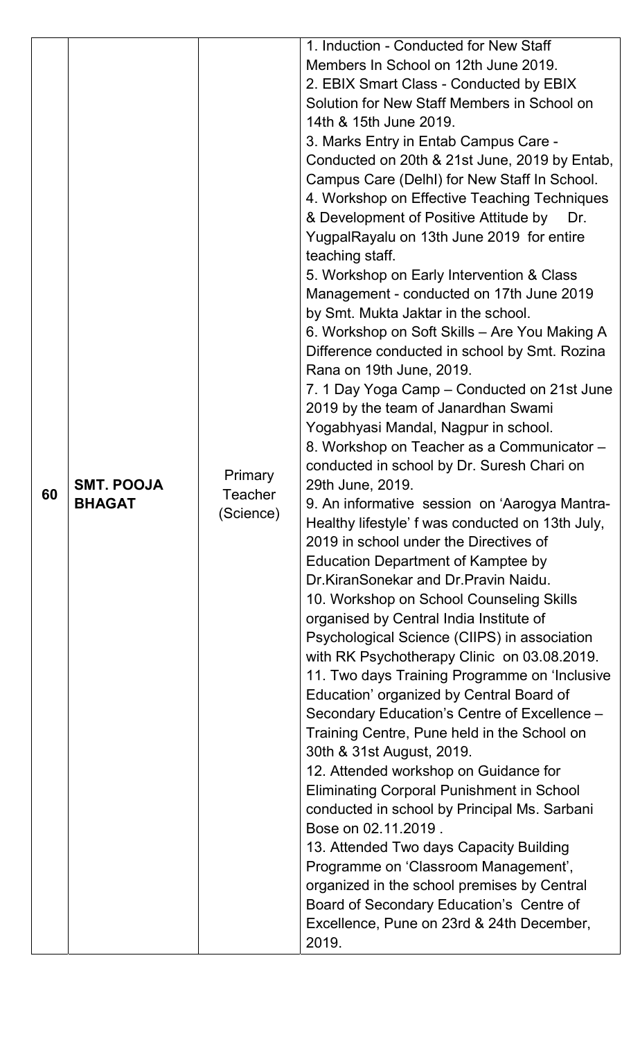| 60 | **SMT. POOJA BHAGAT** | Primary Teacher (Science) | 1. Induction - Conducted for New Staff Members In School on 12th June 2019.<br>2. EBIX Smart Class - Conducted by EBIX Solution for New Staff Members in School on 14th & 15th June 2019.<br>3. Marks Entry in Entab Campus Care - Conducted on 20th & 21st June, 2019 by Entab, Campus Care (Delhl) for New Staff In School.<br>4. Workshop on Effective Teaching Techniques & Development of Positive Attitude by Dr. YugpalRayalu on 13th June 2019 for entire teaching staff.<br>5. Workshop on Early Intervention & Class Management - conducted on 17th June 2019 by Smt. Mukta Jaktar in the school.<br>6. Workshop on Soft Skills – Are You Making A Difference conducted in school by Smt. Rozina Rana on 19th June, 2019.<br>7. 1 Day Yoga Camp – Conducted on 21st June 2019 by the team of Janardhan Swami Yogabhyasi Mandal, Nagpur in school.<br>8. Workshop on Teacher as a Communicator – conducted in school by Dr. Suresh Chari on 29th June, 2019.<br>9. An informative session on 'Aarogya Mantra- Healthy lifestyle' f was conducted on 13th July, 2019 in school under the Directives of Education Department of Kamptee by Dr.KiranSonekar and Dr.Pravin Naidu.<br>10. Workshop on School Counseling Skills organised by Central India Institute of Psychological Science (CIIPS) in association with RK Psychotherapy Clinic on 03.08.2019.<br>11. Two days Training Programme on 'Inclusive Education' organized by Central Board of Secondary Education's Centre of Excellence – Training Centre, Pune held in the School on 30th & 31st August, 2019.<br>12. Attended workshop on Guidance for Eliminating Corporal Punishment in School conducted in school by Principal Ms. Sarbani Bose on 02.11.2019 .<br>13. Attended Two days Capacity Building Programme on 'Classroom Management', organized in the school premises by Central Board of Secondary Education's Centre of Excellence, Pune on 23rd & 24th December, 2019. |
|---|---|---|---|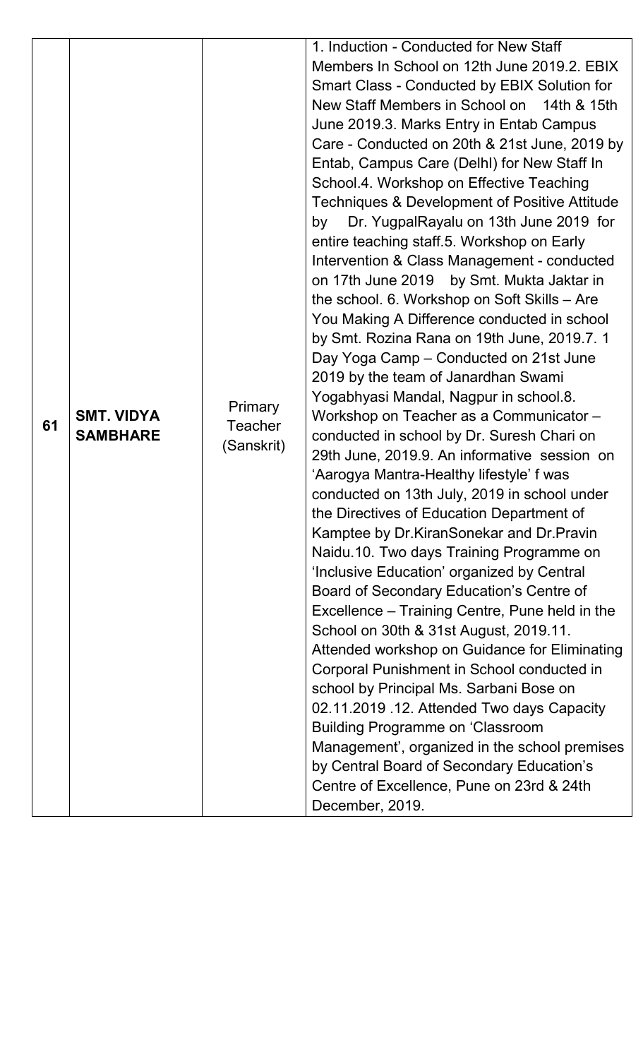| 61 | **SMT. VIDYA SAMBHARE** | Primary Teacher (Sanskrit) | 1. Induction - Conducted for New Staff Members In School on 12th June 2019.2. EBIX Smart Class - Conducted by EBIX Solution for New Staff Members in School on 14th & 15th June 2019.3. Marks Entry in Entab Campus Care - Conducted on 20th & 21st June, 2019 by Entab, Campus Care (Delhl) for New Staff In School.4. Workshop on Effective Teaching Techniques & Development of Positive Attitude by Dr. YugpalRayalu on 13th June 2019 for entire teaching staff.5. Workshop on Early Intervention & Class Management - conducted on 17th June 2019 by Smt. Mukta Jaktar in the school. 6. Workshop on Soft Skills – Are You Making A Difference conducted in school by Smt. Rozina Rana on 19th June, 2019.7. 1 Day Yoga Camp – Conducted on 21st June 2019 by the team of Janardhan Swami Yogabhyasi Mandal, Nagpur in school.8. Workshop on Teacher as a Communicator – conducted in school by Dr. Suresh Chari on 29th June, 2019.9. An informative session on 'Aarogya Mantra-Healthy lifestyle' f was conducted on 13th July, 2019 in school under the Directives of Education Department of Kamptee by Dr.KiranSonekar and Dr.Pravin Naidu.10. Two days Training Programme on 'Inclusive Education' organized by Central Board of Secondary Education's Centre of Excellence – Training Centre, Pune held in the School on 30th & 31st August, 2019.11. Attended workshop on Guidance for Eliminating Corporal Punishment in School conducted in school by Principal Ms. Sarbani Bose on 02.11.2019 .12. Attended Two days Capacity Building Programme on 'Classroom Management', organized in the school premises by Central Board of Secondary Education's Centre of Excellence, Pune on 23rd & 24th December, 2019. |
|---|---|---|---|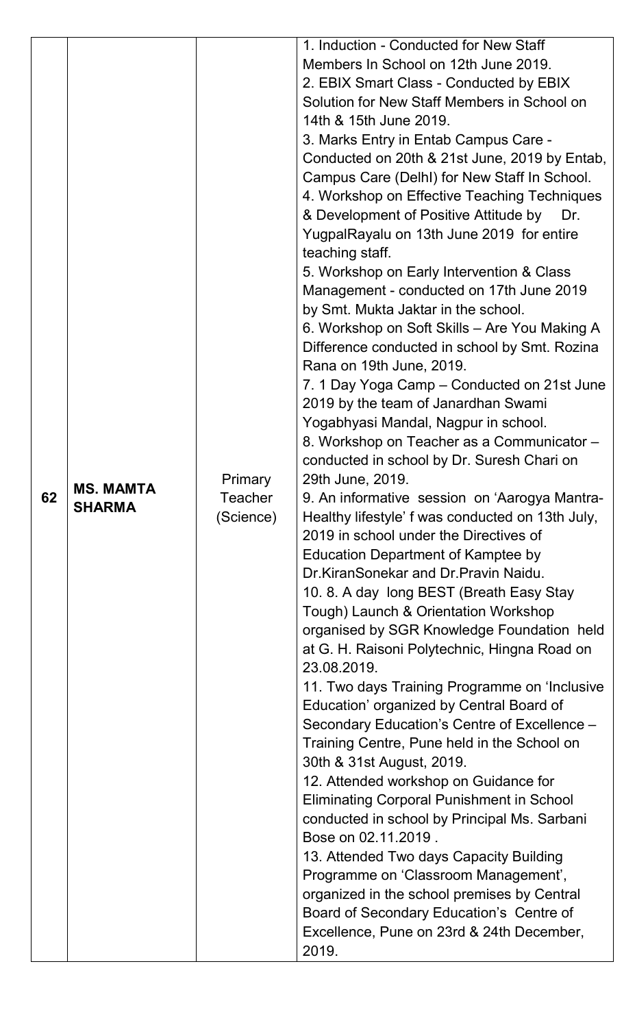| | | | |
|---|---|---|---|
| 62 | **MS. MAMTA SHARMA** | Primary Teacher (Science) | 1. Induction - Conducted for New Staff Members In School on 12th June 2019.<br>2. EBIX Smart Class - Conducted by EBIX Solution for New Staff Members in School on 14th & 15th June 2019.<br>3. Marks Entry in Entab Campus Care - Conducted on 20th & 21st June, 2019 by Entab, Campus Care (Delhl) for New Staff In School.<br>4. Workshop on Effective Teaching Techniques & Development of Positive Attitude by Dr. YugpalRayalu on 13th June 2019 for entire teaching staff.<br>5. Workshop on Early Intervention & Class Management - conducted on 17th June 2019 by Smt. Mukta Jaktar in the school.<br>6. Workshop on Soft Skills – Are You Making A Difference conducted in school by Smt. Rozina Rana on 19th June, 2019.<br>7. 1 Day Yoga Camp – Conducted on 21st June 2019 by the team of Janardhan Swami Yogabhyasi Mandal, Nagpur in school.<br>8. Workshop on Teacher as a Communicator – conducted in school by Dr. Suresh Chari on 29th June, 2019.<br>9. An informative session on 'Aarogya Mantra-Healthy lifestyle' f was conducted on 13th July, 2019 in school under the Directives of Education Department of Kamptee by Dr.KiranSonekar and Dr.Pravin Naidu.<br>10. 8. A day long BEST (Breath Easy Stay Tough) Launch & Orientation Workshop organised by SGR Knowledge Foundation held at G. H. Raisoni Polytechnic, Hingna Road on 23.08.2019.<br>11. Two days Training Programme on 'Inclusive Education' organized by Central Board of Secondary Education's Centre of Excellence – Training Centre, Pune held in the School on 30th & 31st August, 2019.<br>12. Attended workshop on Guidance for Eliminating Corporal Punishment in School conducted in school by Principal Ms. Sarbani Bose on 02.11.2019 .<br>13. Attended Two days Capacity Building Programme on 'Classroom Management', organized in the school premises by Central Board of Secondary Education's Centre of Excellence, Pune on 23rd & 24th December, 2019. |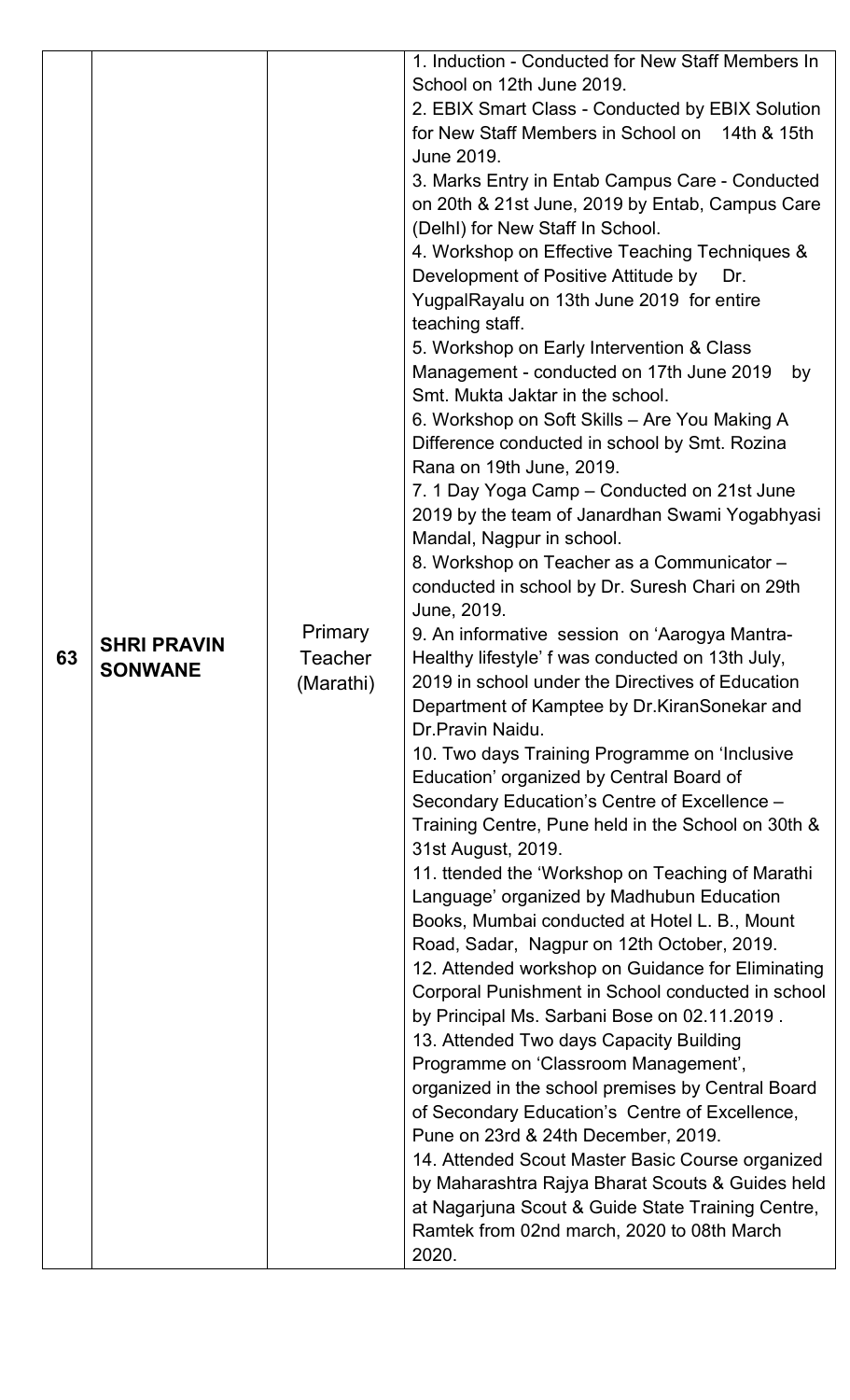| 63 | **SHRI PRAVIN SONWANE** | Primary Teacher (Marathi) | 1. Induction - Conducted for New Staff Members In School on 12th June 2019.<br>2. EBIX Smart Class - Conducted by EBIX Solution for New Staff Members in School on 14th & 15th June 2019.<br>3. Marks Entry in Entab Campus Care - Conducted on 20th & 21st June, 2019 by Entab, Campus Care (Delhl) for New Staff In School.<br>4. Workshop on Effective Teaching Techniques & Development of Positive Attitude by Dr. YugpalRayalu on 13th June 2019 for entire teaching staff.<br>5. Workshop on Early Intervention & Class Management - conducted on 17th June 2019 by Smt. Mukta Jaktar in the school.<br>6. Workshop on Soft Skills – Are You Making A Difference conducted in school by Smt. Rozina Rana on 19th June, 2019.<br>7. 1 Day Yoga Camp – Conducted on 21st June 2019 by the team of Janardhan Swami Yogabhyasi Mandal, Nagpur in school.<br>8. Workshop on Teacher as a Communicator – conducted in school by Dr. Suresh Chari on 29th June, 2019.<br>9. An informative session on 'Aarogya Mantra- Healthy lifestyle' f was conducted on 13th July, 2019 in school under the Directives of Education Department of Kamptee by Dr.KiranSonekar and Dr.Pravin Naidu.<br>10. Two days Training Programme on 'Inclusive Education' organized by Central Board of Secondary Education's Centre of Excellence – Training Centre, Pune held in the School on 30th & 31st August, 2019.<br>11. ttended the 'Workshop on Teaching of Marathi Language' organized by Madhubun Education Books, Mumbai conducted at Hotel L. B., Mount Road, Sadar, Nagpur on 12th October, 2019.<br>12. Attended workshop on Guidance for Eliminating Corporal Punishment in School conducted in school by Principal Ms. Sarbani Bose on 02.11.2019 .<br>13. Attended Two days Capacity Building Programme on 'Classroom Management', organized in the school premises by Central Board of Secondary Education's Centre of Excellence, Pune on 23rd & 24th December, 2019.<br>14. Attended Scout Master Basic Course organized by Maharashtra Rajya Bharat Scouts & Guides held at Nagarjuna Scout & Guide State Training Centre, Ramtek from 02nd march, 2020 to 08th March 2020. |
|---|---|---|---|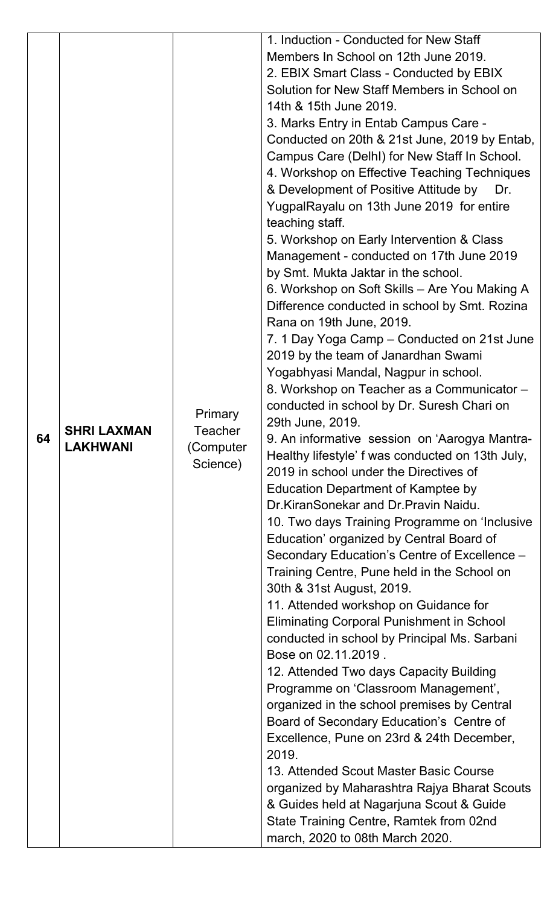| 64 | **SHRI LAXMAN LAKHWANI** | Primary Teacher (Computer Science) | 1. Induction - Conducted for New Staff Members In School on 12th June 2019.<br>2. EBIX Smart Class - Conducted by EBIX Solution for New Staff Members in School on 14th & 15th June 2019.<br>3. Marks Entry in Entab Campus Care - Conducted on 20th & 21st June, 2019 by Entab, Campus Care (Delhl) for New Staff In School.<br>4. Workshop on Effective Teaching Techniques & Development of Positive Attitude by Dr. YugpalRayalu on 13th June 2019 for entire teaching staff.<br>5. Workshop on Early Intervention & Class Management - conducted on 17th June 2019 by Smt. Mukta Jaktar in the school.<br>6. Workshop on Soft Skills – Are You Making A Difference conducted in school by Smt. Rozina Rana on 19th June, 2019.<br>7. 1 Day Yoga Camp – Conducted on 21st June 2019 by the team of Janardhan Swami Yogabhyasi Mandal, Nagpur in school.<br>8. Workshop on Teacher as a Communicator – conducted in school by Dr. Suresh Chari on 29th June, 2019.<br>9. An informative session on 'Aarogya Mantra-Healthy lifestyle' f was conducted on 13th July, 2019 in school under the Directives of Education Department of Kamptee by Dr.KiranSonekar and Dr.Pravin Naidu.<br>10. Two days Training Programme on 'Inclusive Education' organized by Central Board of Secondary Education's Centre of Excellence – Training Centre, Pune held in the School on 30th & 31st August, 2019.<br>11. Attended workshop on Guidance for Eliminating Corporal Punishment in School conducted in school by Principal Ms. Sarbani Bose on 02.11.2019 .<br>12. Attended Two days Capacity Building Programme on 'Classroom Management', organized in the school premises by Central Board of Secondary Education's Centre of Excellence, Pune on 23rd & 24th December, 2019.<br>13. Attended Scout Master Basic Course organized by Maharashtra Rajya Bharat Scouts & Guides held at Nagarjuna Scout & Guide State Training Centre, Ramtek from 02nd march, 2020 to 08th March 2020. |
|---|---|---|---|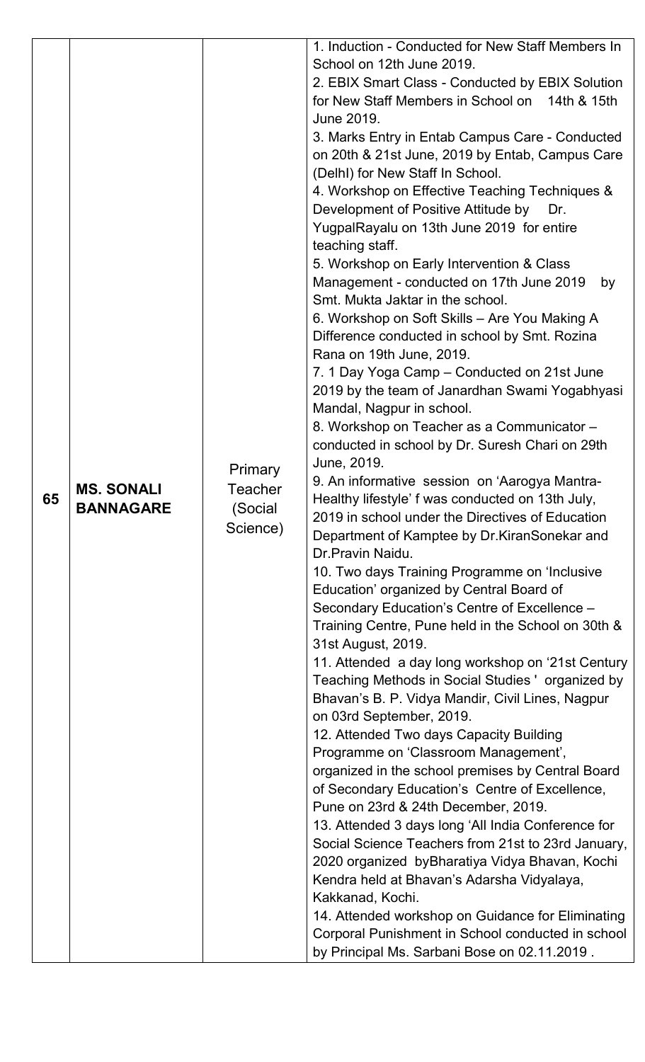| 65 | **MS. SONALI BANNAGARE** | Primary Teacher (Social Science) | 1. Induction - Conducted for New Staff Members In School on 12th June 2019.<br>2. EBIX Smart Class - Conducted by EBIX Solution for New Staff Members in School on 14th & 15th June 2019.<br>3. Marks Entry in Entab Campus Care - Conducted on 20th & 21st June, 2019 by Entab, Campus Care (Delhl) for New Staff In School.<br>4. Workshop on Effective Teaching Techniques & Development of Positive Attitude by Dr. YugpalRayalu on 13th June 2019 for entire teaching staff.<br>5. Workshop on Early Intervention & Class Management - conducted on 17th June 2019 by Smt. Mukta Jaktar in the school.<br>6. Workshop on Soft Skills – Are You Making A Difference conducted in school by Smt. Rozina Rana on 19th June, 2019.<br>7. 1 Day Yoga Camp – Conducted on 21st June 2019 by the team of Janardhan Swami Yogabhyasi Mandal, Nagpur in school.<br>8. Workshop on Teacher as a Communicator – conducted in school by Dr. Suresh Chari on 29th June, 2019.<br>9. An informative session on 'Aarogya Mantra-Healthy lifestyle' f was conducted on 13th July, 2019 in school under the Directives of Education Department of Kamptee by Dr.KiranSonekar and Dr.Pravin Naidu.<br>10. Two days Training Programme on 'Inclusive Education' organized by Central Board of Secondary Education's Centre of Excellence – Training Centre, Pune held in the School on 30th & 31st August, 2019.<br>11. Attended a day long workshop on '21st Century Teaching Methods in Social Studies ' organized by Bhavan's B. P. Vidya Mandir, Civil Lines, Nagpur on 03rd September, 2019.<br>12. Attended Two days Capacity Building Programme on 'Classroom Management', organized in the school premises by Central Board of Secondary Education's Centre of Excellence, Pune on 23rd & 24th December, 2019.<br>13. Attended 3 days long 'All India Conference for Social Science Teachers from 21st to 23rd January, 2020 organized byBharatiya Vidya Bhavan, Kochi Kendra held at Bhavan's Adarsha Vidyalaya, Kakkanad, Kochi.<br>14. Attended workshop on Guidance for Eliminating Corporal Punishment in School conducted in school by Principal Ms. Sarbani Bose on 02.11.2019 . |
|---|---|---|---|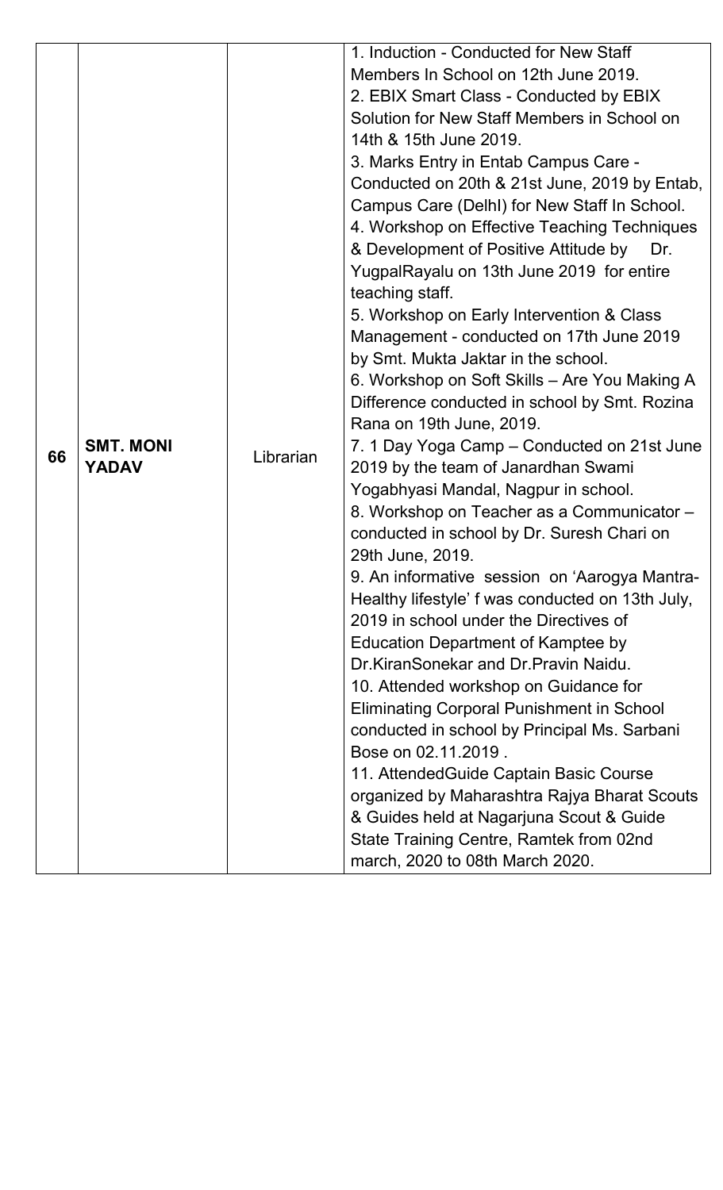| | | | |
|---|---|---|---|
| 66 | **SMT. MONI YADAV** | Librarian | 1. Induction - Conducted for New Staff Members In School on 12th June 2019.<br>2. EBIX Smart Class - Conducted by EBIX Solution for New Staff Members in School on 14th & 15th June 2019.<br>3. Marks Entry in Entab Campus Care - Conducted on 20th & 21st June, 2019 by Entab, Campus Care (Delhl) for New Staff In School.<br>4. Workshop on Effective Teaching Techniques & Development of Positive Attitude by Dr. YugpalRayalu on 13th June 2019 for entire teaching staff.<br>5. Workshop on Early Intervention & Class Management - conducted on 17th June 2019 by Smt. Mukta Jaktar in the school.<br>6. Workshop on Soft Skills – Are You Making A Difference conducted in school by Smt. Rozina Rana on 19th June, 2019.<br>7. 1 Day Yoga Camp – Conducted on 21st June 2019 by the team of Janardhan Swami Yogabhyasi Mandal, Nagpur in school.<br>8. Workshop on Teacher as a Communicator – conducted in school by Dr. Suresh Chari on 29th June, 2019.<br>9. An informative session on 'Aarogya Mantra- Healthy lifestyle' f was conducted on 13th July, 2019 in school under the Directives of Education Department of Kamptee by Dr.KiranSonekar and Dr.Pravin Naidu.<br>10. Attended workshop on Guidance for Eliminating Corporal Punishment in School conducted in school by Principal Ms. Sarbani Bose on 02.11.2019 .<br>11. AttendedGuide Captain Basic Course organized by Maharashtra Rajya Bharat Scouts & Guides held at Nagarjuna Scout & Guide State Training Centre, Ramtek from 02nd march, 2020 to 08th March 2020. |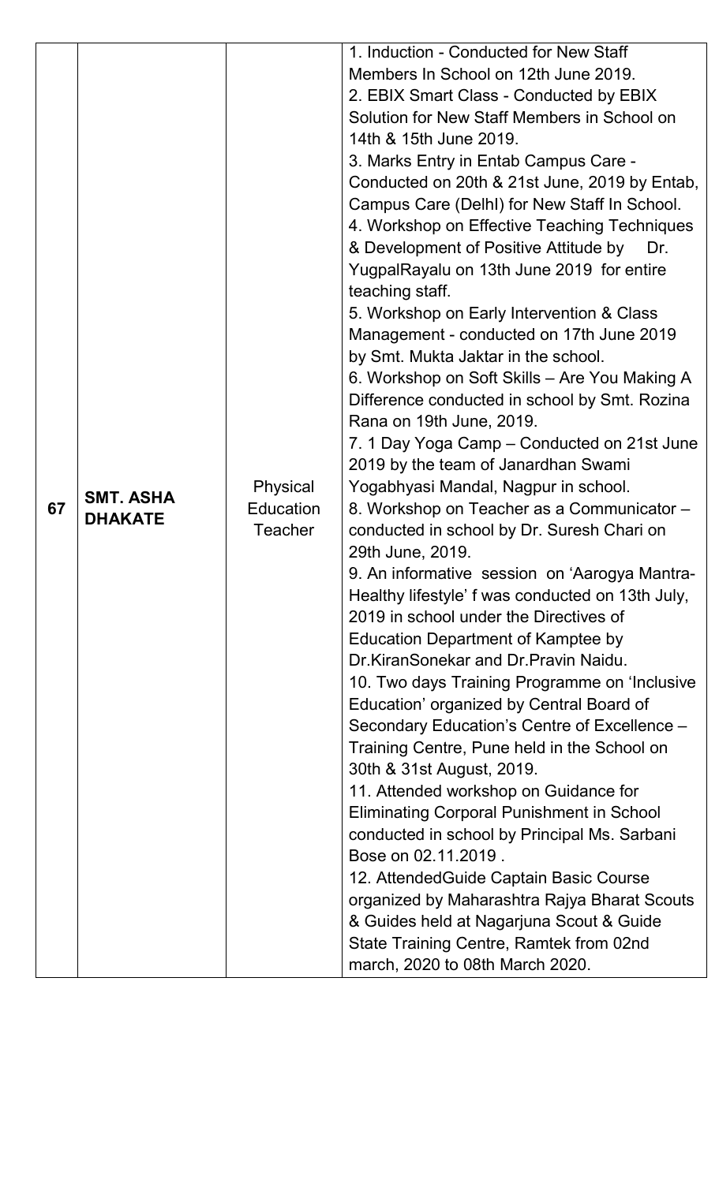| 67 | **SMT. ASHA DHAKATE** | Physical Education Teacher | 1. Induction - Conducted for New Staff Members In School on 12th June 2019.<br>2. EBIX Smart Class - Conducted by EBIX Solution for New Staff Members in School on 14th & 15th June 2019.<br>3. Marks Entry in Entab Campus Care - Conducted on 20th & 21st June, 2019 by Entab, Campus Care (Delhl) for New Staff In School.<br>4. Workshop on Effective Teaching Techniques & Development of Positive Attitude by Dr. YugpalRayalu on 13th June 2019 for entire teaching staff.<br>5. Workshop on Early Intervention & Class Management - conducted on 17th June 2019 by Smt. Mukta Jaktar in the school.<br>6. Workshop on Soft Skills – Are You Making A Difference conducted in school by Smt. Rozina Rana on 19th June, 2019.<br>7. 1 Day Yoga Camp – Conducted on 21st June 2019 by the team of Janardhan Swami Yogabhyasi Mandal, Nagpur in school.<br>8. Workshop on Teacher as a Communicator – conducted in school by Dr. Suresh Chari on 29th June, 2019.<br>9. An informative session on 'Aarogya Mantra-Healthy lifestyle' f was conducted on 13th July, 2019 in school under the Directives of Education Department of Kamptee by Dr.KiranSonekar and Dr.Pravin Naidu.<br>10. Two days Training Programme on 'Inclusive Education' organized by Central Board of Secondary Education's Centre of Excellence – Training Centre, Pune held in the School on 30th & 31st August, 2019.<br>11. Attended workshop on Guidance for Eliminating Corporal Punishment in School conducted in school by Principal Ms. Sarbani Bose on 02.11.2019 .<br>12. AttendedGuide Captain Basic Course organized by Maharashtra Rajya Bharat Scouts & Guides held at Nagarjuna Scout & Guide State Training Centre, Ramtek from 02nd march, 2020 to 08th March 2020. |
|---|---|---|---|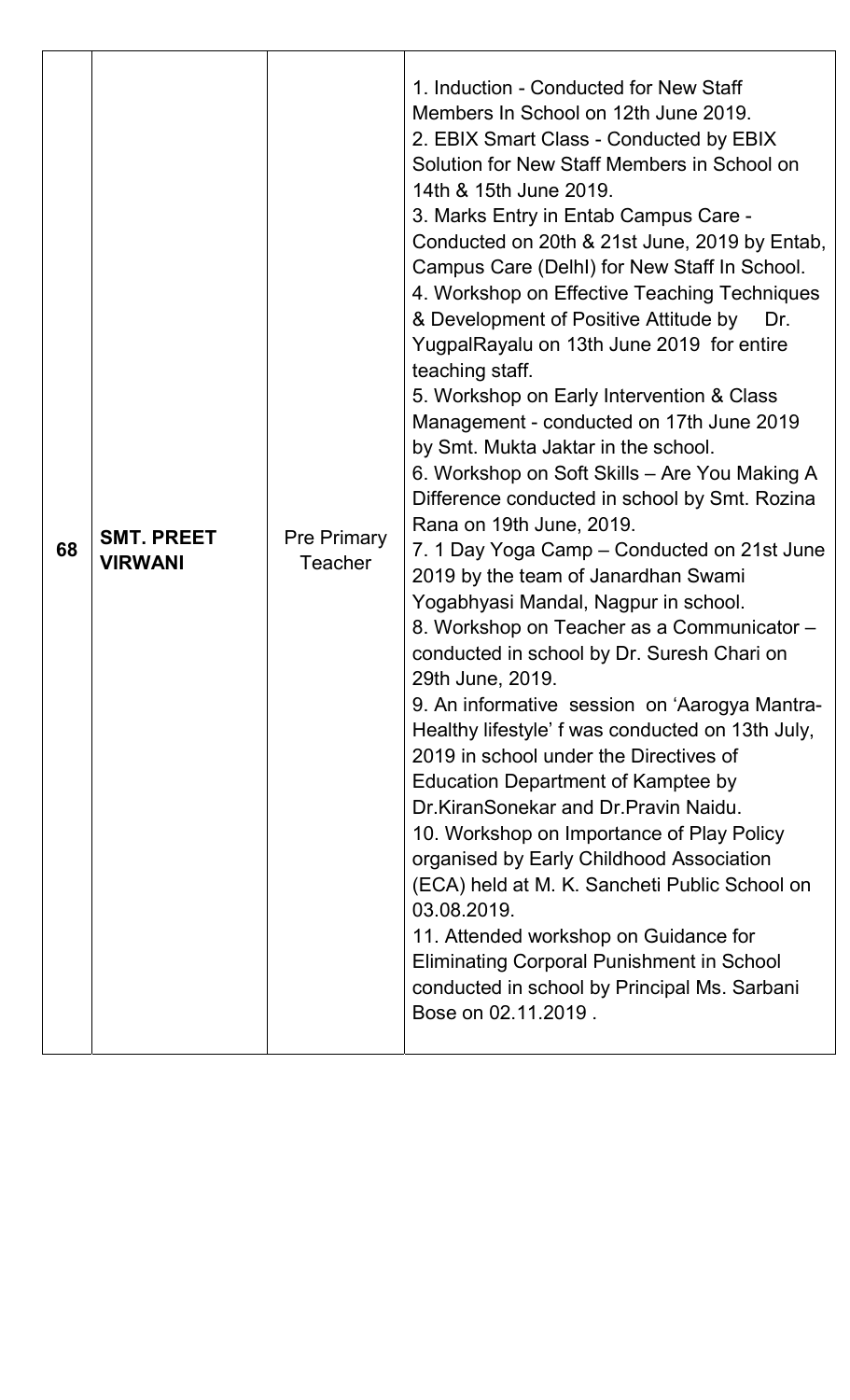| | | | |
|---|---|---|---|
| 68 | **SMT. PREET VIRWANI** | Pre Primary Teacher | 1. Induction - Conducted for New Staff Members In School on 12th June 2019.<br>2. EBIX Smart Class - Conducted by EBIX Solution for New Staff Members in School on 14th & 15th June 2019.<br>3. Marks Entry in Entab Campus Care - Conducted on 20th & 21st June, 2019 by Entab, Campus Care (Delhl) for New Staff In School.<br>4. Workshop on Effective Teaching Techniques & Development of Positive Attitude by Dr. YugpalRayalu on 13th June 2019 for entire teaching staff.<br>5. Workshop on Early Intervention & Class Management - conducted on 17th June 2019 by Smt. Mukta Jaktar in the school.<br>6. Workshop on Soft Skills – Are You Making A Difference conducted in school by Smt. Rozina Rana on 19th June, 2019.<br>7. 1 Day Yoga Camp – Conducted on 21st June 2019 by the team of Janardhan Swami Yogabhyasi Mandal, Nagpur in school.<br>8. Workshop on Teacher as a Communicator – conducted in school by Dr. Suresh Chari on 29th June, 2019.<br>9. An informative session on 'Aarogya Mantra-Healthy lifestyle' f was conducted on 13th July, 2019 in school under the Directives of Education Department of Kamptee by Dr.KiranSonekar and Dr.Pravin Naidu.<br>10. Workshop on Importance of Play Policy organised by Early Childhood Association (ECA) held at M. K. Sancheti Public School on 03.08.2019.<br>11. Attended workshop on Guidance for Eliminating Corporal Punishment in School conducted in school by Principal Ms. Sarbani Bose on 02.11.2019 . |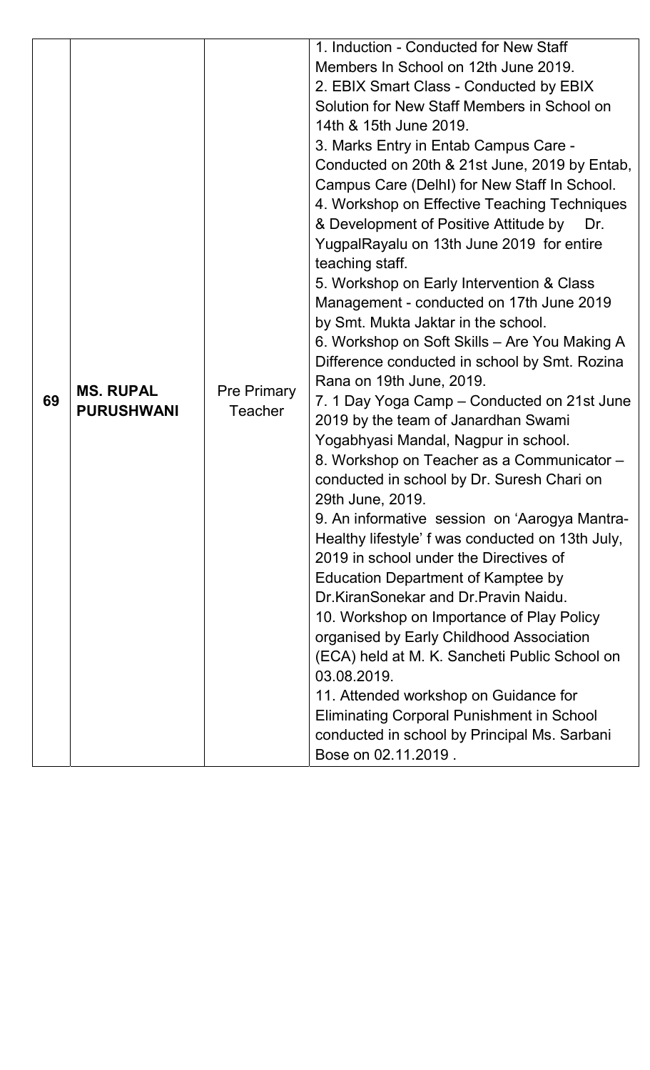| 69 | **MS. RUPAL PURUSHWANI** | Pre Primary Teacher | 1. Induction - Conducted for New Staff Members In School on 12th June 2019.<br>2. EBIX Smart Class - Conducted by EBIX Solution for New Staff Members in School on 14th & 15th June 2019.<br>3. Marks Entry in Entab Campus Care - Conducted on 20th & 21st June, 2019 by Entab, Campus Care (DelhI) for New Staff In School.<br>4. Workshop on Effective Teaching Techniques & Development of Positive Attitude by Dr. YugpalRayalu on 13th June 2019 for entire teaching staff.<br>5. Workshop on Early Intervention & Class Management - conducted on 17th June 2019 by Smt. Mukta Jaktar in the school.<br>6. Workshop on Soft Skills – Are You Making A Difference conducted in school by Smt. Rozina Rana on 19th June, 2019.<br>7. 1 Day Yoga Camp – Conducted on 21st June 2019 by the team of Janardhan Swami Yogabhyasi Mandal, Nagpur in school.<br>8. Workshop on Teacher as a Communicator – conducted in school by Dr. Suresh Chari on 29th June, 2019.<br>9. An informative session on 'Aarogya Mantra-Healthy lifestyle' f was conducted on 13th July, 2019 in school under the Directives of Education Department of Kamptee by Dr.KiranSonekar and Dr.Pravin Naidu.<br>10. Workshop on Importance of Play Policy organised by Early Childhood Association (ECA) held at M. K. Sancheti Public School on 03.08.2019.<br>11. Attended workshop on Guidance for Eliminating Corporal Punishment in School conducted in school by Principal Ms. Sarbani Bose on 02.11.2019 . |
|---|---|---|---|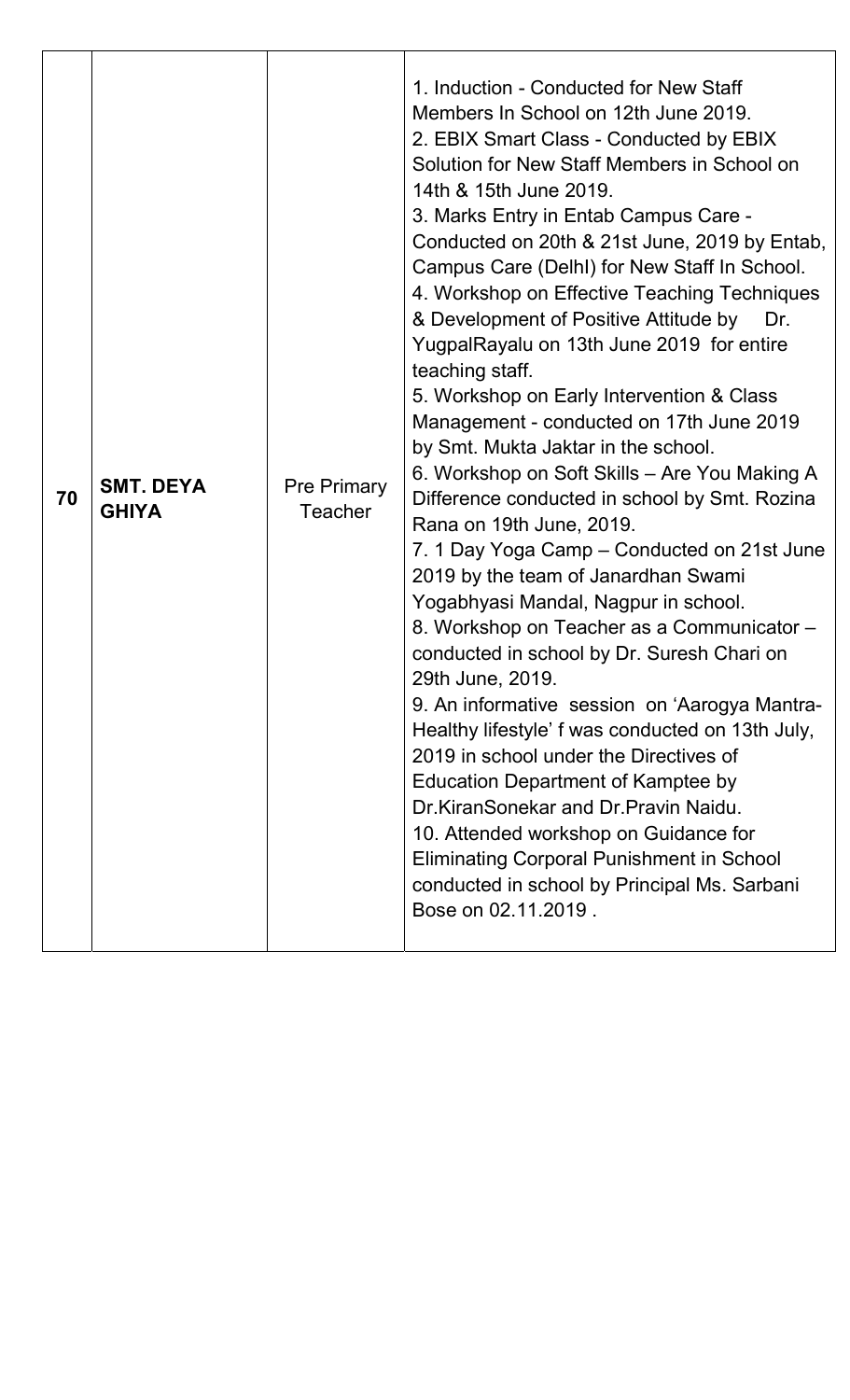| 70 | **SMT. DEYA GHIYA** | Pre Primary Teacher | 1. Induction - Conducted for New Staff Members In School on 12th June 2019.<br>2. EBIX Smart Class - Conducted by EBIX Solution for New Staff Members in School on 14th & 15th June 2019.<br>3. Marks Entry in Entab Campus Care - Conducted on 20th & 21st June, 2019 by Entab, Campus Care (Delhl) for New Staff In School.<br>4. Workshop on Effective Teaching Techniques & Development of Positive Attitude by Dr. YugpalRayalu on 13th June 2019 for entire teaching staff.<br>5. Workshop on Early Intervention & Class Management - conducted on 17th June 2019 by Smt. Mukta Jaktar in the school.<br>6. Workshop on Soft Skills – Are You Making A Difference conducted in school by Smt. Rozina Rana on 19th June, 2019.<br>7. 1 Day Yoga Camp – Conducted on 21st June 2019 by the team of Janardhan Swami Yogabhyasi Mandal, Nagpur in school.<br>8. Workshop on Teacher as a Communicator – conducted in school by Dr. Suresh Chari on 29th June, 2019.<br>9. An informative session on 'Aarogya Mantra- Healthy lifestyle' f was conducted on 13th July, 2019 in school under the Directives of Education Department of Kamptee by Dr.KiranSonekar and Dr.Pravin Naidu.<br>10. Attended workshop on Guidance for Eliminating Corporal Punishment in School conducted in school by Principal Ms. Sarbani Bose on 02.11.2019 . |
|---|---|---|---|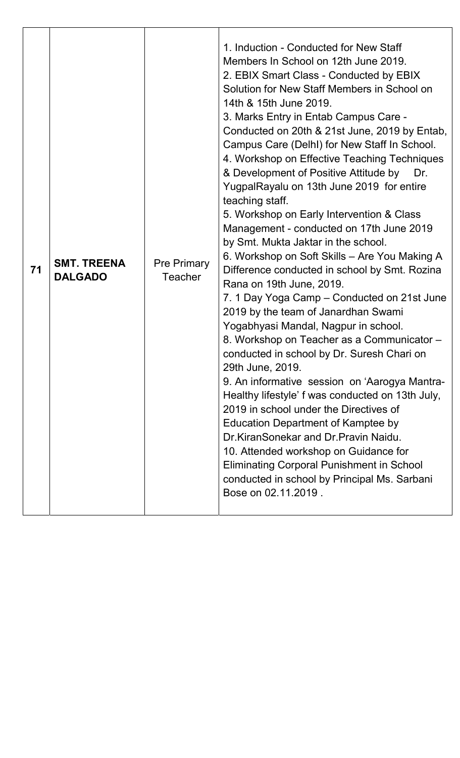| 71 | **SMT. TREENA DALGADO** | Pre Primary Teacher | 1. Induction - Conducted for New Staff Members In School on 12th June 2019.<br>2. EBIX Smart Class - Conducted by EBIX Solution for New Staff Members in School on 14th & 15th June 2019.<br>3. Marks Entry in Entab Campus Care - Conducted on 20th & 21st June, 2019 by Entab, Campus Care (Delhl) for New Staff In School.<br>4. Workshop on Effective Teaching Techniques & Development of Positive Attitude by Dr. YugpalRayalu on 13th June 2019 for entire teaching staff.<br>5. Workshop on Early Intervention & Class Management - conducted on 17th June 2019 by Smt. Mukta Jaktar in the school.<br>6. Workshop on Soft Skills – Are You Making A Difference conducted in school by Smt. Rozina Rana on 19th June, 2019.<br>7. 1 Day Yoga Camp – Conducted on 21st June 2019 by the team of Janardhan Swami Yogabhyasi Mandal, Nagpur in school.<br>8. Workshop on Teacher as a Communicator – conducted in school by Dr. Suresh Chari on 29th June, 2019.<br>9. An informative session on 'Aarogya Mantra-Healthy lifestyle' f was conducted on 13th July, 2019 in school under the Directives of Education Department of Kamptee by Dr.KiranSonekar and Dr.Pravin Naidu.<br>10. Attended workshop on Guidance for Eliminating Corporal Punishment in School conducted in school by Principal Ms. Sarbani Bose on 02.11.2019 . |
|---|---|---|---|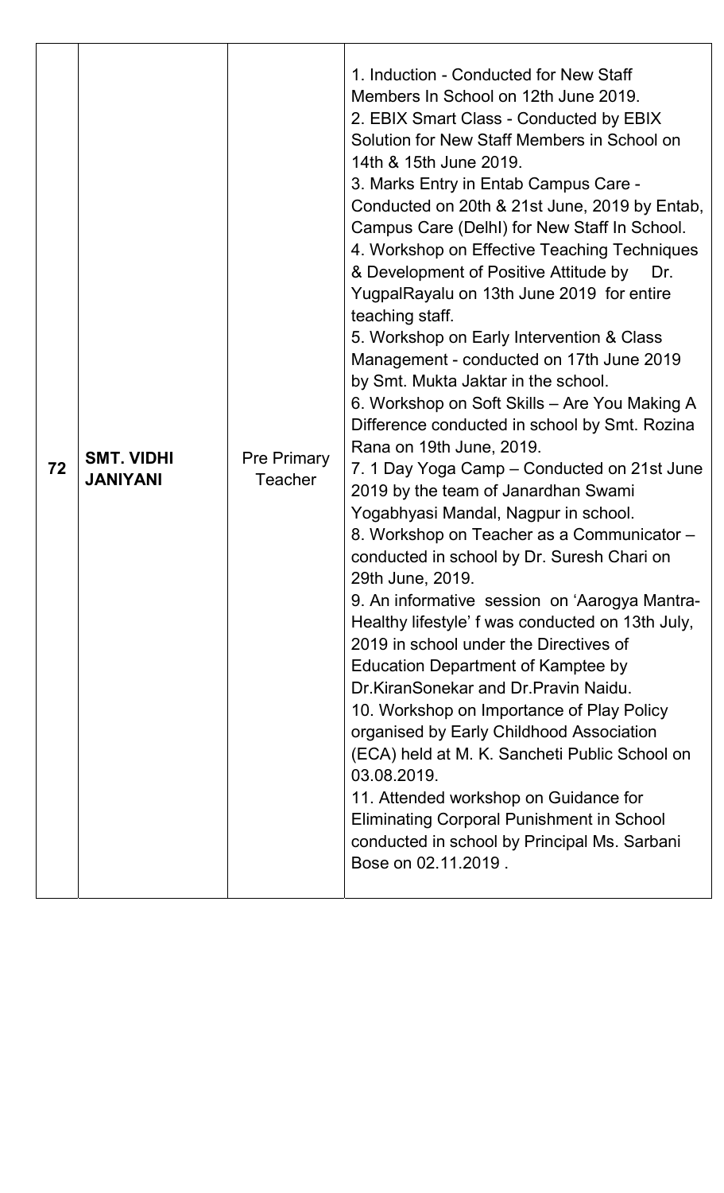| | | | |
|---|---|---|---|
| 72 | **SMT. VIDHI JANIYANI** | Pre Primary Teacher | 1. Induction - Conducted for New Staff Members In School on 12th June 2019.<br>2. EBIX Smart Class - Conducted by EBIX Solution for New Staff Members in School on 14th & 15th June 2019.<br>3. Marks Entry in Entab Campus Care - Conducted on 20th & 21st June, 2019 by Entab, Campus Care (Delhl) for New Staff In School.<br>4. Workshop on Effective Teaching Techniques & Development of Positive Attitude by Dr. YugpalRayalu on 13th June 2019 for entire teaching staff.<br>5. Workshop on Early Intervention & Class Management - conducted on 17th June 2019 by Smt. Mukta Jaktar in the school.<br>6. Workshop on Soft Skills – Are You Making A Difference conducted in school by Smt. Rozina Rana on 19th June, 2019.<br>7. 1 Day Yoga Camp – Conducted on 21st June 2019 by the team of Janardhan Swami Yogabhyasi Mandal, Nagpur in school.<br>8. Workshop on Teacher as a Communicator – conducted in school by Dr. Suresh Chari on 29th June, 2019.<br>9. An informative session on 'Aarogya Mantra-Healthy lifestyle' f was conducted on 13th July, 2019 in school under the Directives of Education Department of Kamptee by Dr.KiranSonekar and Dr.Pravin Naidu.<br>10. Workshop on Importance of Play Policy organised by Early Childhood Association (ECA) held at M. K. Sancheti Public School on 03.08.2019.<br>11. Attended workshop on Guidance for Eliminating Corporal Punishment in School conducted in school by Principal Ms. Sarbani Bose on 02.11.2019 . |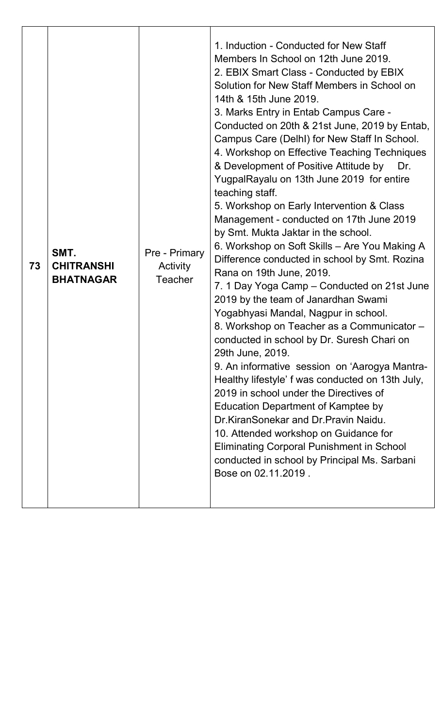| | | | |
|---|---|---|---|
| 73 | **SMT. CHITRANSHI BHATNAGAR** | Pre - Primary Activity Teacher | 1. Induction - Conducted for New Staff Members In School on 12th June 2019.<br>2. EBIX Smart Class - Conducted by EBIX Solution for New Staff Members in School on 14th & 15th June 2019.<br>3. Marks Entry in Entab Campus Care - Conducted on 20th & 21st June, 2019 by Entab, Campus Care (Delhl) for New Staff In School.<br>4. Workshop on Effective Teaching Techniques & Development of Positive Attitude by Dr. YugpalRayalu on 13th June 2019 for entire teaching staff.<br>5. Workshop on Early Intervention & Class Management - conducted on 17th June 2019 by Smt. Mukta Jaktar in the school.<br>6. Workshop on Soft Skills – Are You Making A Difference conducted in school by Smt. Rozina Rana on 19th June, 2019.<br>7. 1 Day Yoga Camp – Conducted on 21st June 2019 by the team of Janardhan Swami Yogabhyasi Mandal, Nagpur in school.<br>8. Workshop on Teacher as a Communicator – conducted in school by Dr. Suresh Chari on 29th June, 2019.<br>9. An informative session on 'Aarogya Mantra-Healthy lifestyle' f was conducted on 13th July, 2019 in school under the Directives of Education Department of Kamptee by Dr.KiranSonekar and Dr.Pravin Naidu.<br>10. Attended workshop on Guidance for Eliminating Corporal Punishment in School conducted in school by Principal Ms. Sarbani Bose on 02.11.2019 . |